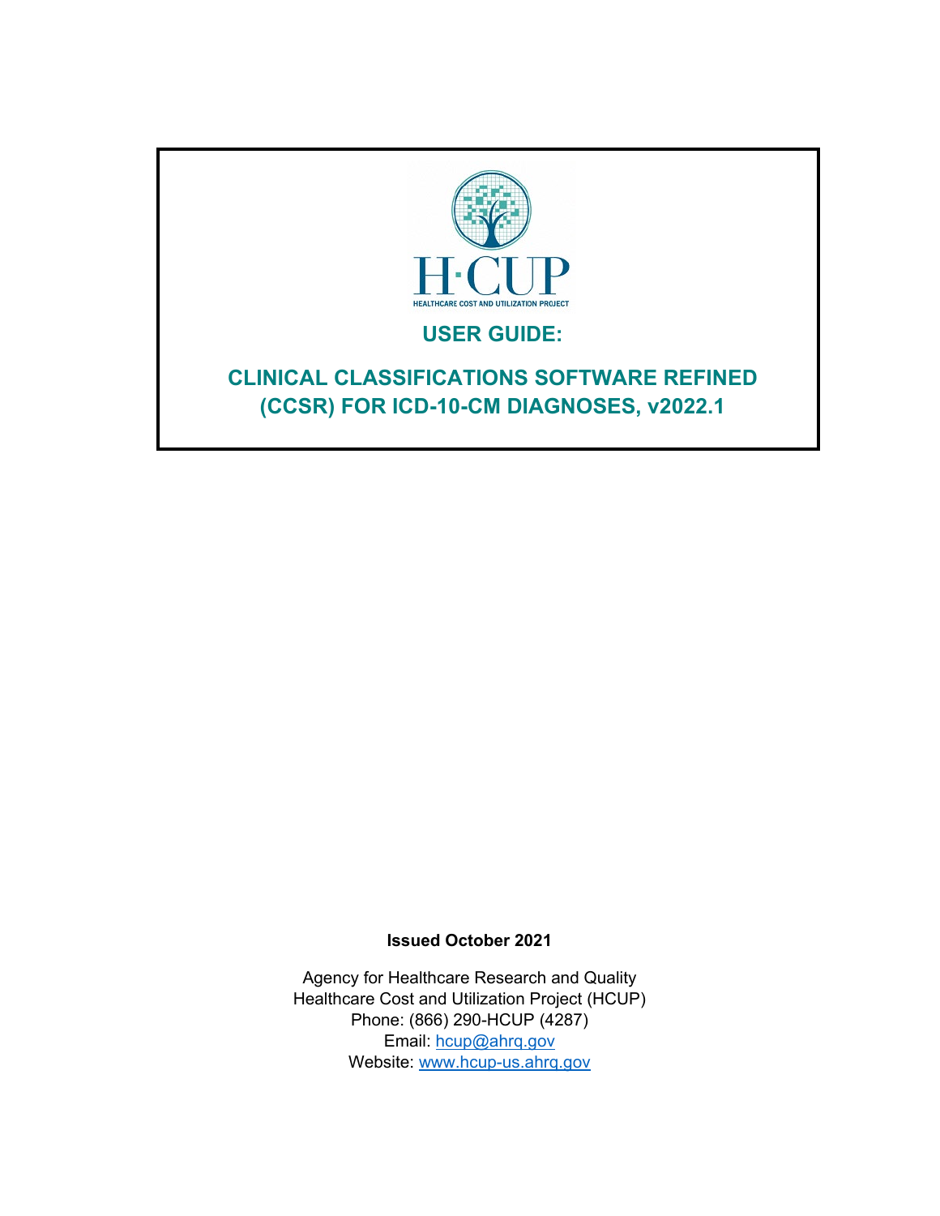H·CUP

HEALTHCARE COST AND UTILIZATION PROJECT

# USER GUIDE:

# CLINICAL CLASSIFICATIONS SOFTWARE REFINED (CCSR) FOR ICD-10-CM DIAGNOSES, v2022.1

**Issued October 2021**

Agency for Healthcare Research and Quality
Healthcare Cost and Utilization Project (HCUP)
Phone: (866) 290-HCUP (4287)
Email: hcup@ahrq.gov
Website: www.hcup-us.ahrq.gov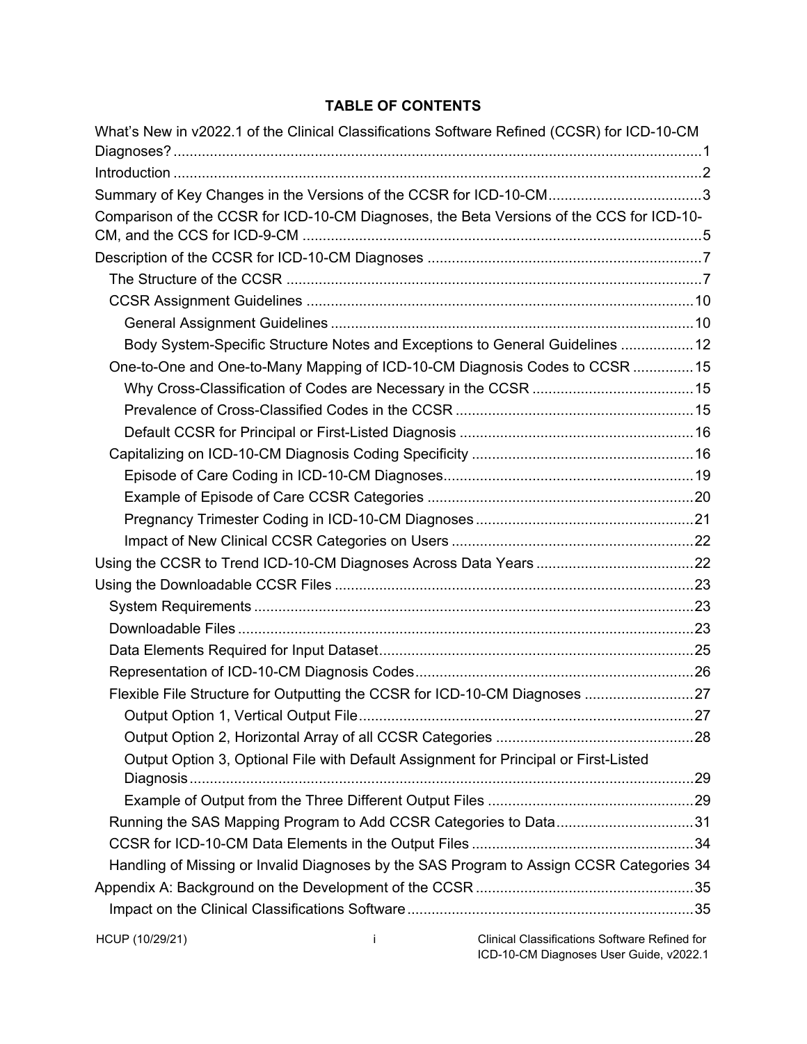# TABLE OF CONTENTS

What's New in v2022.1 of the Clinical Classifications Software Refined (CCSR) for ICD-10-CM Diagnoses? ........ 1

Introduction ........ 2

Summary of Key Changes in the Versions of the CCSR for ICD-10-CM ........ 3

Comparison of the CCSR for ICD-10-CM Diagnoses, the Beta Versions of the CCS for ICD-10-CM, and the CCS for ICD-9-CM ........ 5

Description of the CCSR for ICD-10-CM Diagnoses ........ 7

- The Structure of the CCSR ........ 7
- CCSR Assignment Guidelines ........ 10
  - General Assignment Guidelines ........ 10
  - Body System-Specific Structure Notes and Exceptions to General Guidelines ........ 12
- One-to-One and One-to-Many Mapping of ICD-10-CM Diagnosis Codes to CCSR ........ 15
  - Why Cross-Classification of Codes are Necessary in the CCSR ........ 15
  - Prevalence of Cross-Classified Codes in the CCSR ........ 15
  - Default CCSR for Principal or First-Listed Diagnosis ........ 16
- Capitalizing on ICD-10-CM Diagnosis Coding Specificity ........ 16
  - Episode of Care Coding in ICD-10-CM Diagnoses ........ 19
  - Example of Episode of Care CCSR Categories ........ 20
  - Pregnancy Trimester Coding in ICD-10-CM Diagnoses ........ 21
  - Impact of New Clinical CCSR Categories on Users ........ 22

Using the CCSR to Trend ICD-10-CM Diagnoses Across Data Years ........ 22

Using the Downloadable CCSR Files ........ 23

- System Requirements ........ 23
- Downloadable Files ........ 23
- Data Elements Required for Input Dataset ........ 25
- Representation of ICD-10-CM Diagnosis Codes ........ 26
- Flexible File Structure for Outputting the CCSR for ICD-10-CM Diagnoses ........ 27
  - Output Option 1, Vertical Output File ........ 27
  - Output Option 2, Horizontal Array of all CCSR Categories ........ 28
  - Output Option 3, Optional File with Default Assignment for Principal or First-Listed Diagnosis ........ 29
  - Example of Output from the Three Different Output Files ........ 29
- Running the SAS Mapping Program to Add CCSR Categories to Data ........ 31
- CCSR for ICD-10-CM Data Elements in the Output Files ........ 34
- Handling of Missing or Invalid Diagnoses by the SAS Program to Assign CCSR Categories 34

Appendix A: Background on the Development of the CCSR ........ 35

- Impact on the Clinical Classifications Software ........ 35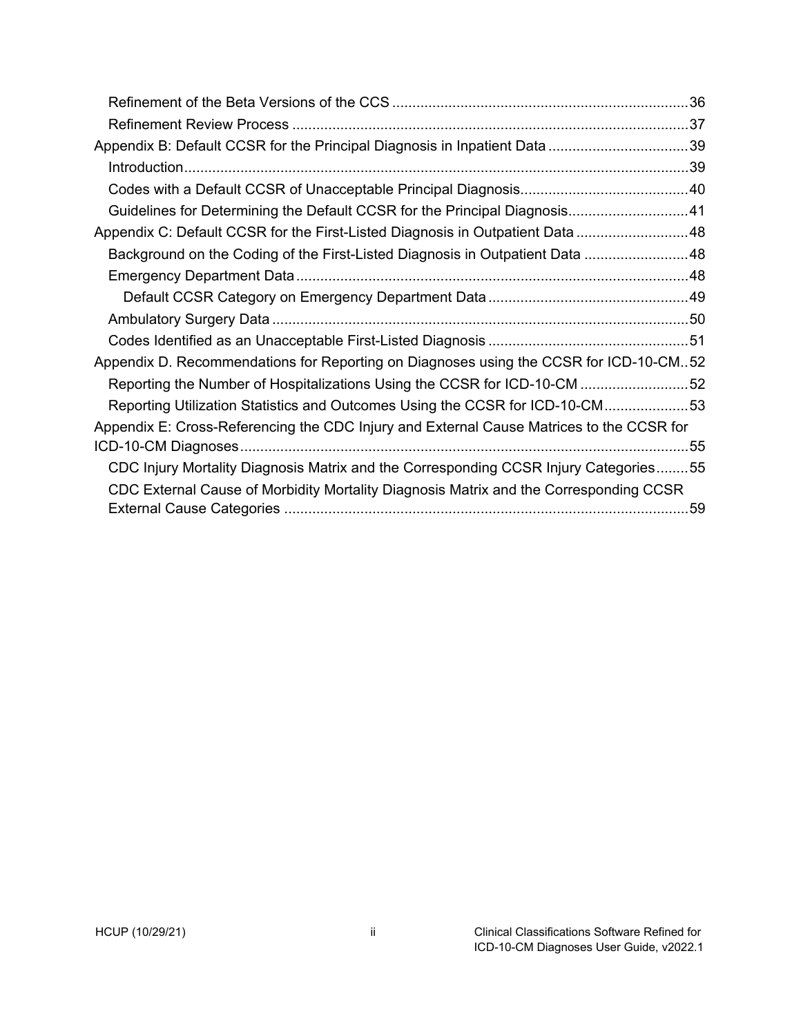Refinement of the Beta Versions of the CCS ....................................................................... 36

Refinement Review Process ............................................................................................. 37

Appendix B: Default CCSR for the Principal Diagnosis in Inpatient Data ................................... 39

Introduction .......................................................................................................................... 39

Codes with a Default CCSR of Unacceptable Principal Diagnosis ........................................... 40

Guidelines for Determining the Default CCSR for the Principal Diagnosis .............................. 41

Appendix C: Default CCSR for the First-Listed Diagnosis in Outpatient Data ............................ 48

Background on the Coding of the First-Listed Diagnosis in Outpatient Data .......................... 48

Emergency Department Data ................................................................................................ 48

Default CCSR Category on Emergency Department Data ................................................ 49

Ambulatory Surgery Data ...................................................................................................... 50

Codes Identified as an Unacceptable First-Listed Diagnosis ................................................. 51

Appendix D. Recommendations for Reporting on Diagnoses using the CCSR for ICD-10-CM .. 52

Reporting the Number of Hospitalizations Using the CCSR for ICD-10-CM ........................... 52

Reporting Utilization Statistics and Outcomes Using the CCSR for ICD-10-CM ..................... 53

Appendix E: Cross-Referencing the CDC Injury and External Cause Matrices to the CCSR for ICD-10-CM Diagnoses ............................................................................................................... 55

CDC Injury Mortality Diagnosis Matrix and the Corresponding CCSR Injury Categories ........ 55

CDC External Cause of Morbidity Mortality Diagnosis Matrix and the Corresponding CCSR External Cause Categories ..................................................................................................... 59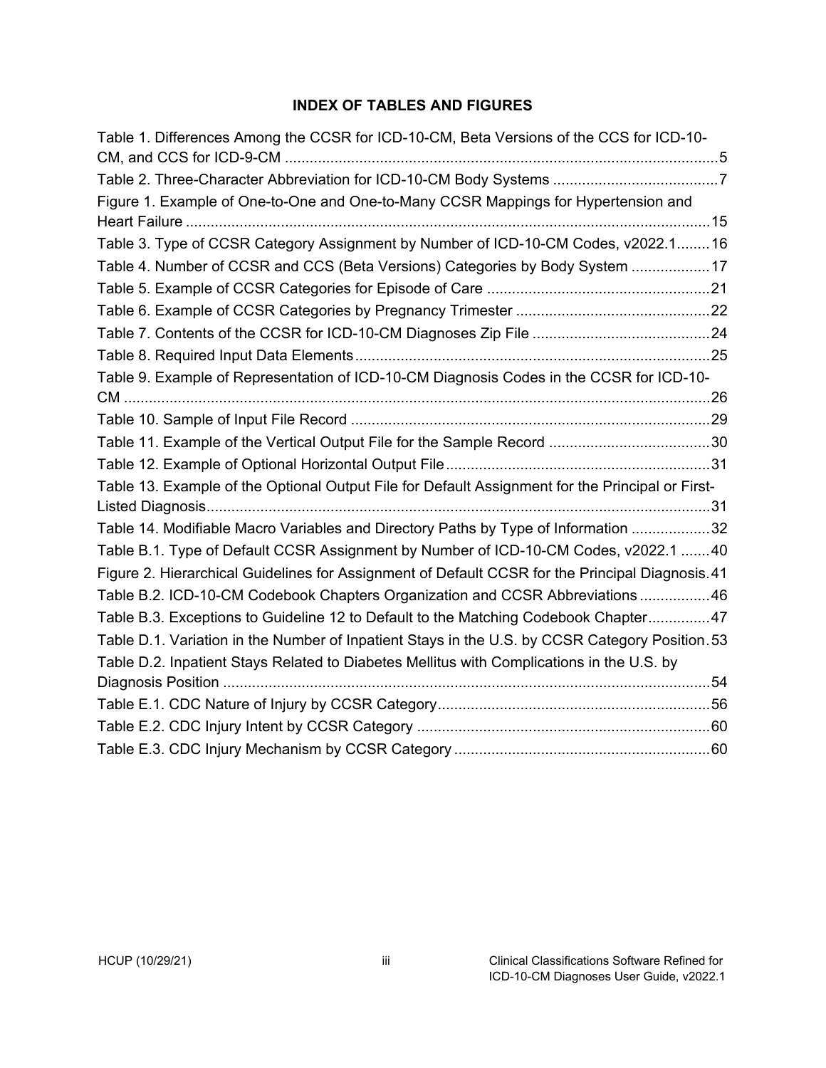## INDEX OF TABLES AND FIGURES

Table 1. Differences Among the CCSR for ICD-10-CM, Beta Versions of the CCS for ICD-10-CM, and CCS for ICD-9-CM ........................................................................................................5

Table 2. Three-Character Abbreviation for ICD-10-CM Body Systems ........................................7

Figure 1. Example of One-to-One and One-to-Many CCSR Mappings for Hypertension and Heart Failure ...............................................................................................................................15

Table 3. Type of CCSR Category Assignment by Number of ICD-10-CM Codes, v2022.1........16

Table 4. Number of CCSR and CCS (Beta Versions) Categories by Body System ..................17

Table 5. Example of CCSR Categories for Episode of Care .....................................................21

Table 6. Example of CCSR Categories by Pregnancy Trimester ..............................................22

Table 7. Contents of the CCSR for ICD-10-CM Diagnoses Zip File ..........................................24

Table 8. Required Input Data Elements.....................................................................................25

Table 9. Example of Representation of ICD-10-CM Diagnosis Codes in the CCSR for ICD-10-CM ..............................................................................................................................................26

Table 10. Sample of Input File Record ......................................................................................29

Table 11. Example of the Vertical Output File for the Sample Record .......................................30

Table 12. Example of Optional Horizontal Output File................................................................31

Table 13. Example of the Optional Output File for Default Assignment for the Principal or First-Listed Diagnosis.........................................................................................................................31

Table 14. Modifiable Macro Variables and Directory Paths by Type of Information ...................32

Table B.1. Type of Default CCSR Assignment by Number of ICD-10-CM Codes, v2022.1 .......40

Figure 2. Hierarchical Guidelines for Assignment of Default CCSR for the Principal Diagnosis.41

Table B.2. ICD-10-CM Codebook Chapters Organization and CCSR Abbreviations .................46

Table B.3. Exceptions to Guideline 12 to Default to the Matching Codebook Chapter...............47

Table D.1. Variation in the Number of Inpatient Stays in the U.S. by CCSR Category Position.53

Table D.2. Inpatient Stays Related to Diabetes Mellitus with Complications in the U.S. by Diagnosis Position ......................................................................................................................54

Table E.1. CDC Nature of Injury by CCSR Category.................................................................56

Table E.2. CDC Injury Intent by CCSR Category ......................................................................60

Table E.3. CDC Injury Mechanism by CCSR Category .............................................................60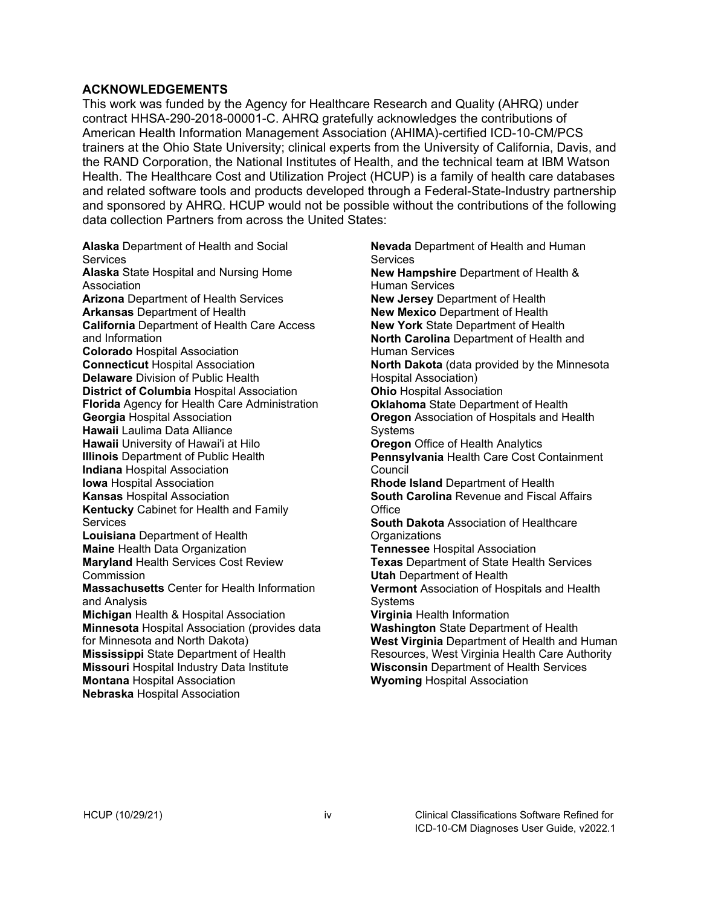## ACKNOWLEDGEMENTS

This work was funded by the Agency for Healthcare Research and Quality (AHRQ) under contract HHSA-290-2018-00001-C. AHRQ gratefully acknowledges the contributions of American Health Information Management Association (AHIMA)-certified ICD-10-CM/PCS trainers at the Ohio State University; clinical experts from the University of California, Davis, and the RAND Corporation, the National Institutes of Health, and the technical team at IBM Watson Health. The Healthcare Cost and Utilization Project (HCUP) is a family of health care databases and related software tools and products developed through a Federal-State-Industry partnership and sponsored by AHRQ. HCUP would not be possible without the contributions of the following data collection Partners from across the United States:

**Alaska** Department of Health and Social Services  
**Alaska** State Hospital and Nursing Home Association  
**Arizona** Department of Health Services  
**Arkansas** Department of Health  
**California** Department of Health Care Access and Information  
**Colorado** Hospital Association  
**Connecticut** Hospital Association  
**Delaware** Division of Public Health  
**District of Columbia** Hospital Association  
**Florida** Agency for Health Care Administration  
**Georgia** Hospital Association  
**Hawaii** Laulima Data Alliance  
**Hawaii** University of Hawai'i at Hilo  
**Illinois** Department of Public Health  
**Indiana** Hospital Association  
**Iowa** Hospital Association  
**Kansas** Hospital Association  
**Kentucky** Cabinet for Health and Family Services  
**Louisiana** Department of Health  
**Maine** Health Data Organization  
**Maryland** Health Services Cost Review Commission  
**Massachusetts** Center for Health Information and Analysis  
**Michigan** Health & Hospital Association  
**Minnesota** Hospital Association (provides data for Minnesota and North Dakota)  
**Mississippi** State Department of Health  
**Missouri** Hospital Industry Data Institute  
**Montana** Hospital Association  
**Nebraska** Hospital Association  
**Nevada** Department of Health and Human Services  
**New Hampshire** Department of Health & Human Services  
**New Jersey** Department of Health  
**New Mexico** Department of Health  
**New York** State Department of Health  
**North Carolina** Department of Health and Human Services  
**North Dakota** (data provided by the Minnesota Hospital Association)  
**Ohio** Hospital Association  
**Oklahoma** State Department of Health  
**Oregon** Association of Hospitals and Health Systems  
**Oregon** Office of Health Analytics  
**Pennsylvania** Health Care Cost Containment Council  
**Rhode Island** Department of Health  
**South Carolina** Revenue and Fiscal Affairs Office  
**South Dakota** Association of Healthcare Organizations  
**Tennessee** Hospital Association  
**Texas** Department of State Health Services  
**Utah** Department of Health  
**Vermont** Association of Hospitals and Health Systems  
**Virginia** Health Information  
**Washington** State Department of Health  
**West Virginia** Department of Health and Human Resources, West Virginia Health Care Authority  
**Wisconsin** Department of Health Services  
**Wyoming** Hospital Association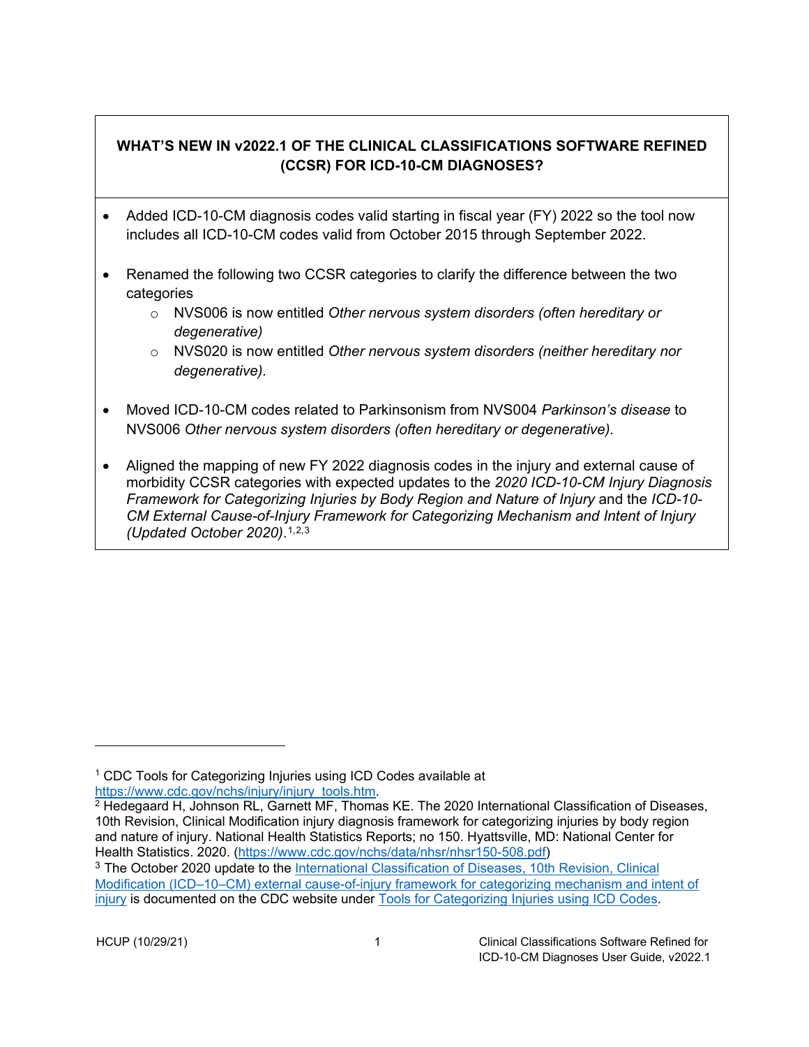## WHAT'S NEW IN v2022.1 OF THE CLINICAL CLASSIFICATIONS SOFTWARE REFINED (CCSR) FOR ICD-10-CM DIAGNOSES?

- Added ICD-10-CM diagnosis codes valid starting in fiscal year (FY) 2022 so the tool now includes all ICD-10-CM codes valid from October 2015 through September 2022.
- Renamed the following two CCSR categories to clarify the difference between the two categories
  - NVS006 is now entitled *Other nervous system disorders (often hereditary or degenerative)*
  - NVS020 is now entitled *Other nervous system disorders (neither hereditary nor degenerative).*
- Moved ICD-10-CM codes related to Parkinsonism from NVS004 *Parkinson's disease* to NVS006 *Other nervous system disorders (often hereditary or degenerative).*
- Aligned the mapping of new FY 2022 diagnosis codes in the injury and external cause of morbidity CCSR categories with expected updates to the *2020 ICD-10-CM Injury Diagnosis Framework for Categorizing Injuries by Body Region and Nature of Injury* and the *ICD-10-CM External Cause-of-Injury Framework for Categorizing Mechanism and Intent of Injury (Updated October 2020)*.[1,2,3]

---

[1] CDC Tools for Categorizing Injuries using ICD Codes available at https://www.cdc.gov/nchs/injury/injury_tools.htm.

[2] Hedegaard H, Johnson RL, Garnett MF, Thomas KE. The 2020 International Classification of Diseases, 10th Revision, Clinical Modification injury diagnosis framework for categorizing injuries by body region and nature of injury. National Health Statistics Reports; no 150. Hyattsville, MD: National Center for Health Statistics. 2020. (https://www.cdc.gov/nchs/data/nhsr/nhsr150-508.pdf)

[3] The October 2020 update to the International Classification of Diseases, 10th Revision, Clinical Modification (ICD–10–CM) external cause-of-injury framework for categorizing mechanism and intent of injury is documented on the CDC website under Tools for Categorizing Injuries using ICD Codes.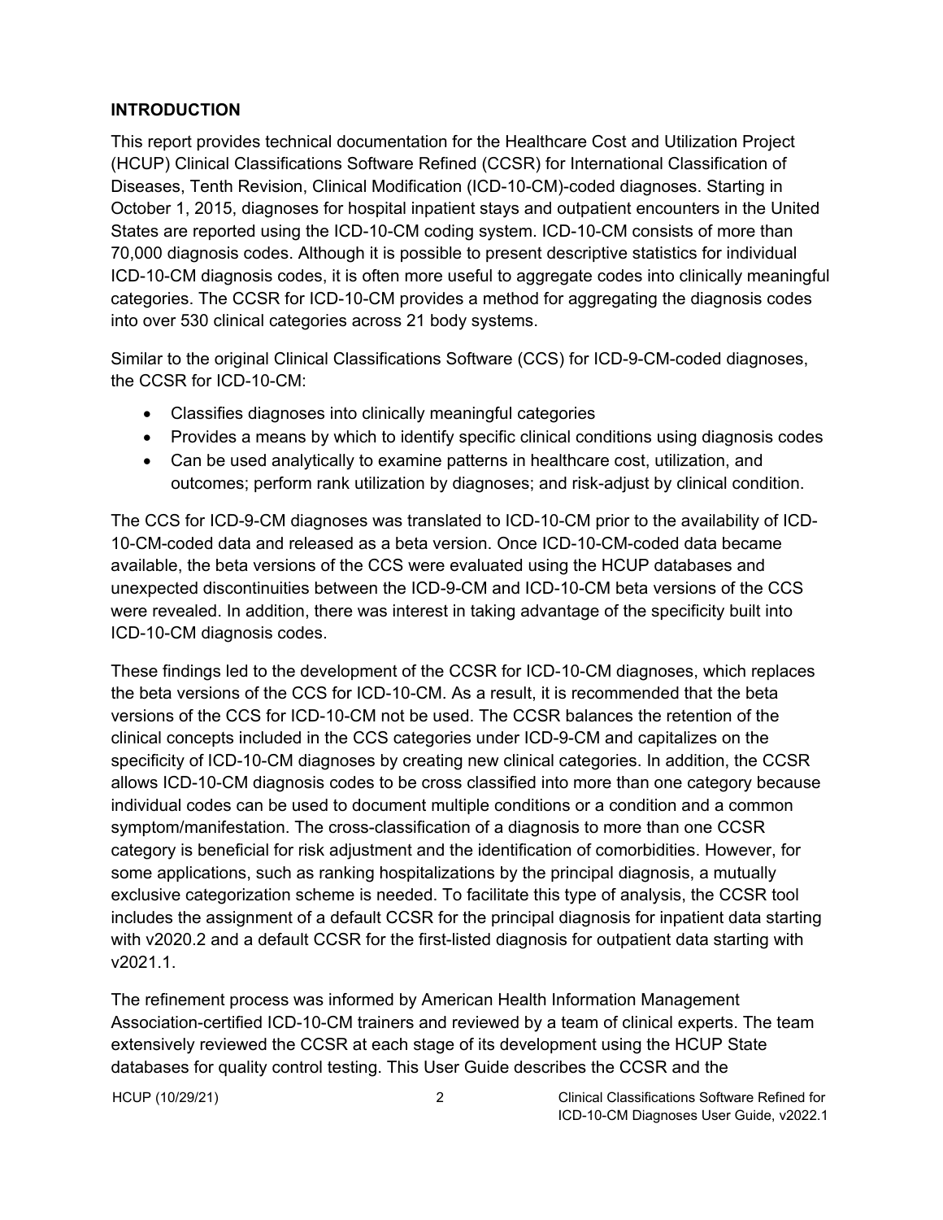## INTRODUCTION

This report provides technical documentation for the Healthcare Cost and Utilization Project (HCUP) Clinical Classifications Software Refined (CCSR) for International Classification of Diseases, Tenth Revision, Clinical Modification (ICD-10-CM)-coded diagnoses. Starting in October 1, 2015, diagnoses for hospital inpatient stays and outpatient encounters in the United States are reported using the ICD-10-CM coding system. ICD-10-CM consists of more than 70,000 diagnosis codes. Although it is possible to present descriptive statistics for individual ICD-10-CM diagnosis codes, it is often more useful to aggregate codes into clinically meaningful categories. The CCSR for ICD-10-CM provides a method for aggregating the diagnosis codes into over 530 clinical categories across 21 body systems.

Similar to the original Clinical Classifications Software (CCS) for ICD-9-CM-coded diagnoses, the CCSR for ICD-10-CM:

- Classifies diagnoses into clinically meaningful categories
- Provides a means by which to identify specific clinical conditions using diagnosis codes
- Can be used analytically to examine patterns in healthcare cost, utilization, and outcomes; perform rank utilization by diagnoses; and risk-adjust by clinical condition.

The CCS for ICD-9-CM diagnoses was translated to ICD-10-CM prior to the availability of ICD-10-CM-coded data and released as a beta version. Once ICD-10-CM-coded data became available, the beta versions of the CCS were evaluated using the HCUP databases and unexpected discontinuities between the ICD-9-CM and ICD-10-CM beta versions of the CCS were revealed. In addition, there was interest in taking advantage of the specificity built into ICD-10-CM diagnosis codes.

These findings led to the development of the CCSR for ICD-10-CM diagnoses, which replaces the beta versions of the CCS for ICD-10-CM. As a result, it is recommended that the beta versions of the CCS for ICD-10-CM not be used. The CCSR balances the retention of the clinical concepts included in the CCS categories under ICD-9-CM and capitalizes on the specificity of ICD-10-CM diagnoses by creating new clinical categories. In addition, the CCSR allows ICD-10-CM diagnosis codes to be cross classified into more than one category because individual codes can be used to document multiple conditions or a condition and a common symptom/manifestation. The cross-classification of a diagnosis to more than one CCSR category is beneficial for risk adjustment and the identification of comorbidities. However, for some applications, such as ranking hospitalizations by the principal diagnosis, a mutually exclusive categorization scheme is needed. To facilitate this type of analysis, the CCSR tool includes the assignment of a default CCSR for the principal diagnosis for inpatient data starting with v2020.2 and a default CCSR for the first-listed diagnosis for outpatient data starting with v2021.1.

The refinement process was informed by American Health Information Management Association-certified ICD-10-CM trainers and reviewed by a team of clinical experts. The team extensively reviewed the CCSR at each stage of its development using the HCUP State databases for quality control testing. This User Guide describes the CCSR and the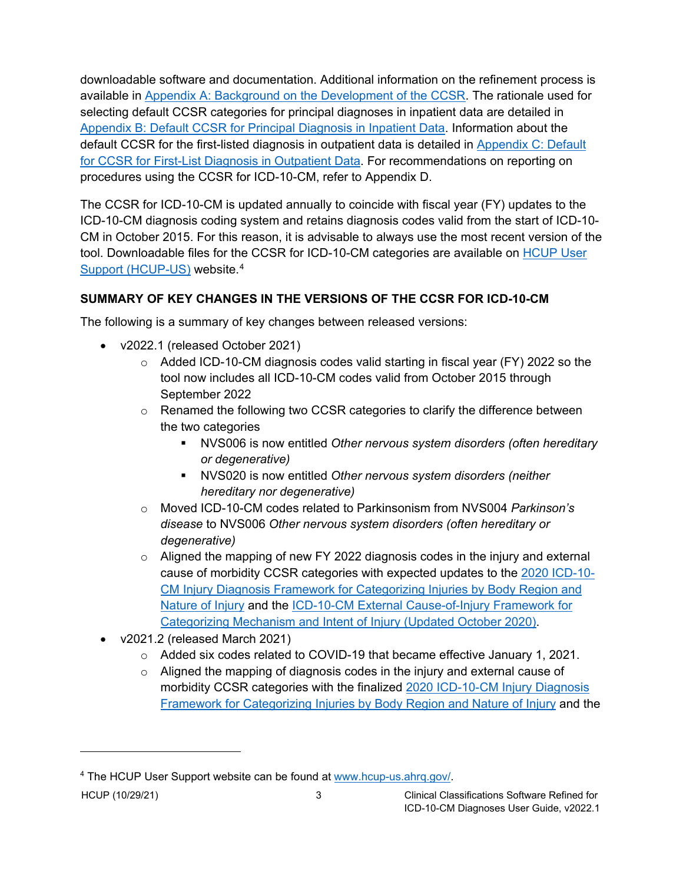downloadable software and documentation. Additional information on the refinement process is available in Appendix A: Background on the Development of the CCSR. The rationale used for selecting default CCSR categories for principal diagnoses in inpatient data are detailed in Appendix B: Default CCSR for Principal Diagnosis in Inpatient Data. Information about the default CCSR for the first-listed diagnosis in outpatient data is detailed in Appendix C: Default for CCSR for First-List Diagnosis in Outpatient Data. For recommendations on reporting on procedures using the CCSR for ICD-10-CM, refer to Appendix D.

The CCSR for ICD-10-CM is updated annually to coincide with fiscal year (FY) updates to the ICD-10-CM diagnosis coding system and retains diagnosis codes valid from the start of ICD-10-CM in October 2015. For this reason, it is advisable to always use the most recent version of the tool. Downloadable files for the CCSR for ICD-10-CM categories are available on HCUP User Support (HCUP-US) website.[4]

## SUMMARY OF KEY CHANGES IN THE VERSIONS OF THE CCSR FOR ICD-10-CM

The following is a summary of key changes between released versions:

- v2022.1 (released October 2021)
  - Added ICD-10-CM diagnosis codes valid starting in fiscal year (FY) 2022 so the tool now includes all ICD-10-CM codes valid from October 2015 through September 2022
  - Renamed the following two CCSR categories to clarify the difference between the two categories
    - NVS006 is now entitled *Other nervous system disorders (often hereditary or degenerative)*
    - NVS020 is now entitled *Other nervous system disorders (neither hereditary nor degenerative)*
  - Moved ICD-10-CM codes related to Parkinsonism from NVS004 *Parkinson's disease* to NVS006 *Other nervous system disorders (often hereditary or degenerative)*
  - Aligned the mapping of new FY 2022 diagnosis codes in the injury and external cause of morbidity CCSR categories with expected updates to the 2020 ICD-10-CM Injury Diagnosis Framework for Categorizing Injuries by Body Region and Nature of Injury and the ICD-10-CM External Cause-of-Injury Framework for Categorizing Mechanism and Intent of Injury (Updated October 2020).
- v2021.2 (released March 2021)
  - Added six codes related to COVID-19 that became effective January 1, 2021.
  - Aligned the mapping of diagnosis codes in the injury and external cause of morbidity CCSR categories with the finalized 2020 ICD-10-CM Injury Diagnosis Framework for Categorizing Injuries by Body Region and Nature of Injury and the

---

[4] The HCUP User Support website can be found at www.hcup-us.ahrq.gov/.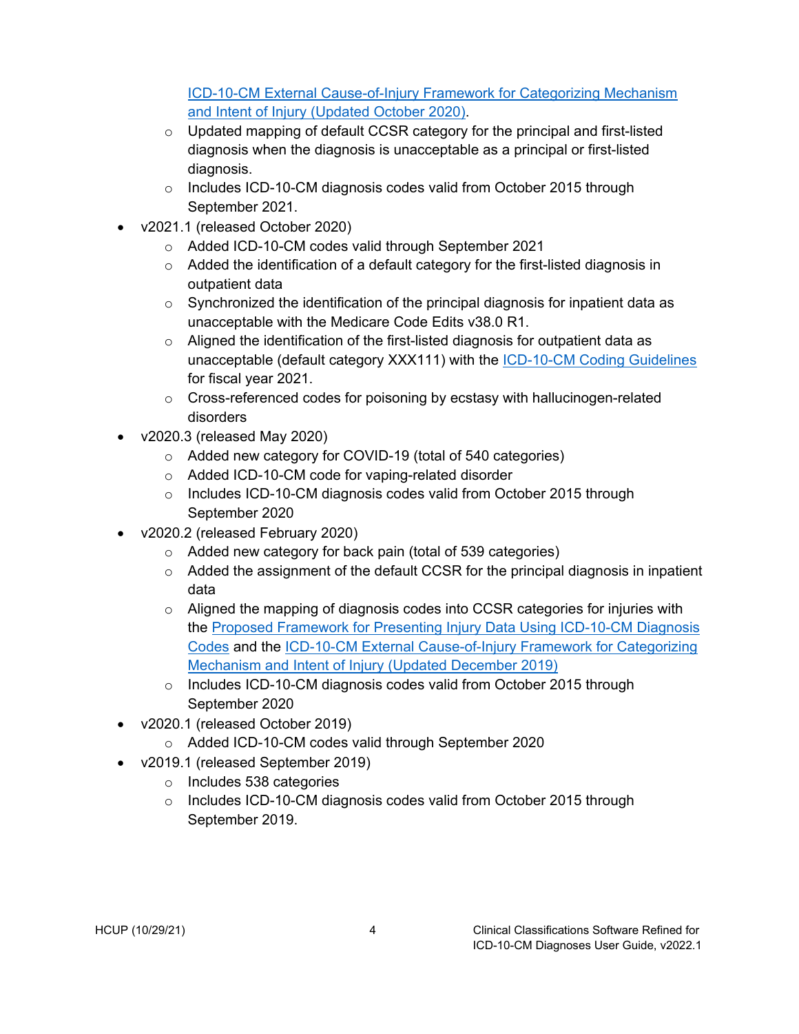- [ICD-10-CM External Cause-of-Injury Framework for Categorizing Mechanism and Intent of Injury (Updated October 2020)](#).
    - Updated mapping of default CCSR category for the principal and first-listed diagnosis when the diagnosis is unacceptable as a principal or first-listed diagnosis.
    - Includes ICD-10-CM diagnosis codes valid from October 2015 through September 2021.
- v2021.1 (released October 2020)
    - Added ICD-10-CM codes valid through September 2021
    - Added the identification of a default category for the first-listed diagnosis in outpatient data
    - Synchronized the identification of the principal diagnosis for inpatient data as unacceptable with the Medicare Code Edits v38.0 R1.
    - Aligned the identification of the first-listed diagnosis for outpatient data as unacceptable (default category XXX111) with the [ICD-10-CM Coding Guidelines](#) for fiscal year 2021.
    - Cross-referenced codes for poisoning by ecstasy with hallucinogen-related disorders
- v2020.3 (released May 2020)
    - Added new category for COVID-19 (total of 540 categories)
    - Added ICD-10-CM code for vaping-related disorder
    - Includes ICD-10-CM diagnosis codes valid from October 2015 through September 2020
- v2020.2 (released February 2020)
    - Added new category for back pain (total of 539 categories)
    - Added the assignment of the default CCSR for the principal diagnosis in inpatient data
    - Aligned the mapping of diagnosis codes into CCSR categories for injuries with the [Proposed Framework for Presenting Injury Data Using ICD-10-CM Diagnosis Codes](#) and the [ICD-10-CM External Cause-of-Injury Framework for Categorizing Mechanism and Intent of Injury (Updated December 2019)](#)
    - Includes ICD-10-CM diagnosis codes valid from October 2015 through September 2020
- v2020.1 (released October 2019)
    - Added ICD-10-CM codes valid through September 2020
- v2019.1 (released September 2019)
    - Includes 538 categories
    - Includes ICD-10-CM diagnosis codes valid from October 2015 through September 2019.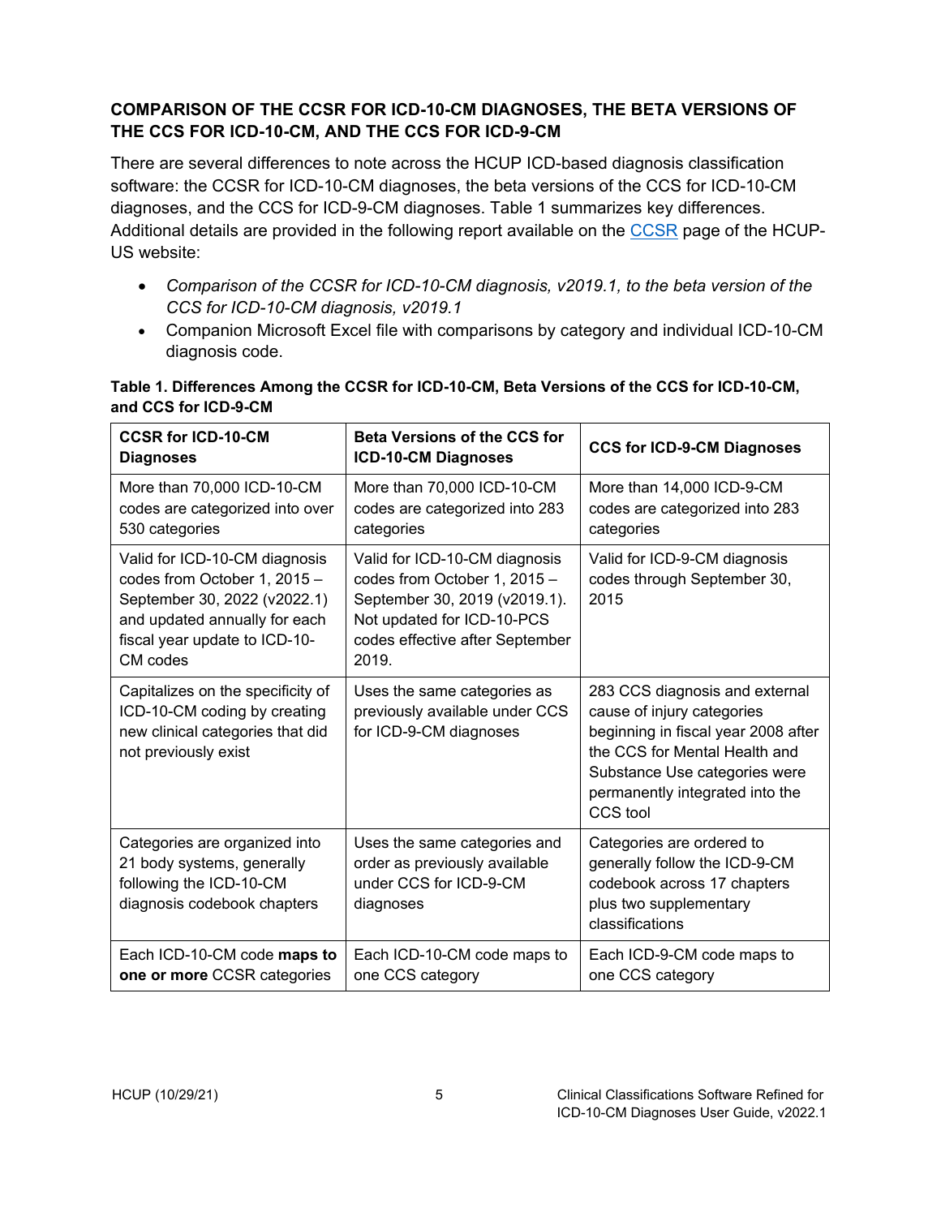### COMPARISON OF THE CCSR FOR ICD-10-CM DIAGNOSES, THE BETA VERSIONS OF THE CCS FOR ICD-10-CM, AND THE CCS FOR ICD-9-CM

There are several differences to note across the HCUP ICD-based diagnosis classification software: the CCSR for ICD-10-CM diagnoses, the beta versions of the CCS for ICD-10-CM diagnoses, and the CCS for ICD-9-CM diagnoses. Table 1 summarizes key differences. Additional details are provided in the following report available on the CCSR page of the HCUP-US website:

- *Comparison of the CCSR for ICD-10-CM diagnosis, v2019.1, to the beta version of the CCS for ICD-10-CM diagnosis, v2019.1*
- Companion Microsoft Excel file with comparisons by category and individual ICD-10-CM diagnosis code.

**Table 1. Differences Among the CCSR for ICD-10-CM, Beta Versions of the CCS for ICD-10-CM, and CCS for ICD-9-CM**

| CCSR for ICD-10-CM Diagnoses | Beta Versions of the CCS for ICD-10-CM Diagnoses | CCS for ICD-9-CM Diagnoses |
|---|---|---|
| More than 70,000 ICD-10-CM codes are categorized into over 530 categories | More than 70,000 ICD-10-CM codes are categorized into 283 categories | More than 14,000 ICD-9-CM codes are categorized into 283 categories |
| Valid for ICD-10-CM diagnosis codes from October 1, 2015 – September 30, 2022 (v2022.1) and updated annually for each fiscal year update to ICD-10-CM codes | Valid for ICD-10-CM diagnosis codes from October 1, 2015 – September 30, 2019 (v2019.1). Not updated for ICD-10-PCS codes effective after September 2019. | Valid for ICD-9-CM diagnosis codes through September 30, 2015 |
| Capitalizes on the specificity of ICD-10-CM coding by creating new clinical categories that did not previously exist | Uses the same categories as previously available under CCS for ICD-9-CM diagnoses | 283 CCS diagnosis and external cause of injury categories beginning in fiscal year 2008 after the CCS for Mental Health and Substance Use categories were permanently integrated into the CCS tool |
| Categories are organized into 21 body systems, generally following the ICD-10-CM diagnosis codebook chapters | Uses the same categories and order as previously available under CCS for ICD-9-CM diagnoses | Categories are ordered to generally follow the ICD-9-CM codebook across 17 chapters plus two supplementary classifications |
| Each ICD-10-CM code **maps to one or more** CCSR categories | Each ICD-10-CM code maps to one CCS category | Each ICD-9-CM code maps to one CCS category |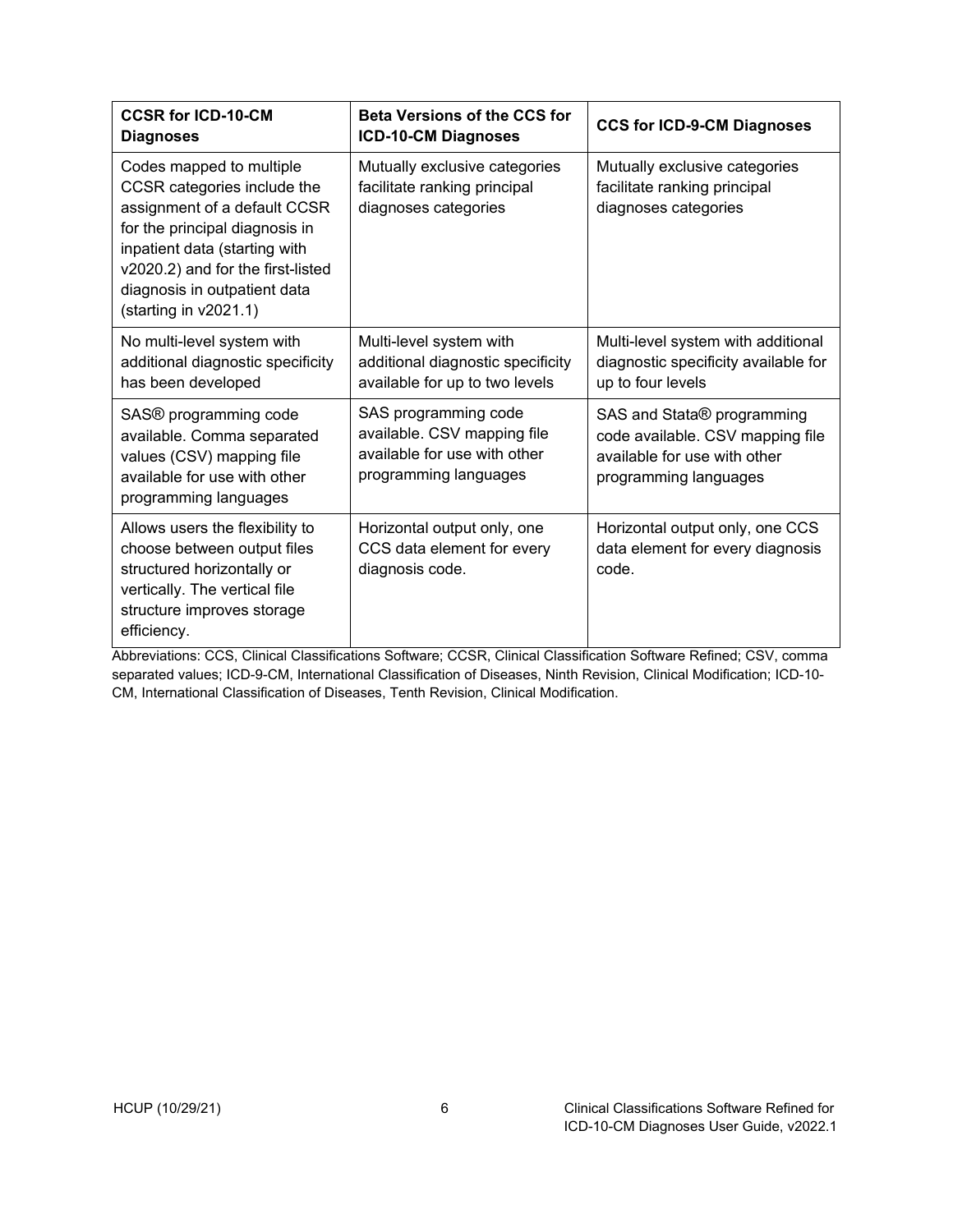| CCSR for ICD-10-CM Diagnoses | Beta Versions of the CCS for ICD-10-CM Diagnoses | CCS for ICD-9-CM Diagnoses |
| --- | --- | --- |
| Codes mapped to multiple CCSR categories include the assignment of a default CCSR for the principal diagnosis in inpatient data (starting with v2020.2) and for the first-listed diagnosis in outpatient data (starting in v2021.1) | Mutually exclusive categories facilitate ranking principal diagnoses categories | Mutually exclusive categories facilitate ranking principal diagnoses categories |
| No multi-level system with additional diagnostic specificity has been developed | Multi-level system with additional diagnostic specificity available for up to two levels | Multi-level system with additional diagnostic specificity available for up to four levels |
| SAS® programming code available. Comma separated values (CSV) mapping file available for use with other programming languages | SAS programming code available. CSV mapping file available for use with other programming languages | SAS and Stata® programming code available. CSV mapping file available for use with other programming languages |
| Allows users the flexibility to choose between output files structured horizontally or vertically. The vertical file structure improves storage efficiency. | Horizontal output only, one CCS data element for every diagnosis code. | Horizontal output only, one CCS data element for every diagnosis code. |

Abbreviations: CCS, Clinical Classifications Software; CCSR, Clinical Classification Software Refined; CSV, comma separated values; ICD-9-CM, International Classification of Diseases, Ninth Revision, Clinical Modification; ICD-10-CM, International Classification of Diseases, Tenth Revision, Clinical Modification.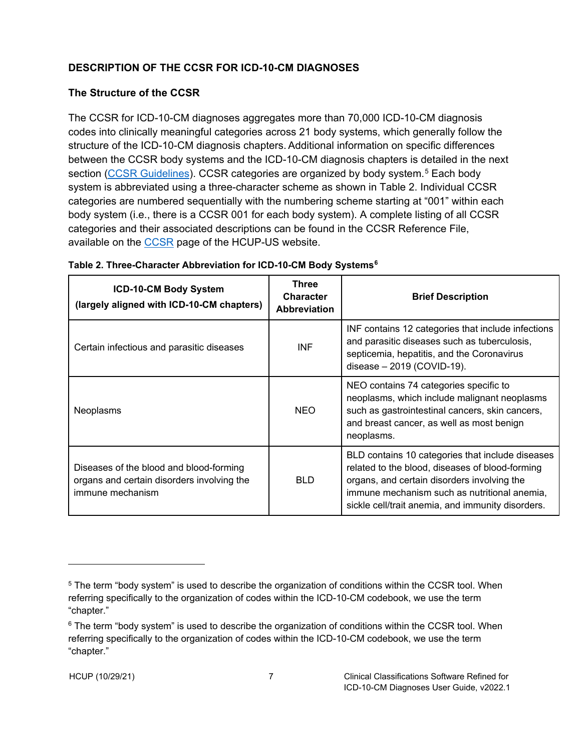## DESCRIPTION OF THE CCSR FOR ICD-10-CM DIAGNOSES

### The Structure of the CCSR

The CCSR for ICD-10-CM diagnoses aggregates more than 70,000 ICD-10-CM diagnosis codes into clinically meaningful categories across 21 body systems, which generally follow the structure of the ICD-10-CM diagnosis chapters. Additional information on specific differences between the CCSR body systems and the ICD-10-CM diagnosis chapters is detailed in the next section (CCSR Guidelines). CCSR categories are organized by body system.[5] Each body system is abbreviated using a three-character scheme as shown in Table 2. Individual CCSR categories are numbered sequentially with the numbering scheme starting at "001" within each body system (i.e., there is a CCSR 001 for each body system). A complete listing of all CCSR categories and their associated descriptions can be found in the CCSR Reference File, available on the CCSR page of the HCUP-US website.

**Table 2. Three-Character Abbreviation for ICD-10-CM Body Systems[6]**

| ICD-10-CM Body System (largely aligned with ICD-10-CM chapters) | Three Character Abbreviation | Brief Description |
|---|---|---|
| Certain infectious and parasitic diseases | INF | INF contains 12 categories that include infections and parasitic diseases such as tuberculosis, septicemia, hepatitis, and the Coronavirus disease – 2019 (COVID-19). |
| Neoplasms | NEO | NEO contains 74 categories specific to neoplasms, which include malignant neoplasms such as gastrointestinal cancers, skin cancers, and breast cancer, as well as most benign neoplasms. |
| Diseases of the blood and blood-forming organs and certain disorders involving the immune mechanism | BLD | BLD contains 10 categories that include diseases related to the blood, diseases of blood-forming organs, and certain disorders involving the immune mechanism such as nutritional anemia, sickle cell/trait anemia, and immunity disorders. |

[5] The term "body system" is used to describe the organization of conditions within the CCSR tool. When referring specifically to the organization of codes within the ICD-10-CM codebook, we use the term "chapter."

[6] The term "body system" is used to describe the organization of conditions within the CCSR tool. When referring specifically to the organization of codes within the ICD-10-CM codebook, we use the term "chapter."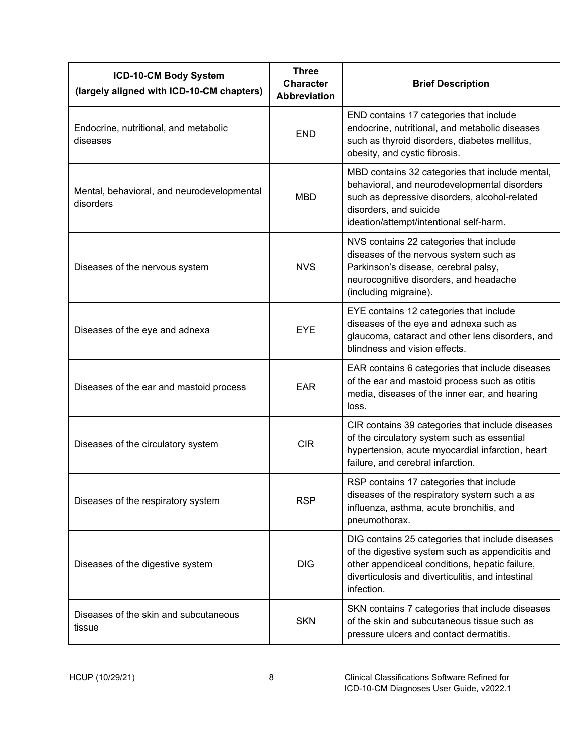| ICD-10-CM Body System (largely aligned with ICD-10-CM chapters) | Three Character Abbreviation | Brief Description |
|---|---|---|
| Endocrine, nutritional, and metabolic diseases | END | END contains 17 categories that include endocrine, nutritional, and metabolic diseases such as thyroid disorders, diabetes mellitus, obesity, and cystic fibrosis. |
| Mental, behavioral, and neurodevelopmental disorders | MBD | MBD contains 32 categories that include mental, behavioral, and neurodevelopmental disorders such as depressive disorders, alcohol-related disorders, and suicide ideation/attempt/intentional self-harm. |
| Diseases of the nervous system | NVS | NVS contains 22 categories that include diseases of the nervous system such as Parkinson's disease, cerebral palsy, neurocognitive disorders, and headache (including migraine). |
| Diseases of the eye and adnexa | EYE | EYE contains 12 categories that include diseases of the eye and adnexa such as glaucoma, cataract and other lens disorders, and blindness and vision effects. |
| Diseases of the ear and mastoid process | EAR | EAR contains 6 categories that include diseases of the ear and mastoid process such as otitis media, diseases of the inner ear, and hearing loss. |
| Diseases of the circulatory system | CIR | CIR contains 39 categories that include diseases of the circulatory system such as essential hypertension, acute myocardial infarction, heart failure, and cerebral infarction. |
| Diseases of the respiratory system | RSP | RSP contains 17 categories that include diseases of the respiratory system such a as influenza, asthma, acute bronchitis, and pneumothorax. |
| Diseases of the digestive system | DIG | DIG contains 25 categories that include diseases of the digestive system such as appendicitis and other appendiceal conditions, hepatic failure, diverticulosis and diverticulitis, and intestinal infection. |
| Diseases of the skin and subcutaneous tissue | SKN | SKN contains 7 categories that include diseases of the skin and subcutaneous tissue such as pressure ulcers and contact dermatitis. |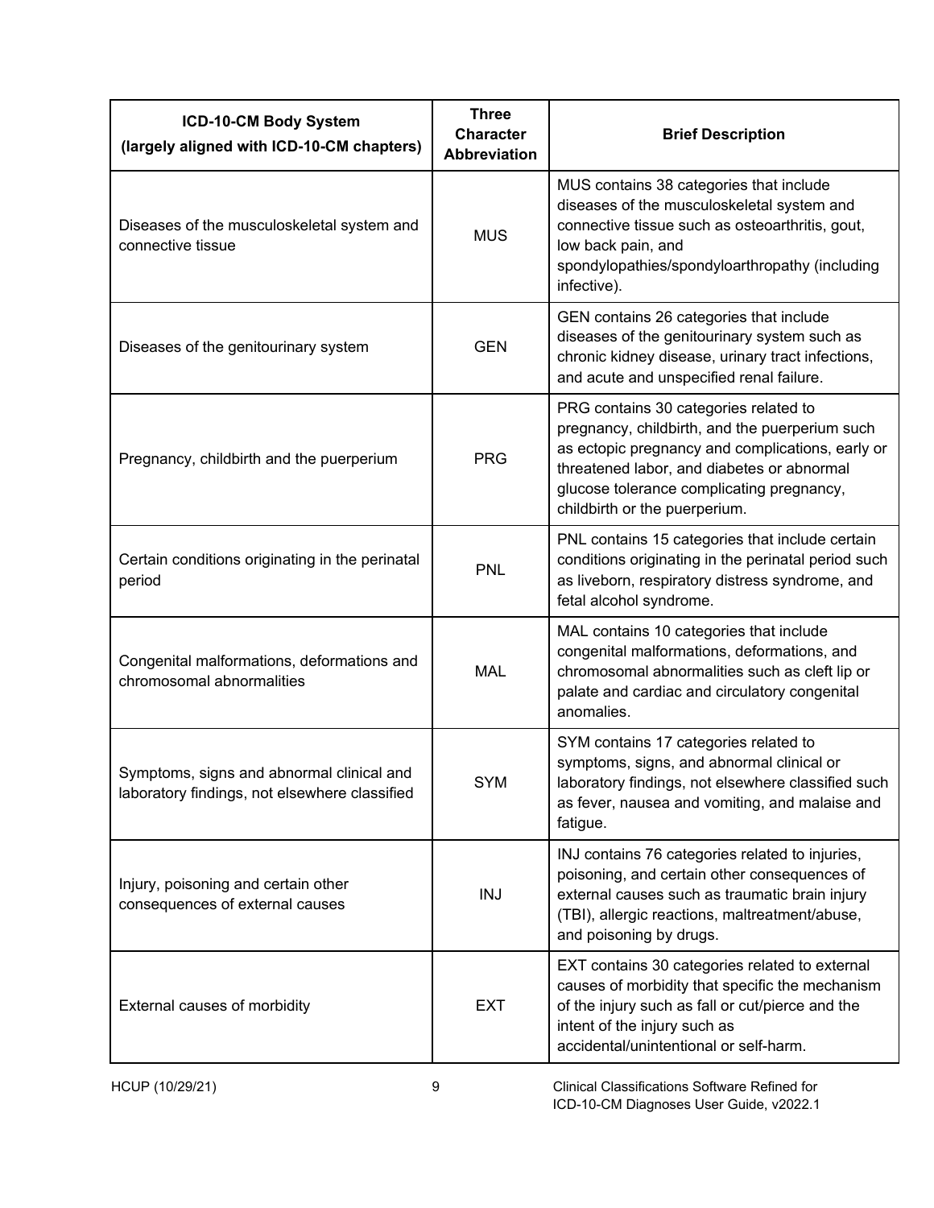| ICD-10-CM Body System (largely aligned with ICD-10-CM chapters) | Three Character Abbreviation | Brief Description |
|---|---|---|
| Diseases of the musculoskeletal system and connective tissue | MUS | MUS contains 38 categories that include diseases of the musculoskeletal system and connective tissue such as osteoarthritis, gout, low back pain, and spondylopathies/spondyloarthropathy (including infective). |
| Diseases of the genitourinary system | GEN | GEN contains 26 categories that include diseases of the genitourinary system such as chronic kidney disease, urinary tract infections, and acute and unspecified renal failure. |
| Pregnancy, childbirth and the puerperium | PRG | PRG contains 30 categories related to pregnancy, childbirth, and the puerperium such as ectopic pregnancy and complications, early or threatened labor, and diabetes or abnormal glucose tolerance complicating pregnancy, childbirth or the puerperium. |
| Certain conditions originating in the perinatal period | PNL | PNL contains 15 categories that include certain conditions originating in the perinatal period such as liveborn, respiratory distress syndrome, and fetal alcohol syndrome. |
| Congenital malformations, deformations and chromosomal abnormalities | MAL | MAL contains 10 categories that include congenital malformations, deformations, and chromosomal abnormalities such as cleft lip or palate and cardiac and circulatory congenital anomalies. |
| Symptoms, signs and abnormal clinical and laboratory findings, not elsewhere classified | SYM | SYM contains 17 categories related to symptoms, signs, and abnormal clinical or laboratory findings, not elsewhere classified such as fever, nausea and vomiting, and malaise and fatigue. |
| Injury, poisoning and certain other consequences of external causes | INJ | INJ contains 76 categories related to injuries, poisoning, and certain other consequences of external causes such as traumatic brain injury (TBI), allergic reactions, maltreatment/abuse, and poisoning by drugs. |
| External causes of morbidity | EXT | EXT contains 30 categories related to external causes of morbidity that specific the mechanism of the injury such as fall or cut/pierce and the intent of the injury such as accidental/unintentional or self-harm. |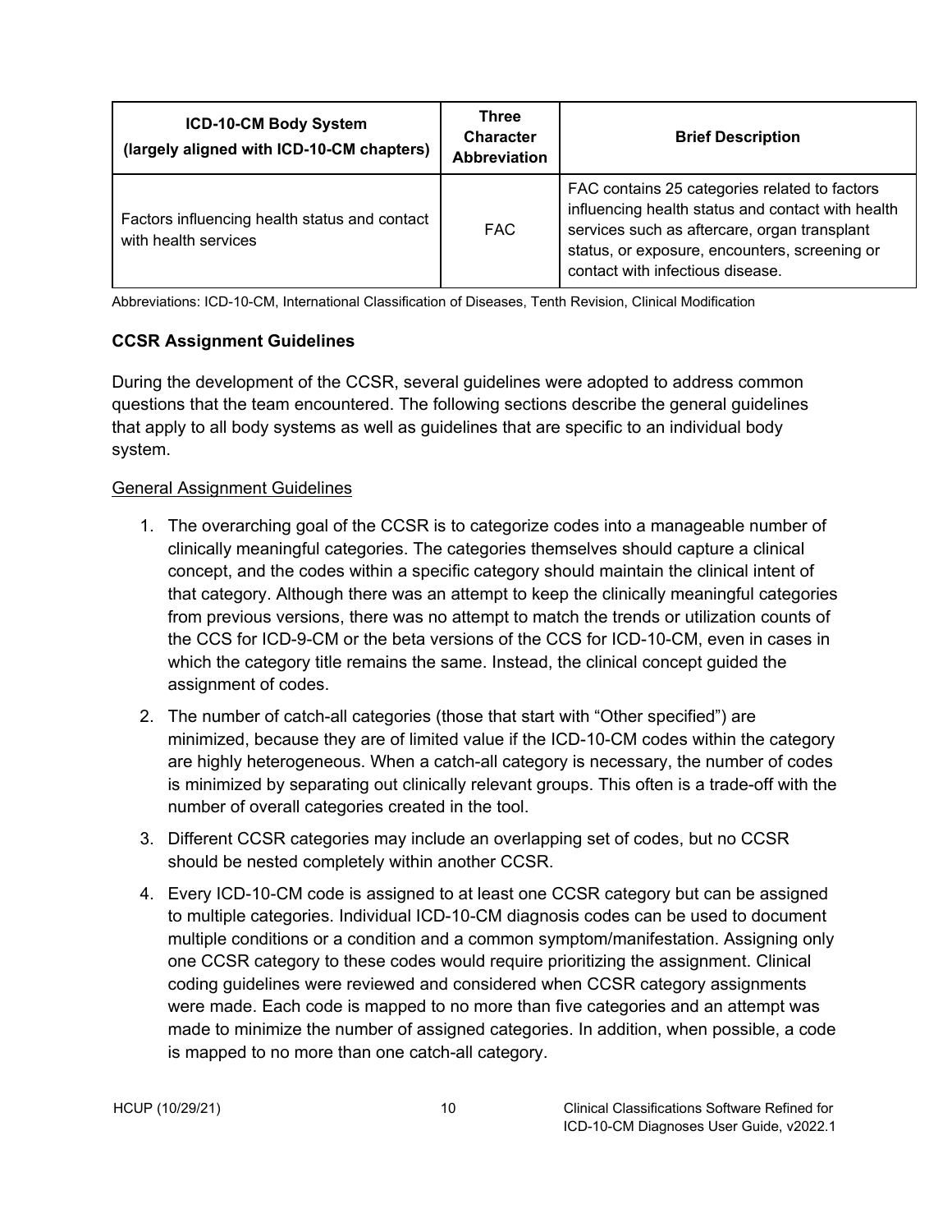| ICD-10-CM Body System (largely aligned with ICD-10-CM chapters) | Three Character Abbreviation | Brief Description |
|---|---|---|
| Factors influencing health status and contact with health services | FAC | FAC contains 25 categories related to factors influencing health status and contact with health services such as aftercare, organ transplant status, or exposure, encounters, screening or contact with infectious disease. |

Abbreviations: ICD-10-CM, International Classification of Diseases, Tenth Revision, Clinical Modification

### CCSR Assignment Guidelines

During the development of the CCSR, several guidelines were adopted to address common questions that the team encountered. The following sections describe the general guidelines that apply to all body systems as well as guidelines that are specific to an individual body system.

#### General Assignment Guidelines

1. The overarching goal of the CCSR is to categorize codes into a manageable number of clinically meaningful categories. The categories themselves should capture a clinical concept, and the codes within a specific category should maintain the clinical intent of that category. Although there was an attempt to keep the clinically meaningful categories from previous versions, there was no attempt to match the trends or utilization counts of the CCS for ICD-9-CM or the beta versions of the CCS for ICD-10-CM, even in cases in which the category title remains the same. Instead, the clinical concept guided the assignment of codes.
2. The number of catch-all categories (those that start with "Other specified") are minimized, because they are of limited value if the ICD-10-CM codes within the category are highly heterogeneous. When a catch-all category is necessary, the number of codes is minimized by separating out clinically relevant groups. This often is a trade-off with the number of overall categories created in the tool.
3. Different CCSR categories may include an overlapping set of codes, but no CCSR should be nested completely within another CCSR.
4. Every ICD-10-CM code is assigned to at least one CCSR category but can be assigned to multiple categories. Individual ICD-10-CM diagnosis codes can be used to document multiple conditions or a condition and a common symptom/manifestation. Assigning only one CCSR category to these codes would require prioritizing the assignment. Clinical coding guidelines were reviewed and considered when CCSR category assignments were made. Each code is mapped to no more than five categories and an attempt was made to minimize the number of assigned categories. In addition, when possible, a code is mapped to no more than one catch-all category.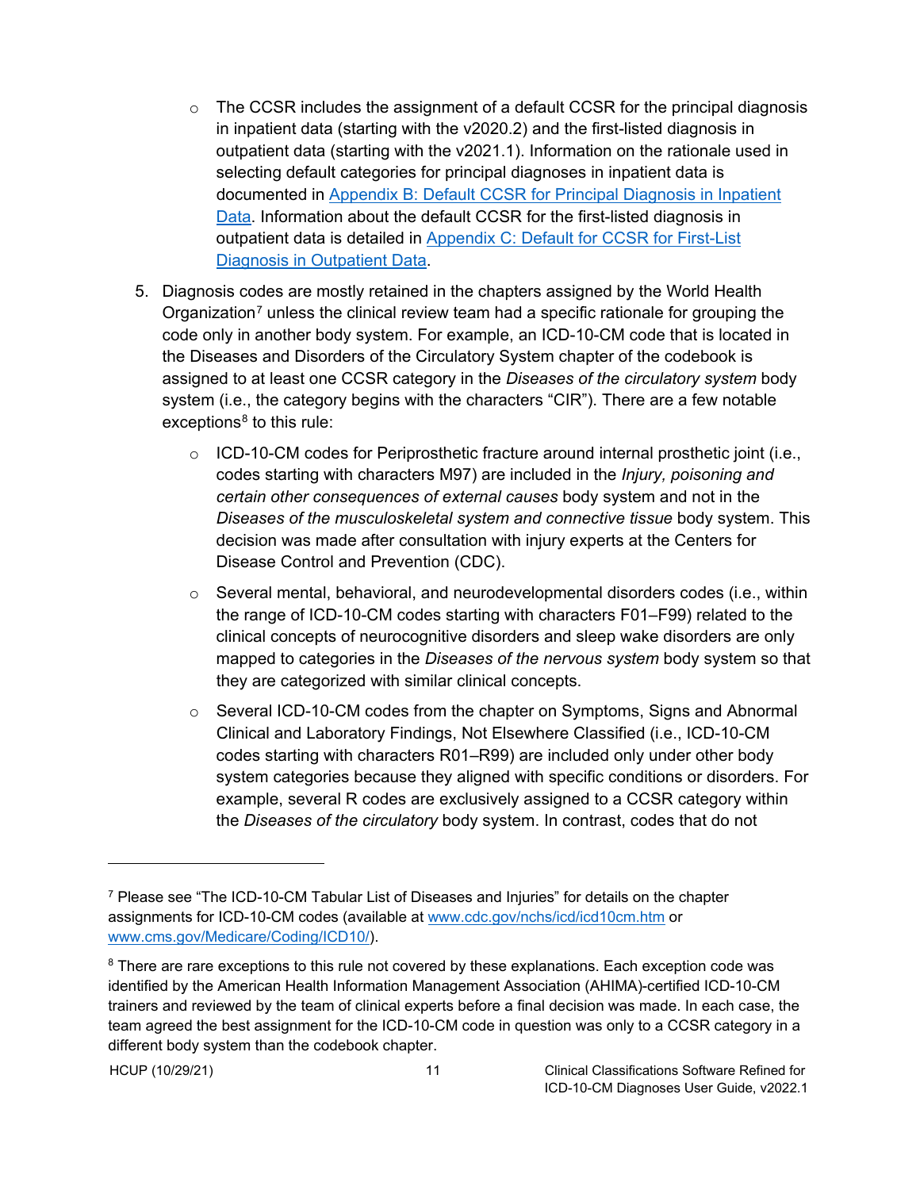- The CCSR includes the assignment of a default CCSR for the principal diagnosis in inpatient data (starting with the v2020.2) and the first-listed diagnosis in outpatient data (starting with the v2021.1). Information on the rationale used in selecting default categories for principal diagnoses in inpatient data is documented in Appendix B: Default CCSR for Principal Diagnosis in Inpatient Data. Information about the default CCSR for the first-listed diagnosis in outpatient data is detailed in Appendix C: Default for CCSR for First-List Diagnosis in Outpatient Data.

5. Diagnosis codes are mostly retained in the chapters assigned by the World Health Organization[7] unless the clinical review team had a specific rationale for grouping the code only in another body system. For example, an ICD-10-CM code that is located in the Diseases and Disorders of the Circulatory System chapter of the codebook is assigned to at least one CCSR category in the *Diseases of the circulatory system* body system (i.e., the category begins with the characters "CIR"). There are a few notable exceptions[8] to this rule:
    - ICD-10-CM codes for Periprosthetic fracture around internal prosthetic joint (i.e., codes starting with characters M97) are included in the *Injury, poisoning and certain other consequences of external causes* body system and not in the *Diseases of the musculoskeletal system and connective tissue* body system. This decision was made after consultation with injury experts at the Centers for Disease Control and Prevention (CDC).
    - Several mental, behavioral, and neurodevelopmental disorders codes (i.e., within the range of ICD-10-CM codes starting with characters F01–F99) related to the clinical concepts of neurocognitive disorders and sleep wake disorders are only mapped to categories in the *Diseases of the nervous system* body system so that they are categorized with similar clinical concepts.
    - Several ICD-10-CM codes from the chapter on Symptoms, Signs and Abnormal Clinical and Laboratory Findings, Not Elsewhere Classified (i.e., ICD-10-CM codes starting with characters R01–R99) are included only under other body system categories because they aligned with specific conditions or disorders. For example, several R codes are exclusively assigned to a CCSR category within the *Diseases of the circulatory* body system. In contrast, codes that do not

[7] Please see "The ICD-10-CM Tabular List of Diseases and Injuries" for details on the chapter assignments for ICD-10-CM codes (available at www.cdc.gov/nchs/icd/icd10cm.htm or www.cms.gov/Medicare/Coding/ICD10/).

[8] There are rare exceptions to this rule not covered by these explanations. Each exception code was identified by the American Health Information Management Association (AHIMA)-certified ICD-10-CM trainers and reviewed by the team of clinical experts before a final decision was made. In each case, the team agreed the best assignment for the ICD-10-CM code in question was only to a CCSR category in a different body system than the codebook chapter.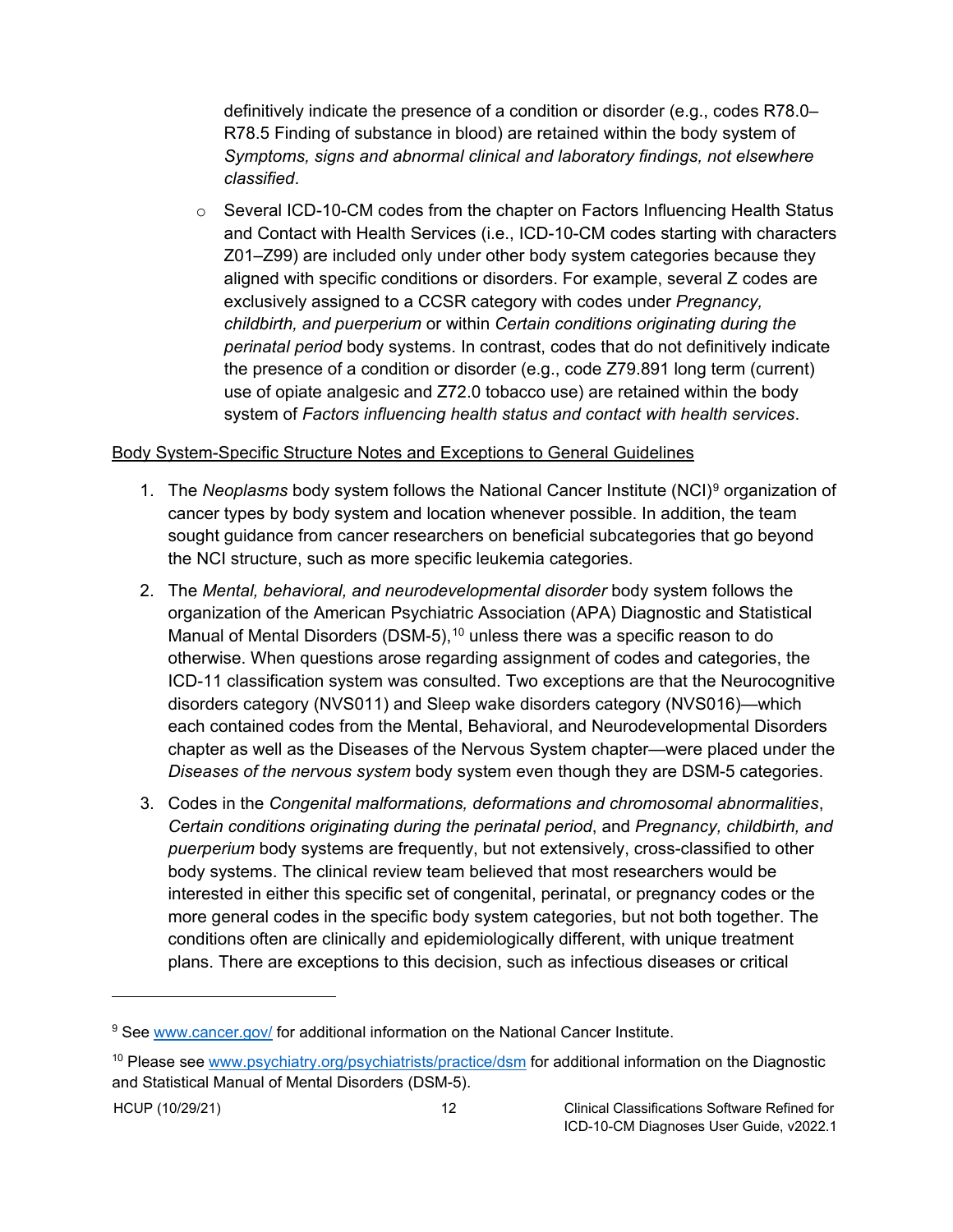definitively indicate the presence of a condition or disorder (e.g., codes R78.0–R78.5 Finding of substance in blood) are retained within the body system of *Symptoms, signs and abnormal clinical and laboratory findings, not elsewhere classified*.

- Several ICD-10-CM codes from the chapter on Factors Influencing Health Status and Contact with Health Services (i.e., ICD-10-CM codes starting with characters Z01–Z99) are included only under other body system categories because they aligned with specific conditions or disorders. For example, several Z codes are exclusively assigned to a CCSR category with codes under *Pregnancy, childbirth, and puerperium* or within *Certain conditions originating during the perinatal period* body systems. In contrast, codes that do not definitively indicate the presence of a condition or disorder (e.g., code Z79.891 long term (current) use of opiate analgesic and Z72.0 tobacco use) are retained within the body system of *Factors influencing health status and contact with health services*.

Body System-Specific Structure Notes and Exceptions to General Guidelines

1. The *Neoplasms* body system follows the National Cancer Institute (NCI)[9] organization of cancer types by body system and location whenever possible. In addition, the team sought guidance from cancer researchers on beneficial subcategories that go beyond the NCI structure, such as more specific leukemia categories.
2. The *Mental, behavioral, and neurodevelopmental disorder* body system follows the organization of the American Psychiatric Association (APA) Diagnostic and Statistical Manual of Mental Disorders (DSM-5),[10] unless there was a specific reason to do otherwise. When questions arose regarding assignment of codes and categories, the ICD-11 classification system was consulted. Two exceptions are that the Neurocognitive disorders category (NVS011) and Sleep wake disorders category (NVS016)—which each contained codes from the Mental, Behavioral, and Neurodevelopmental Disorders chapter as well as the Diseases of the Nervous System chapter—were placed under the *Diseases of the nervous system* body system even though they are DSM-5 categories.
3. Codes in the *Congenital malformations, deformations and chromosomal abnormalities*, *Certain conditions originating during the perinatal period*, and *Pregnancy, childbirth, and puerperium* body systems are frequently, but not extensively, cross-classified to other body systems. The clinical review team believed that most researchers would be interested in either this specific set of congenital, perinatal, or pregnancy codes or the more general codes in the specific body system categories, but not both together. The conditions often are clinically and epidemiologically different, with unique treatment plans. There are exceptions to this decision, such as infectious diseases or critical

[9] See www.cancer.gov/ for additional information on the National Cancer Institute.

[10] Please see www.psychiatry.org/psychiatrists/practice/dsm for additional information on the Diagnostic and Statistical Manual of Mental Disorders (DSM-5).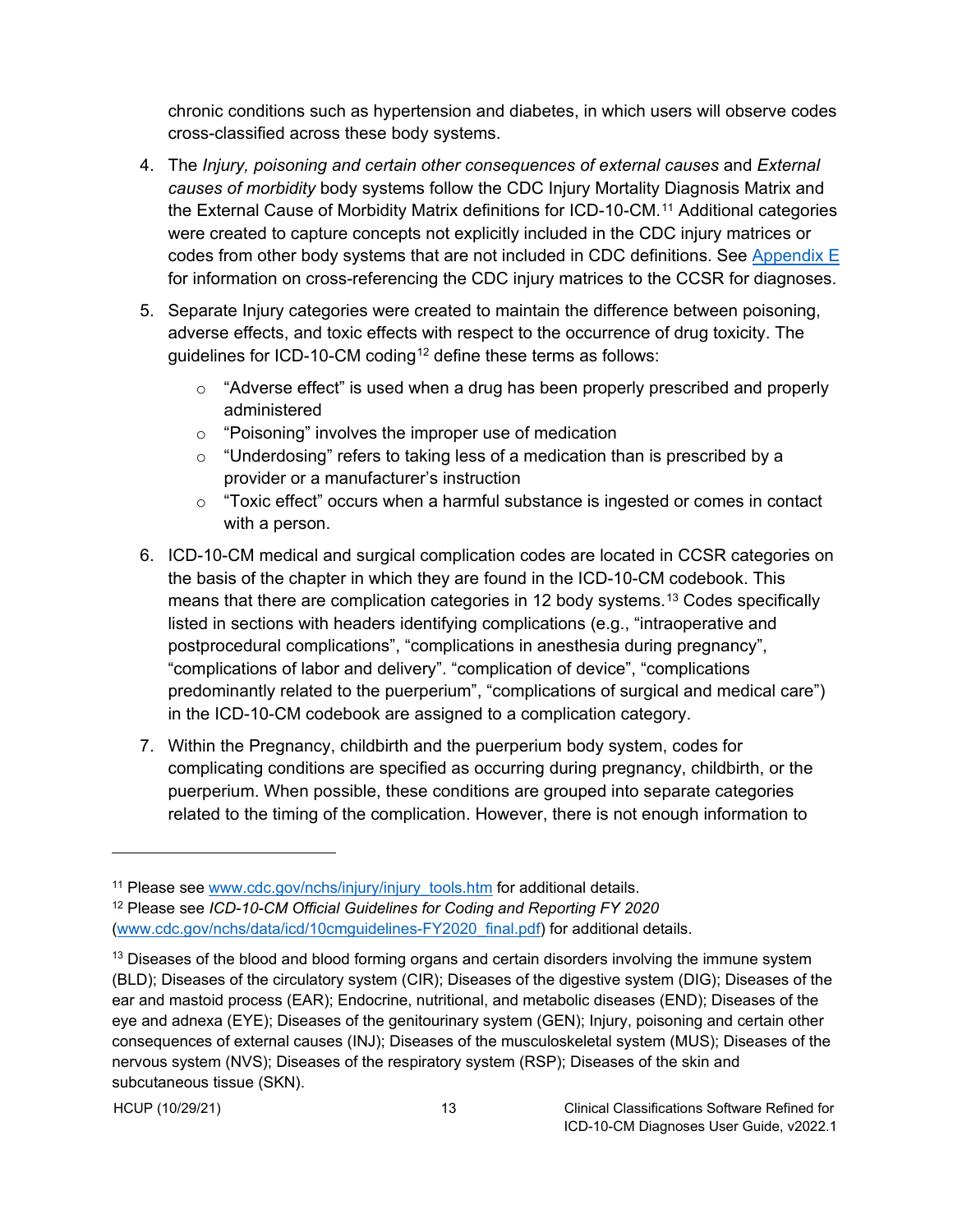chronic conditions such as hypertension and diabetes, in which users will observe codes cross-classified across these body systems.

4. The *Injury, poisoning and certain other consequences of external causes* and *External causes of morbidity* body systems follow the CDC Injury Mortality Diagnosis Matrix and the External Cause of Morbidity Matrix definitions for ICD-10-CM.[11] Additional categories were created to capture concepts not explicitly included in the CDC injury matrices or codes from other body systems that are not included in CDC definitions. See Appendix E for information on cross-referencing the CDC injury matrices to the CCSR for diagnoses.

5. Separate Injury categories were created to maintain the difference between poisoning, adverse effects, and toxic effects with respect to the occurrence of drug toxicity. The guidelines for ICD-10-CM coding[12] define these terms as follows:
   - "Adverse effect" is used when a drug has been properly prescribed and properly administered
   - "Poisoning" involves the improper use of medication
   - "Underdosing" refers to taking less of a medication than is prescribed by a provider or a manufacturer's instruction
   - "Toxic effect" occurs when a harmful substance is ingested or comes in contact with a person.

6. ICD-10-CM medical and surgical complication codes are located in CCSR categories on the basis of the chapter in which they are found in the ICD-10-CM codebook. This means that there are complication categories in 12 body systems.[13] Codes specifically listed in sections with headers identifying complications (e.g., "intraoperative and postprocedural complications", "complications in anesthesia during pregnancy", "complications of labor and delivery". "complication of device", "complications predominantly related to the puerperium", "complications of surgical and medical care") in the ICD-10-CM codebook are assigned to a complication category.

7. Within the Pregnancy, childbirth and the puerperium body system, codes for complicating conditions are specified as occurring during pregnancy, childbirth, or the puerperium. When possible, these conditions are grouped into separate categories related to the timing of the complication. However, there is not enough information to

---

[11] Please see www.cdc.gov/nchs/injury/injury_tools.htm for additional details.

[12] Please see *ICD-10-CM Official Guidelines for Coding and Reporting FY 2020* (www.cdc.gov/nchs/data/icd/10cmguidelines-FY2020_final.pdf) for additional details.

[13] Diseases of the blood and blood forming organs and certain disorders involving the immune system (BLD); Diseases of the circulatory system (CIR); Diseases of the digestive system (DIG); Diseases of the ear and mastoid process (EAR); Endocrine, nutritional, and metabolic diseases (END); Diseases of the eye and adnexa (EYE); Diseases of the genitourinary system (GEN); Injury, poisoning and certain other consequences of external causes (INJ); Diseases of the musculoskeletal system (MUS); Diseases of the nervous system (NVS); Diseases of the respiratory system (RSP); Diseases of the skin and subcutaneous tissue (SKN).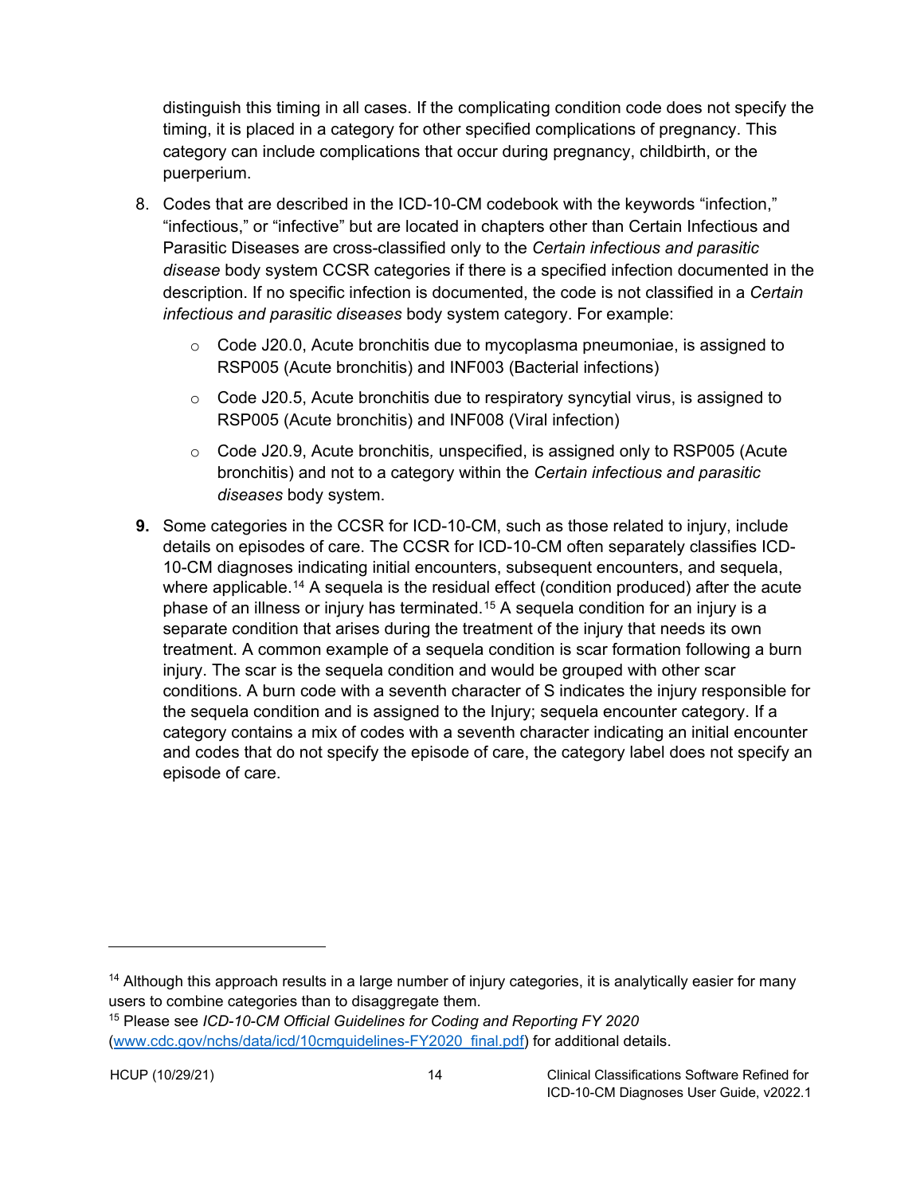distinguish this timing in all cases. If the complicating condition code does not specify the timing, it is placed in a category for other specified complications of pregnancy. This category can include complications that occur during pregnancy, childbirth, or the puerperium.

8. Codes that are described in the ICD-10-CM codebook with the keywords “infection,” “infectious,” or “infective” but are located in chapters other than Certain Infectious and Parasitic Diseases are cross-classified only to the *Certain infectious and parasitic disease* body system CCSR categories if there is a specified infection documented in the description. If no specific infection is documented, the code is not classified in a *Certain infectious and parasitic diseases* body system category. For example:
   - Code J20.0, Acute bronchitis due to mycoplasma pneumoniae, is assigned to RSP005 (Acute bronchitis) and INF003 (Bacterial infections)
   - Code J20.5, Acute bronchitis due to respiratory syncytial virus, is assigned to RSP005 (Acute bronchitis) and INF008 (Viral infection)
   - Code J20.9, Acute bronchitis*,* unspecified, is assigned only to RSP005 (Acute bronchitis) and not to a category within the *Certain infectious and parasitic diseases* body system.

9. Some categories in the CCSR for ICD-10-CM, such as those related to injury, include details on episodes of care. The CCSR for ICD-10-CM often separately classifies ICD-10-CM diagnoses indicating initial encounters, subsequent encounters, and sequela, where applicable.[14] A sequela is the residual effect (condition produced) after the acute phase of an illness or injury has terminated.[15] A sequela condition for an injury is a separate condition that arises during the treatment of the injury that needs its own treatment. A common example of a sequela condition is scar formation following a burn injury. The scar is the sequela condition and would be grouped with other scar conditions. A burn code with a seventh character of S indicates the injury responsible for the sequela condition and is assigned to the Injury; sequela encounter category. If a category contains a mix of codes with a seventh character indicating an initial encounter and codes that do not specify the episode of care, the category label does not specify an episode of care.

---

[14] Although this approach results in a large number of injury categories, it is analytically easier for many users to combine categories than to disaggregate them.

[15] Please see *ICD-10-CM Official Guidelines for Coding and Reporting FY 2020* (www.cdc.gov/nchs/data/icd/10cmguidelines-FY2020_final.pdf) for additional details.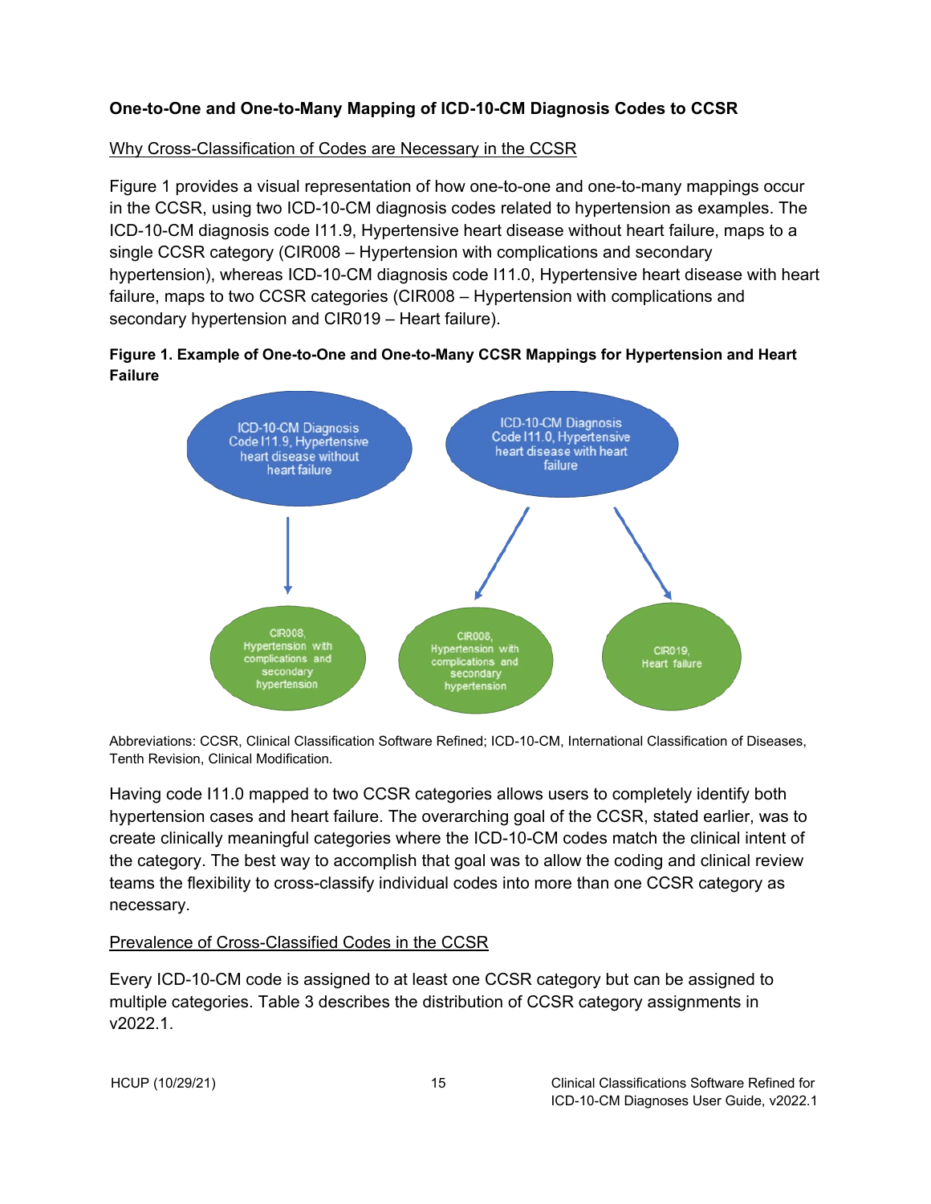**One-to-One and One-to-Many Mapping of ICD-10-CM Diagnosis Codes to CCSR**

Why Cross-Classification of Codes are Necessary in the CCSR

Figure 1 provides a visual representation of how one-to-one and one-to-many mappings occur in the CCSR, using two ICD-10-CM diagnosis codes related to hypertension as examples. The ICD-10-CM diagnosis code I11.9, Hypertensive heart disease without heart failure, maps to a single CCSR category (CIR008 – Hypertension with complications and secondary hypertension), whereas ICD-10-CM diagnosis code I11.0, Hypertensive heart disease with heart failure, maps to two CCSR categories (CIR008 – Hypertension with complications and secondary hypertension and CIR019 – Heart failure).

**Figure 1. Example of One-to-One and One-to-Many CCSR Mappings for Hypertension and Heart Failure**

ICD-10-CM Diagnosis Code I11.9, Hypertensive heart disease without heart failure → CIR008, Hypertension with complications and secondary hypertension

ICD-10-CM Diagnosis Code I11.0, Hypertensive heart disease with heart failure → CIR008, Hypertension with complications and secondary hypertension; CIR019, Heart failure

Abbreviations: CCSR, Clinical Classification Software Refined; ICD-10-CM, International Classification of Diseases, Tenth Revision, Clinical Modification.

Having code I11.0 mapped to two CCSR categories allows users to completely identify both hypertension cases and heart failure. The overarching goal of the CCSR, stated earlier, was to create clinically meaningful categories where the ICD-10-CM codes match the clinical intent of the category. The best way to accomplish that goal was to allow the coding and clinical review teams the flexibility to cross-classify individual codes into more than one CCSR category as necessary.

Prevalence of Cross-Classified Codes in the CCSR

Every ICD-10-CM code is assigned to at least one CCSR category but can be assigned to multiple categories. Table 3 describes the distribution of CCSR category assignments in v2022.1.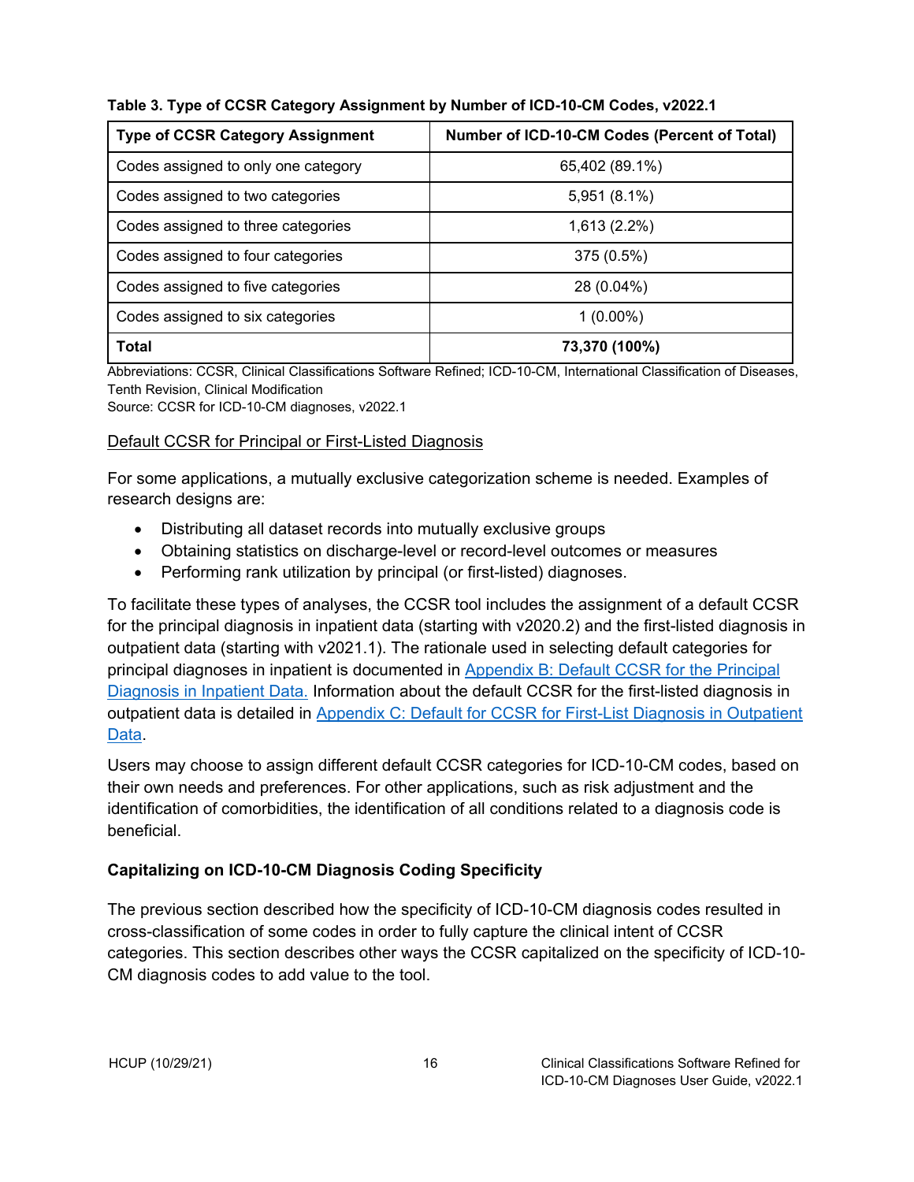**Table 3. Type of CCSR Category Assignment by Number of ICD-10-CM Codes, v2022.1**

| Type of CCSR Category Assignment | Number of ICD-10-CM Codes (Percent of Total) |
|---|---|
| Codes assigned to only one category | 65,402 (89.1%) |
| Codes assigned to two categories | 5,951 (8.1%) |
| Codes assigned to three categories | 1,613 (2.2%) |
| Codes assigned to four categories | 375 (0.5%) |
| Codes assigned to five categories | 28 (0.04%) |
| Codes assigned to six categories | 1 (0.00%) |
| **Total** | **73,370 (100%)** |

Abbreviations: CCSR, Clinical Classifications Software Refined; ICD-10-CM, International Classification of Diseases, Tenth Revision, Clinical Modification
Source: CCSR for ICD-10-CM diagnoses, v2022.1

Default CCSR for Principal or First-Listed Diagnosis

For some applications, a mutually exclusive categorization scheme is needed. Examples of research designs are:

- Distributing all dataset records into mutually exclusive groups
- Obtaining statistics on discharge-level or record-level outcomes or measures
- Performing rank utilization by principal (or first-listed) diagnoses.

To facilitate these types of analyses, the CCSR tool includes the assignment of a default CCSR for the principal diagnosis in inpatient data (starting with v2020.2) and the first-listed diagnosis in outpatient data (starting with v2021.1). The rationale used in selecting default categories for principal diagnoses in inpatient is documented in Appendix B: Default CCSR for the Principal Diagnosis in Inpatient Data. Information about the default CCSR for the first-listed diagnosis in outpatient data is detailed in Appendix C: Default for CCSR for First-List Diagnosis in Outpatient Data.

Users may choose to assign different default CCSR categories for ICD-10-CM codes, based on their own needs and preferences. For other applications, such as risk adjustment and the identification of comorbidities, the identification of all conditions related to a diagnosis code is beneficial.

### Capitalizing on ICD-10-CM Diagnosis Coding Specificity

The previous section described how the specificity of ICD-10-CM diagnosis codes resulted in cross-classification of some codes in order to fully capture the clinical intent of CCSR categories. This section describes other ways the CCSR capitalized on the specificity of ICD-10-CM diagnosis codes to add value to the tool.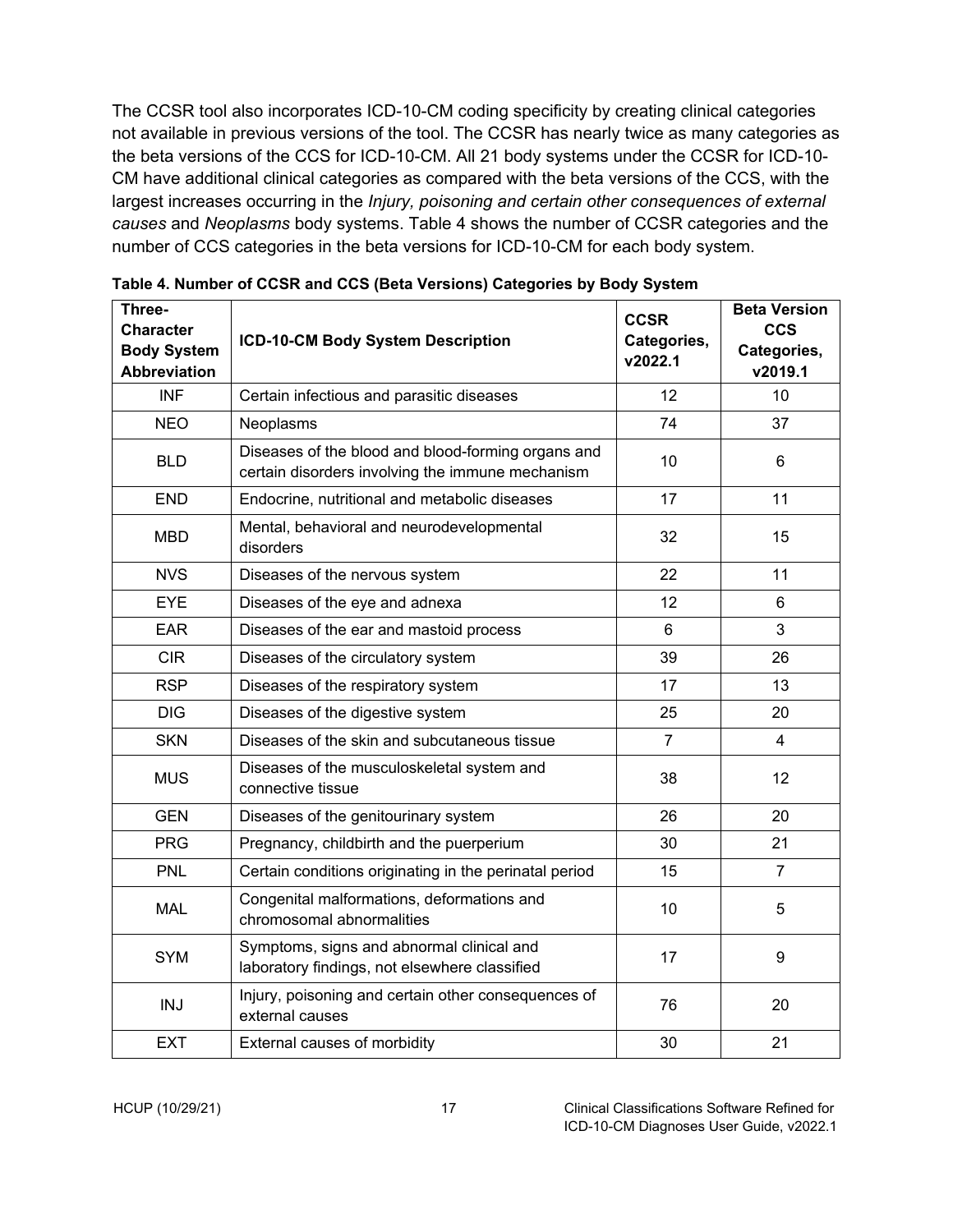The CCSR tool also incorporates ICD-10-CM coding specificity by creating clinical categories not available in previous versions of the tool. The CCSR has nearly twice as many categories as the beta versions of the CCS for ICD-10-CM. All 21 body systems under the CCSR for ICD-10-CM have additional clinical categories as compared with the beta versions of the CCS, with the largest increases occurring in the *Injury, poisoning and certain other consequences of external causes* and *Neoplasms* body systems. Table 4 shows the number of CCSR categories and the number of CCS categories in the beta versions for ICD-10-CM for each body system.

**Table 4. Number of CCSR and CCS (Beta Versions) Categories by Body System**

| Three-Character Body System Abbreviation | ICD-10-CM Body System Description | CCSR Categories, v2022.1 | Beta Version CCS Categories, v2019.1 |
|---|---|---|---|
| INF | Certain infectious and parasitic diseases | 12 | 10 |
| NEO | Neoplasms | 74 | 37 |
| BLD | Diseases of the blood and blood-forming organs and certain disorders involving the immune mechanism | 10 | 6 |
| END | Endocrine, nutritional and metabolic diseases | 17 | 11 |
| MBD | Mental, behavioral and neurodevelopmental disorders | 32 | 15 |
| NVS | Diseases of the nervous system | 22 | 11 |
| EYE | Diseases of the eye and adnexa | 12 | 6 |
| EAR | Diseases of the ear and mastoid process | 6 | 3 |
| CIR | Diseases of the circulatory system | 39 | 26 |
| RSP | Diseases of the respiratory system | 17 | 13 |
| DIG | Diseases of the digestive system | 25 | 20 |
| SKN | Diseases of the skin and subcutaneous tissue | 7 | 4 |
| MUS | Diseases of the musculoskeletal system and connective tissue | 38 | 12 |
| GEN | Diseases of the genitourinary system | 26 | 20 |
| PRG | Pregnancy, childbirth and the puerperium | 30 | 21 |
| PNL | Certain conditions originating in the perinatal period | 15 | 7 |
| MAL | Congenital malformations, deformations and chromosomal abnormalities | 10 | 5 |
| SYM | Symptoms, signs and abnormal clinical and laboratory findings, not elsewhere classified | 17 | 9 |
| INJ | Injury, poisoning and certain other consequences of external causes | 76 | 20 |
| EXT | External causes of morbidity | 30 | 21 |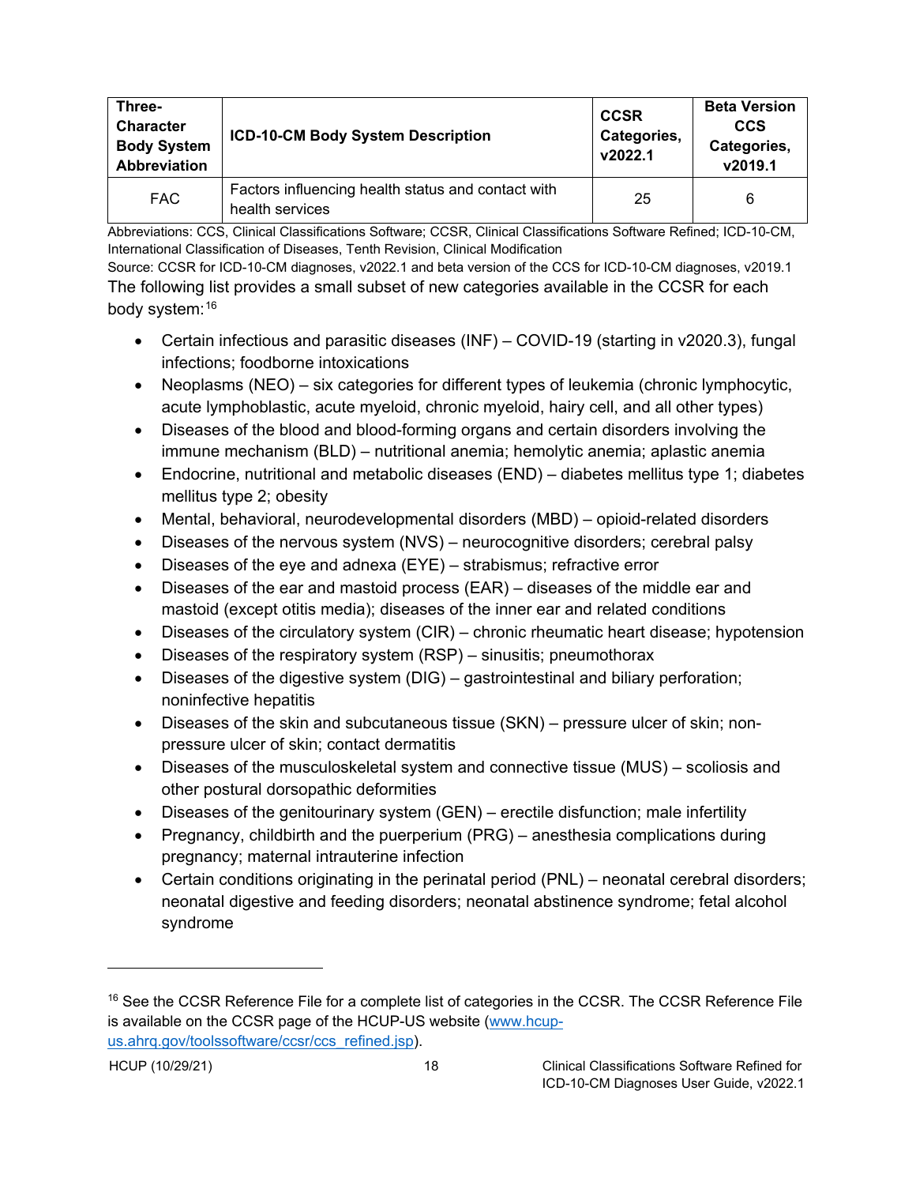| Three-Character Body System Abbreviation | ICD-10-CM Body System Description | CCSR Categories, v2022.1 | Beta Version CCS Categories, v2019.1 |
|---|---|---|---|
| FAC | Factors influencing health status and contact with health services | 25 | 6 |

Abbreviations: CCS, Clinical Classifications Software; CCSR, Clinical Classifications Software Refined; ICD-10-CM, International Classification of Diseases, Tenth Revision, Clinical Modification

Source: CCSR for ICD-10-CM diagnoses, v2022.1 and beta version of the CCS for ICD-10-CM diagnoses, v2019.1

The following list provides a small subset of new categories available in the CCSR for each body system:[16]

- Certain infectious and parasitic diseases (INF) – COVID-19 (starting in v2020.3), fungal infections; foodborne intoxications
- Neoplasms (NEO) – six categories for different types of leukemia (chronic lymphocytic, acute lymphoblastic, acute myeloid, chronic myeloid, hairy cell, and all other types)
- Diseases of the blood and blood-forming organs and certain disorders involving the immune mechanism (BLD) – nutritional anemia; hemolytic anemia; aplastic anemia
- Endocrine, nutritional and metabolic diseases (END) – diabetes mellitus type 1; diabetes mellitus type 2; obesity
- Mental, behavioral, neurodevelopmental disorders (MBD) – opioid-related disorders
- Diseases of the nervous system (NVS) – neurocognitive disorders; cerebral palsy
- Diseases of the eye and adnexa (EYE) – strabismus; refractive error
- Diseases of the ear and mastoid process (EAR) – diseases of the middle ear and mastoid (except otitis media); diseases of the inner ear and related conditions
- Diseases of the circulatory system (CIR) – chronic rheumatic heart disease; hypotension
- Diseases of the respiratory system (RSP) – sinusitis; pneumothorax
- Diseases of the digestive system (DIG) – gastrointestinal and biliary perforation; noninfective hepatitis
- Diseases of the skin and subcutaneous tissue (SKN) – pressure ulcer of skin; non-pressure ulcer of skin; contact dermatitis
- Diseases of the musculoskeletal system and connective tissue (MUS) – scoliosis and other postural dorsopathic deformities
- Diseases of the genitourinary system (GEN) – erectile disfunction; male infertility
- Pregnancy, childbirth and the puerperium (PRG) – anesthesia complications during pregnancy; maternal intrauterine infection
- Certain conditions originating in the perinatal period (PNL) – neonatal cerebral disorders; neonatal digestive and feeding disorders; neonatal abstinence syndrome; fetal alcohol syndrome

---

[16] See the CCSR Reference File for a complete list of categories in the CCSR. The CCSR Reference File is available on the CCSR page of the HCUP-US website (www.hcup-us.ahrq.gov/toolssoftware/ccsr/ccs_refined.jsp).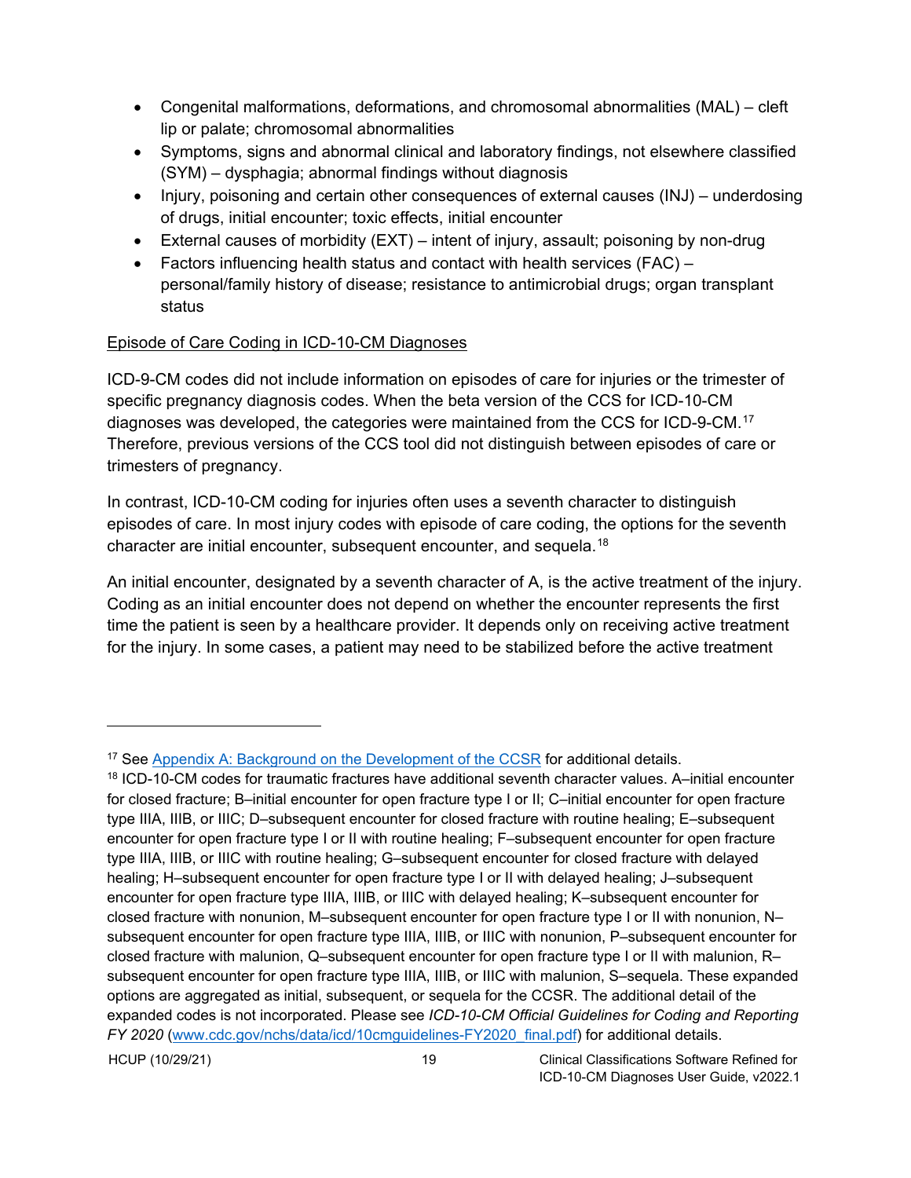- Congenital malformations, deformations, and chromosomal abnormalities (MAL) – cleft lip or palate; chromosomal abnormalities
- Symptoms, signs and abnormal clinical and laboratory findings, not elsewhere classified (SYM) – dysphagia; abnormal findings without diagnosis
- Injury, poisoning and certain other consequences of external causes (INJ) – underdosing of drugs, initial encounter; toxic effects, initial encounter
- External causes of morbidity (EXT) – intent of injury, assault; poisoning by non-drug
- Factors influencing health status and contact with health services (FAC) – personal/family history of disease; resistance to antimicrobial drugs; organ transplant status

Episode of Care Coding in ICD-10-CM Diagnoses

ICD-9-CM codes did not include information on episodes of care for injuries or the trimester of specific pregnancy diagnosis codes. When the beta version of the CCS for ICD-10-CM diagnoses was developed, the categories were maintained from the CCS for ICD-9-CM.[17] Therefore, previous versions of the CCS tool did not distinguish between episodes of care or trimesters of pregnancy.

In contrast, ICD-10-CM coding for injuries often uses a seventh character to distinguish episodes of care. In most injury codes with episode of care coding, the options for the seventh character are initial encounter, subsequent encounter, and sequela.[18]

An initial encounter, designated by a seventh character of A, is the active treatment of the injury. Coding as an initial encounter does not depend on whether the encounter represents the first time the patient is seen by a healthcare provider. It depends only on receiving active treatment for the injury. In some cases, a patient may need to be stabilized before the active treatment

---

[17] See Appendix A: Background on the Development of the CCSR for additional details.

[18] ICD-10-CM codes for traumatic fractures have additional seventh character values. A–initial encounter for closed fracture; B–initial encounter for open fracture type I or II; C–initial encounter for open fracture type IIIA, IIIB, or IIIC; D–subsequent encounter for closed fracture with routine healing; E–subsequent encounter for open fracture type I or II with routine healing; F–subsequent encounter for open fracture type IIIA, IIIB, or IIIC with routine healing; G–subsequent encounter for closed fracture with delayed healing; H–subsequent encounter for open fracture type I or II with delayed healing; J–subsequent encounter for open fracture type IIIA, IIIB, or IIIC with delayed healing; K–subsequent encounter for closed fracture with nonunion, M–subsequent encounter for open fracture type I or II with nonunion, N–subsequent encounter for open fracture type IIIA, IIIB, or IIIC with nonunion, P–subsequent encounter for closed fracture with malunion, Q–subsequent encounter for open fracture type I or II with malunion, R–subsequent encounter for open fracture type IIIA, IIIB, or IIIC with malunion, S–sequela. These expanded options are aggregated as initial, subsequent, or sequela for the CCSR. The additional detail of the expanded codes is not incorporated. Please see *ICD-10-CM Official Guidelines for Coding and Reporting FY 2020* (www.cdc.gov/nchs/data/icd/10cmguidelines-FY2020_final.pdf) for additional details.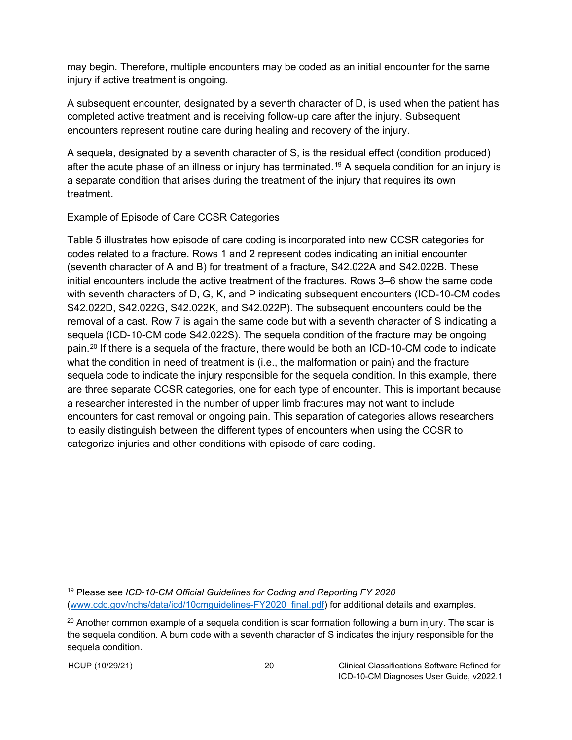may begin. Therefore, multiple encounters may be coded as an initial encounter for the same injury if active treatment is ongoing.

A subsequent encounter, designated by a seventh character of D, is used when the patient has completed active treatment and is receiving follow-up care after the injury. Subsequent encounters represent routine care during healing and recovery of the injury.

A sequela, designated by a seventh character of S, is the residual effect (condition produced) after the acute phase of an illness or injury has terminated.[19] A sequela condition for an injury is a separate condition that arises during the treatment of the injury that requires its own treatment.

<u>Example of Episode of Care CCSR Categories</u>

Table 5 illustrates how episode of care coding is incorporated into new CCSR categories for codes related to a fracture. Rows 1 and 2 represent codes indicating an initial encounter (seventh character of A and B) for treatment of a fracture, S42.022A and S42.022B. These initial encounters include the active treatment of the fractures. Rows 3–6 show the same code with seventh characters of D, G, K, and P indicating subsequent encounters (ICD-10-CM codes S42.022D, S42.022G, S42.022K, and S42.022P). The subsequent encounters could be the removal of a cast. Row 7 is again the same code but with a seventh character of S indicating a sequela (ICD-10-CM code S42.022S). The sequela condition of the fracture may be ongoing pain.[20] If there is a sequela of the fracture, there would be both an ICD-10-CM code to indicate what the condition in need of treatment is (i.e., the malformation or pain) and the fracture sequela code to indicate the injury responsible for the sequela condition. In this example, there are three separate CCSR categories, one for each type of encounter. This is important because a researcher interested in the number of upper limb fractures may not want to include encounters for cast removal or ongoing pain. This separation of categories allows researchers to easily distinguish between the different types of encounters when using the CCSR to categorize injuries and other conditions with episode of care coding.

---

[19] Please see *ICD-10-CM Official Guidelines for Coding and Reporting FY 2020* ([www.cdc.gov/nchs/data/icd/10cmguidelines-FY2020_final.pdf](www.cdc.gov/nchs/data/icd/10cmguidelines-FY2020_final.pdf)) for additional details and examples.

[20] Another common example of a sequela condition is scar formation following a burn injury. The scar is the sequela condition. A burn code with a seventh character of S indicates the injury responsible for the sequela condition.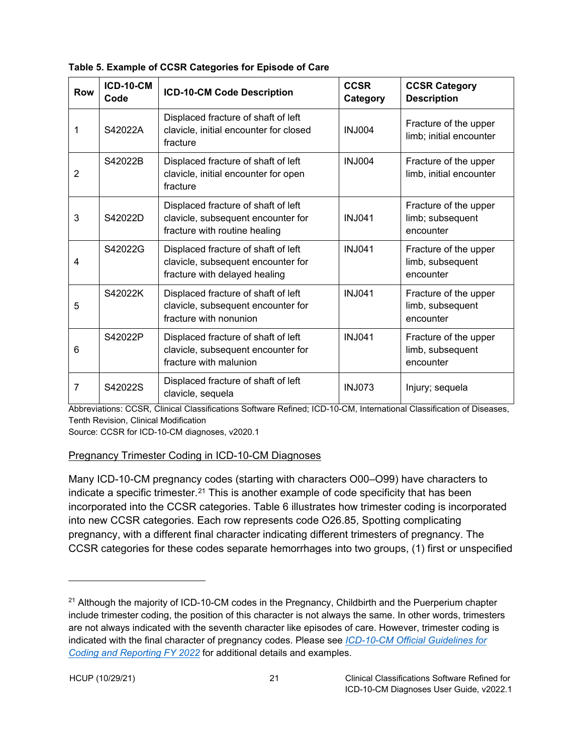**Table 5. Example of CCSR Categories for Episode of Care**

| Row | ICD-10-CM Code | ICD-10-CM Code Description | CCSR Category | CCSR Category Description |
|---|---|---|---|---|
| 1 | S42022A | Displaced fracture of shaft of left clavicle, initial encounter for closed fracture | INJ004 | Fracture of the upper limb; initial encounter |
| 2 | S42022B | Displaced fracture of shaft of left clavicle, initial encounter for open fracture | INJ004 | Fracture of the upper limb, initial encounter |
| 3 | S42022D | Displaced fracture of shaft of left clavicle, subsequent encounter for fracture with routine healing | INJ041 | Fracture of the upper limb; subsequent encounter |
| 4 | S42022G | Displaced fracture of shaft of left clavicle, subsequent encounter for fracture with delayed healing | INJ041 | Fracture of the upper limb, subsequent encounter |
| 5 | S42022K | Displaced fracture of shaft of left clavicle, subsequent encounter for fracture with nonunion | INJ041 | Fracture of the upper limb, subsequent encounter |
| 6 | S42022P | Displaced fracture of shaft of left clavicle, subsequent encounter for fracture with malunion | INJ041 | Fracture of the upper limb, subsequent encounter |
| 7 | S42022S | Displaced fracture of shaft of left clavicle, sequela | INJ073 | Injury; sequela |

Abbreviations: CCSR, Clinical Classifications Software Refined; ICD-10-CM, International Classification of Diseases, Tenth Revision, Clinical Modification
Source: CCSR for ICD-10-CM diagnoses, v2020.1

<u>Pregnancy Trimester Coding in ICD-10-CM Diagnoses</u>

Many ICD-10-CM pregnancy codes (starting with characters O00–O99) have characters to indicate a specific trimester.[21] This is another example of code specificity that has been incorporated into the CCSR categories. Table 6 illustrates how trimester coding is incorporated into new CCSR categories. Each row represents code O26.85, Spotting complicating pregnancy, with a different final character indicating different trimesters of pregnancy. The CCSR categories for these codes separate hemorrhages into two groups, (1) first or unspecified

---

[21] Although the majority of ICD-10-CM codes in the Pregnancy, Childbirth and the Puerperium chapter include trimester coding, the position of this character is not always the same. In other words, trimesters are not always indicated with the seventh character like episodes of care. However, trimester coding is indicated with the final character of pregnancy codes. Please see *ICD-10-CM Official Guidelines for Coding and Reporting FY 2022* for additional details and examples.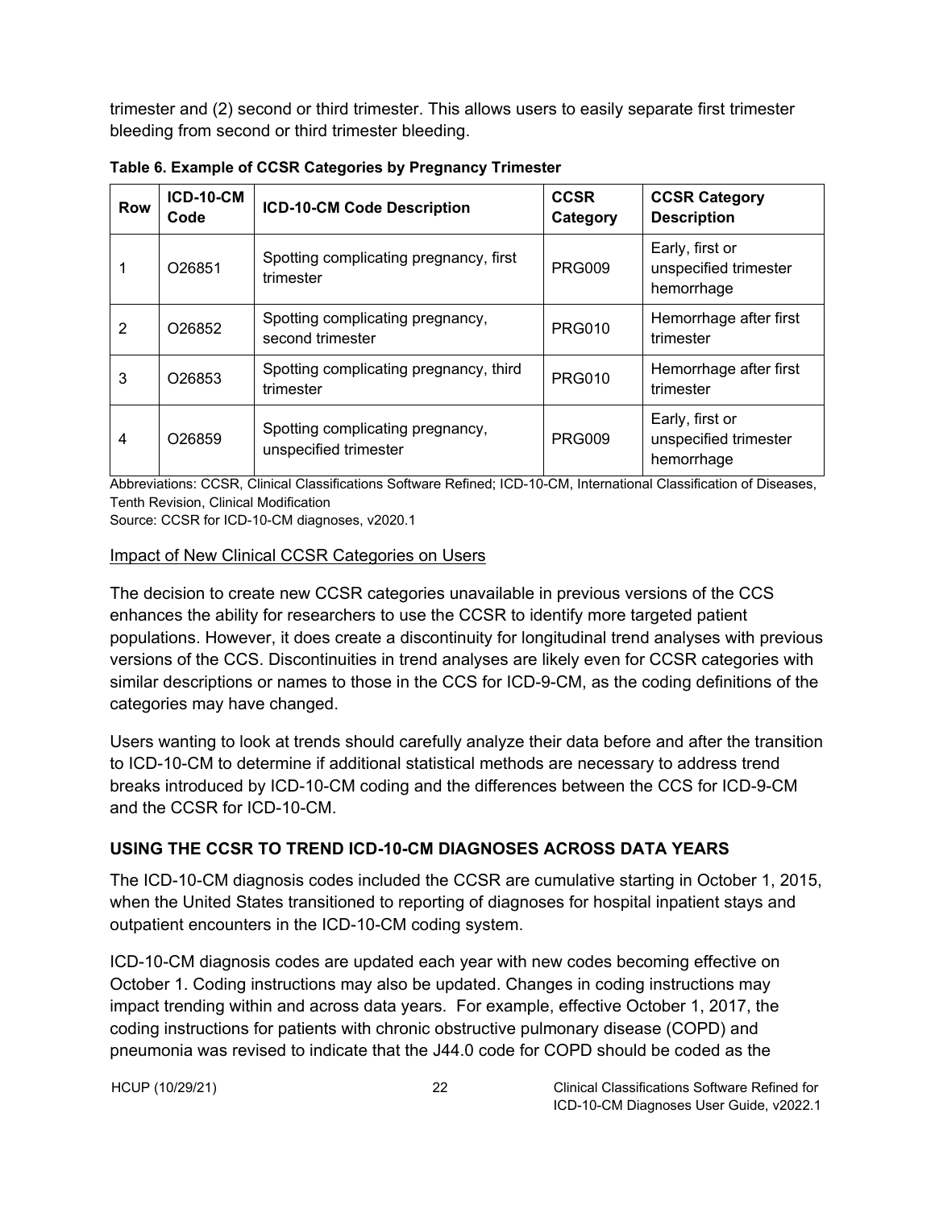trimester and (2) second or third trimester. This allows users to easily separate first trimester bleeding from second or third trimester bleeding.

**Table 6. Example of CCSR Categories by Pregnancy Trimester**

| Row | ICD-10-CM Code | ICD-10-CM Code Description | CCSR Category | CCSR Category Description |
|---|---|---|---|---|
| 1 | O26851 | Spotting complicating pregnancy, first trimester | PRG009 | Early, first or unspecified trimester hemorrhage |
| 2 | O26852 | Spotting complicating pregnancy, second trimester | PRG010 | Hemorrhage after first trimester |
| 3 | O26853 | Spotting complicating pregnancy, third trimester | PRG010 | Hemorrhage after first trimester |
| 4 | O26859 | Spotting complicating pregnancy, unspecified trimester | PRG009 | Early, first or unspecified trimester hemorrhage |

Abbreviations: CCSR, Clinical Classifications Software Refined; ICD-10-CM, International Classification of Diseases, Tenth Revision, Clinical Modification

Source: CCSR for ICD-10-CM diagnoses, v2020.1

Impact of New Clinical CCSR Categories on Users

The decision to create new CCSR categories unavailable in previous versions of the CCS enhances the ability for researchers to use the CCSR to identify more targeted patient populations. However, it does create a discontinuity for longitudinal trend analyses with previous versions of the CCS. Discontinuities in trend analyses are likely even for CCSR categories with similar descriptions or names to those in the CCS for ICD-9-CM, as the coding definitions of the categories may have changed.

Users wanting to look at trends should carefully analyze their data before and after the transition to ICD-10-CM to determine if additional statistical methods are necessary to address trend breaks introduced by ICD-10-CM coding and the differences between the CCS for ICD-9-CM and the CCSR for ICD-10-CM.

## USING THE CCSR TO TREND ICD-10-CM DIAGNOSES ACROSS DATA YEARS

The ICD-10-CM diagnosis codes included the CCSR are cumulative starting in October 1, 2015, when the United States transitioned to reporting of diagnoses for hospital inpatient stays and outpatient encounters in the ICD-10-CM coding system.

ICD-10-CM diagnosis codes are updated each year with new codes becoming effective on October 1. Coding instructions may also be updated. Changes in coding instructions may impact trending within and across data years. For example, effective October 1, 2017, the coding instructions for patients with chronic obstructive pulmonary disease (COPD) and pneumonia was revised to indicate that the J44.0 code for COPD should be coded as the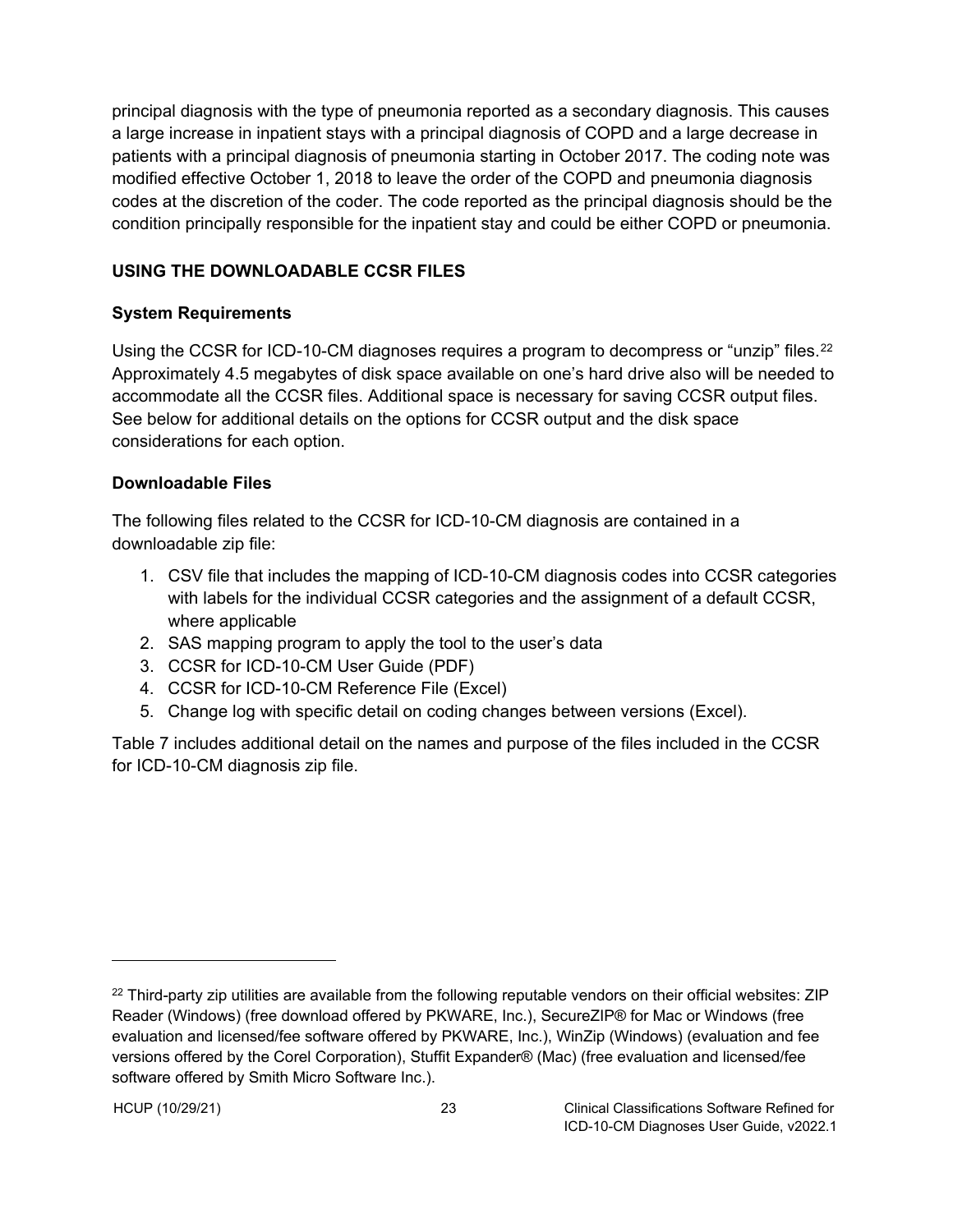principal diagnosis with the type of pneumonia reported as a secondary diagnosis. This causes a large increase in inpatient stays with a principal diagnosis of COPD and a large decrease in patients with a principal diagnosis of pneumonia starting in October 2017. The coding note was modified effective October 1, 2018 to leave the order of the COPD and pneumonia diagnosis codes at the discretion of the coder. The code reported as the principal diagnosis should be the condition principally responsible for the inpatient stay and could be either COPD or pneumonia.

## USING THE DOWNLOADABLE CCSR FILES

### System Requirements

Using the CCSR for ICD-10-CM diagnoses requires a program to decompress or "unzip" files.[22] Approximately 4.5 megabytes of disk space available on one's hard drive also will be needed to accommodate all the CCSR files. Additional space is necessary for saving CCSR output files. See below for additional details on the options for CCSR output and the disk space considerations for each option.

### Downloadable Files

The following files related to the CCSR for ICD-10-CM diagnosis are contained in a downloadable zip file:

1. CSV file that includes the mapping of ICD-10-CM diagnosis codes into CCSR categories with labels for the individual CCSR categories and the assignment of a default CCSR, where applicable
2. SAS mapping program to apply the tool to the user's data
3. CCSR for ICD-10-CM User Guide (PDF)
4. CCSR for ICD-10-CM Reference File (Excel)
5. Change log with specific detail on coding changes between versions (Excel).

Table 7 includes additional detail on the names and purpose of the files included in the CCSR for ICD-10-CM diagnosis zip file.

---

[22] Third-party zip utilities are available from the following reputable vendors on their official websites: ZIP Reader (Windows) (free download offered by PKWARE, Inc.), SecureZIP® for Mac or Windows (free evaluation and licensed/fee software offered by PKWARE, Inc.), WinZip (Windows) (evaluation and fee versions offered by the Corel Corporation), Stuffit Expander® (Mac) (free evaluation and licensed/fee software offered by Smith Micro Software Inc.).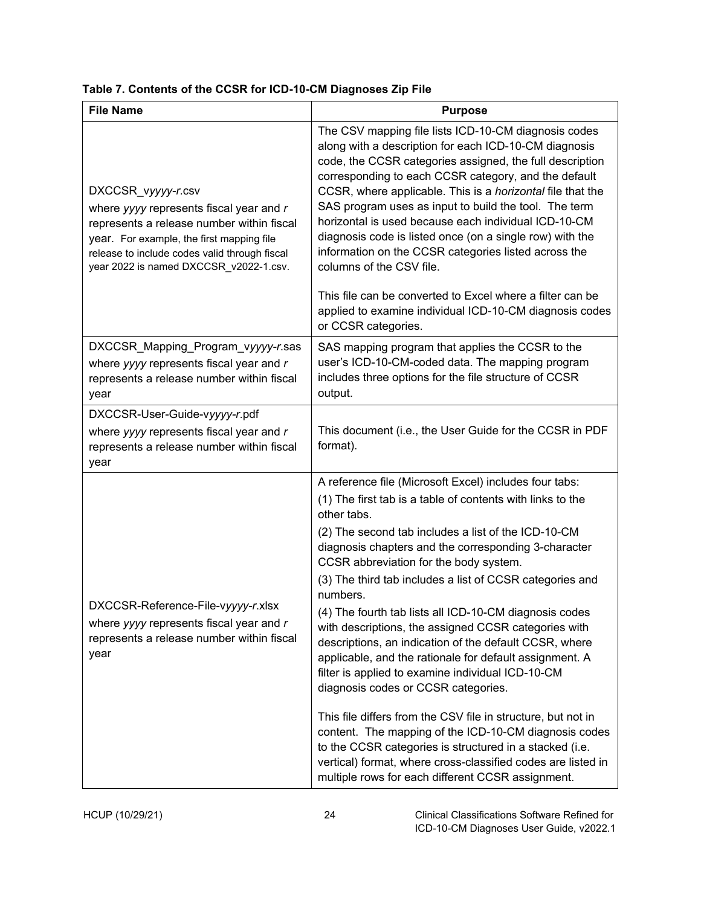**Table 7. Contents of the CCSR for ICD-10-CM Diagnoses Zip File**

| File Name | Purpose |
|---|---|
| DXCCSR_v*yyyy*-*r*.csv<br>where *yyyy* represents fiscal year and *r* represents a release number within fiscal year. For example, the first mapping file release to include codes valid through fiscal year 2022 is named DXCCSR_v2022-1.csv. | The CSV mapping file lists ICD-10-CM diagnosis codes along with a description for each ICD-10-CM diagnosis code, the CCSR categories assigned, the full description corresponding to each CCSR category, and the default CCSR, where applicable. This is a *horizontal* file that the SAS program uses as input to build the tool. The term horizontal is used because each individual ICD-10-CM diagnosis code is listed once (on a single row) with the information on the CCSR categories listed across the columns of the CSV file.<br><br>This file can be converted to Excel where a filter can be applied to examine individual ICD-10-CM diagnosis codes or CCSR categories. |
| DXCCSR_Mapping_Program_v*yyyy*-*r*.sas<br>where *yyyy* represents fiscal year and *r* represents a release number within fiscal year | SAS mapping program that applies the CCSR to the user's ICD-10-CM-coded data. The mapping program includes three options for the file structure of CCSR output. |
| DXCCSR-User-Guide-v*yyyy*-*r*.pdf<br>where *yyyy* represents fiscal year and *r* represents a release number within fiscal year | This document (i.e., the User Guide for the CCSR in PDF format). |
| DXCCSR-Reference-File-v*yyyy*-*r*.xlsx<br>where *yyyy* represents fiscal year and *r* represents a release number within fiscal year | A reference file (Microsoft Excel) includes four tabs:<br>(1) The first tab is a table of contents with links to the other tabs.<br>(2) The second tab includes a list of the ICD-10-CM diagnosis chapters and the corresponding 3-character CCSR abbreviation for the body system.<br>(3) The third tab includes a list of CCSR categories and numbers.<br>(4) The fourth tab lists all ICD-10-CM diagnosis codes with descriptions, the assigned CCSR categories with descriptions, an indication of the default CCSR, where applicable, and the rationale for default assignment. A filter is applied to examine individual ICD-10-CM diagnosis codes or CCSR categories.<br><br>This file differs from the CSV file in structure, but not in content. The mapping of the ICD-10-CM diagnosis codes to the CCSR categories is structured in a stacked (i.e. vertical) format, where cross-classified codes are listed in multiple rows for each different CCSR assignment. |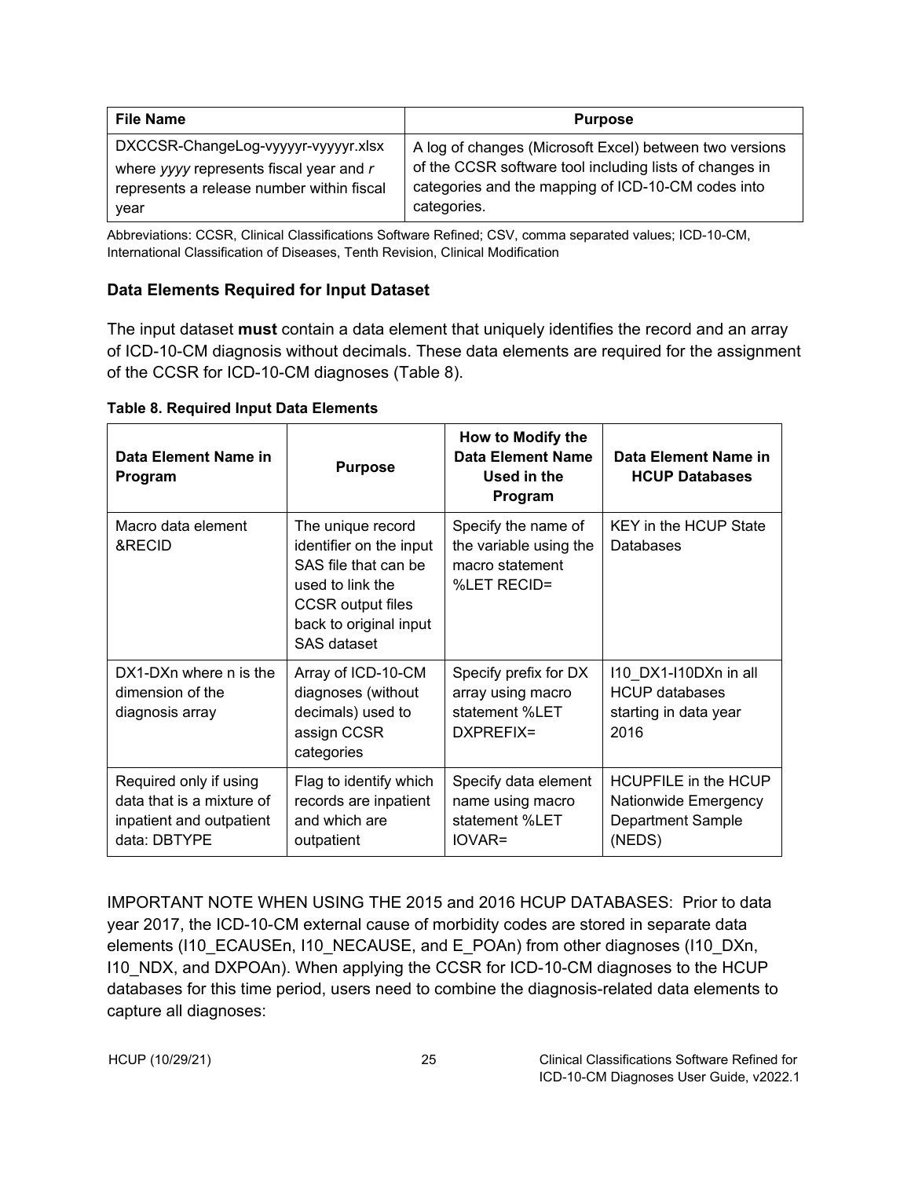| File Name | Purpose |
| --- | --- |
| DXCCSR-ChangeLog-vyyyyr-vyyyyr.xlsx where *yyyy* represents fiscal year and *r* represents a release number within fiscal year | A log of changes (Microsoft Excel) between two versions of the CCSR software tool including lists of changes in categories and the mapping of ICD-10-CM codes into categories. |

Abbreviations: CCSR, Clinical Classifications Software Refined; CSV, comma separated values; ICD-10-CM, International Classification of Diseases, Tenth Revision, Clinical Modification

### Data Elements Required for Input Dataset

The input dataset **must** contain a data element that uniquely identifies the record and an array of ICD-10-CM diagnosis without decimals. These data elements are required for the assignment of the CCSR for ICD-10-CM diagnoses (Table 8).

**Table 8. Required Input Data Elements**

| Data Element Name in Program | Purpose | How to Modify the Data Element Name Used in the Program | Data Element Name in HCUP Databases |
| --- | --- | --- | --- |
| Macro data element &RECID | The unique record identifier on the input SAS file that can be used to link the CCSR output files back to original input SAS dataset | Specify the name of the variable using the macro statement %LET RECID= | KEY in the HCUP State Databases |
| DX1-DXn where n is the dimension of the diagnosis array | Array of ICD-10-CM diagnoses (without decimals) used to assign CCSR categories | Specify prefix for DX array using macro statement %LET DXPREFIX= | I10_DX1-I10DXn in all HCUP databases starting in data year 2016 |
| Required only if using data that is a mixture of inpatient and outpatient data: DBTYPE | Flag to identify which records are inpatient and which are outpatient | Specify data element name using macro statement %LET IOVAR= | HCUPFILE in the HCUP Nationwide Emergency Department Sample (NEDS) |

IMPORTANT NOTE WHEN USING THE 2015 and 2016 HCUP DATABASES: Prior to data year 2017, the ICD-10-CM external cause of morbidity codes are stored in separate data elements (I10_ECAUSEn, I10_NECAUSE, and E_POAn) from other diagnoses (I10_DXn, I10_NDX, and DXPOAn). When applying the CCSR for ICD-10-CM diagnoses to the HCUP databases for this time period, users need to combine the diagnosis-related data elements to capture all diagnoses: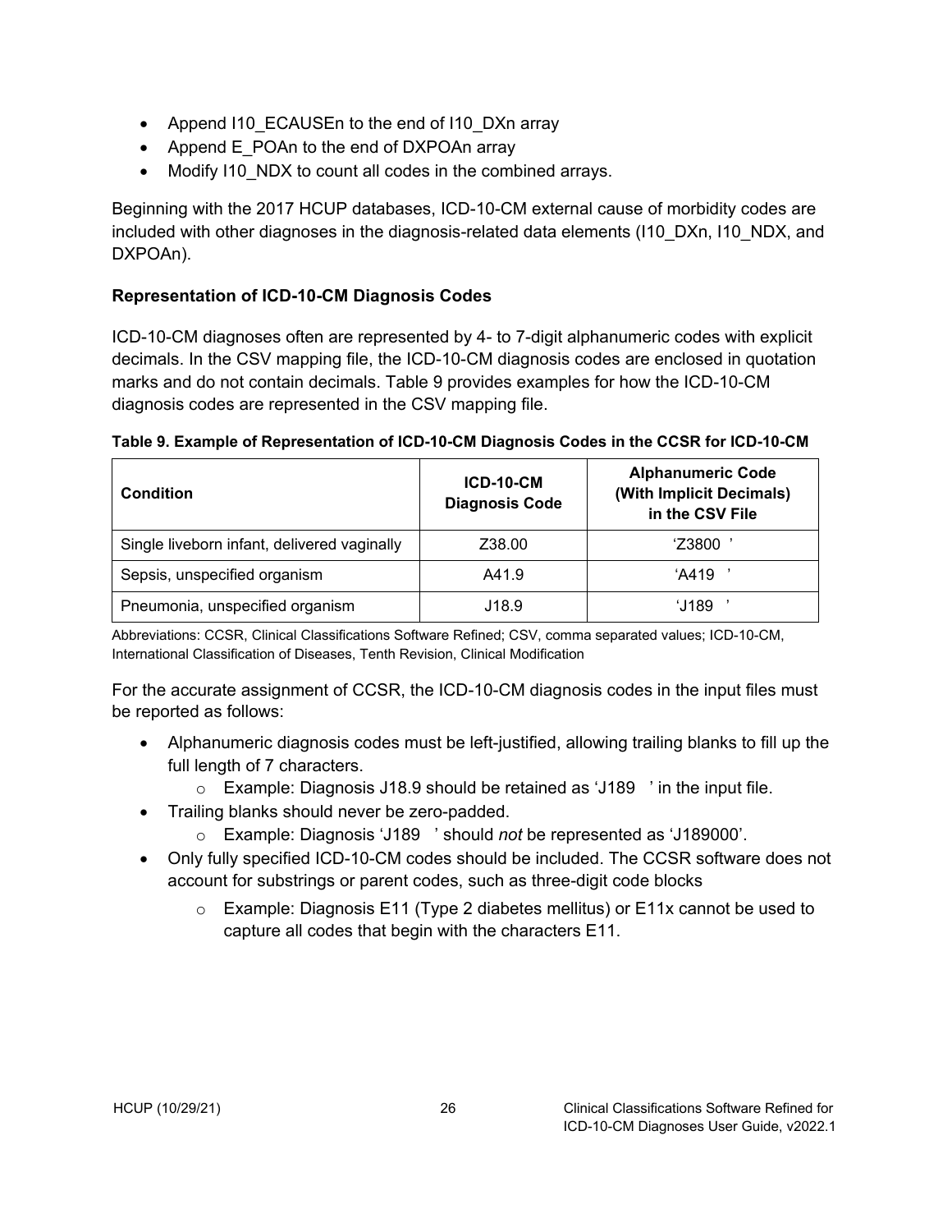- Append I10_ECAUSEn to the end of I10_DXn array
- Append E_POAn to the end of DXPOAn array
- Modify I10_NDX to count all codes in the combined arrays.

Beginning with the 2017 HCUP databases, ICD-10-CM external cause of morbidity codes are included with other diagnoses in the diagnosis-related data elements (I10_DXn, I10_NDX, and DXPOAn).

### Representation of ICD-10-CM Diagnosis Codes

ICD-10-CM diagnoses often are represented by 4- to 7-digit alphanumeric codes with explicit decimals. In the CSV mapping file, the ICD-10-CM diagnosis codes are enclosed in quotation marks and do not contain decimals. Table 9 provides examples for how the ICD-10-CM diagnosis codes are represented in the CSV mapping file.

**Table 9. Example of Representation of ICD-10-CM Diagnosis Codes in the CCSR for ICD-10-CM**

| Condition | ICD-10-CM Diagnosis Code | Alphanumeric Code (With Implicit Decimals) in the CSV File |
|---|---|---|
| Single liveborn infant, delivered vaginally | Z38.00 | 'Z3800 ' |
| Sepsis, unspecified organism | A41.9 | 'A419 ' |
| Pneumonia, unspecified organism | J18.9 | 'J189 ' |

Abbreviations: CCSR, Clinical Classifications Software Refined; CSV, comma separated values; ICD-10-CM, International Classification of Diseases, Tenth Revision, Clinical Modification

For the accurate assignment of CCSR, the ICD-10-CM diagnosis codes in the input files must be reported as follows:

- Alphanumeric diagnosis codes must be left-justified, allowing trailing blanks to fill up the full length of 7 characters.
  - Example: Diagnosis J18.9 should be retained as 'J189 ' in the input file.
- Trailing blanks should never be zero-padded.
  - Example: Diagnosis 'J189 ' should *not* be represented as 'J189000'.
- Only fully specified ICD-10-CM codes should be included. The CCSR software does not account for substrings or parent codes, such as three-digit code blocks
  - Example: Diagnosis E11 (Type 2 diabetes mellitus) or E11x cannot be used to capture all codes that begin with the characters E11.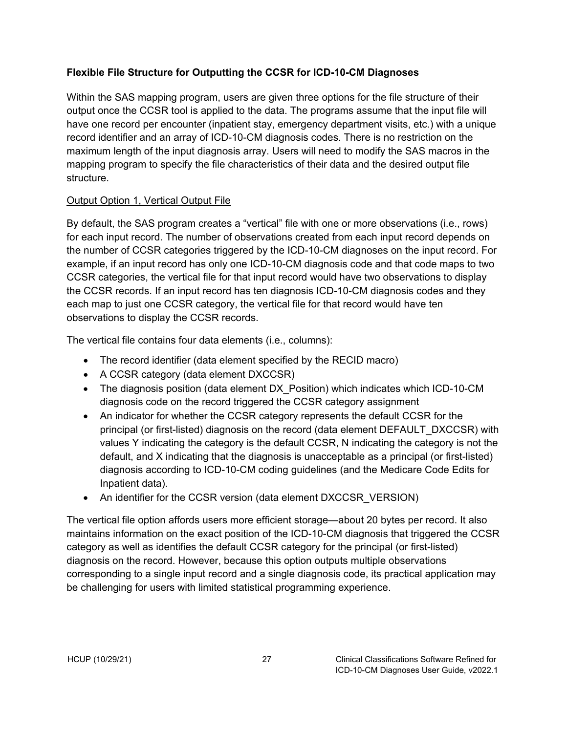**Flexible File Structure for Outputting the CCSR for ICD-10-CM Diagnoses**

Within the SAS mapping program, users are given three options for the file structure of their output once the CCSR tool is applied to the data. The programs assume that the input file will have one record per encounter (inpatient stay, emergency department visits, etc.) with a unique record identifier and an array of ICD-10-CM diagnosis codes. There is no restriction on the maximum length of the input diagnosis array. Users will need to modify the SAS macros in the mapping program to specify the file characteristics of their data and the desired output file structure.

Output Option 1, Vertical Output File

By default, the SAS program creates a "vertical" file with one or more observations (i.e., rows) for each input record. The number of observations created from each input record depends on the number of CCSR categories triggered by the ICD-10-CM diagnoses on the input record. For example, if an input record has only one ICD-10-CM diagnosis code and that code maps to two CCSR categories, the vertical file for that input record would have two observations to display the CCSR records. If an input record has ten diagnosis ICD-10-CM diagnosis codes and they each map to just one CCSR category, the vertical file for that record would have ten observations to display the CCSR records.

The vertical file contains four data elements (i.e., columns):

- The record identifier (data element specified by the RECID macro)
- A CCSR category (data element DXCCSR)
- The diagnosis position (data element DX_Position) which indicates which ICD-10-CM diagnosis code on the record triggered the CCSR category assignment
- An indicator for whether the CCSR category represents the default CCSR for the principal (or first-listed) diagnosis on the record (data element DEFAULT_DXCCSR) with values Y indicating the category is the default CCSR, N indicating the category is not the default, and X indicating that the diagnosis is unacceptable as a principal (or first-listed) diagnosis according to ICD-10-CM coding guidelines (and the Medicare Code Edits for Inpatient data).
- An identifier for the CCSR version (data element DXCCSR_VERSION)

The vertical file option affords users more efficient storage—about 20 bytes per record. It also maintains information on the exact position of the ICD-10-CM diagnosis that triggered the CCSR category as well as identifies the default CCSR category for the principal (or first-listed) diagnosis on the record. However, because this option outputs multiple observations corresponding to a single input record and a single diagnosis code, its practical application may be challenging for users with limited statistical programming experience.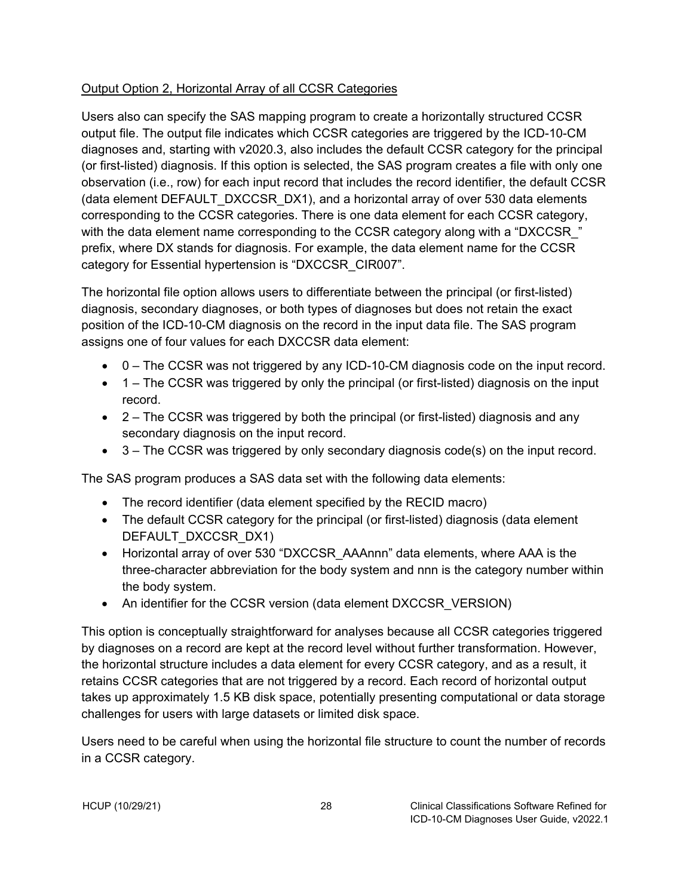Output Option 2, Horizontal Array of all CCSR Categories

Users also can specify the SAS mapping program to create a horizontally structured CCSR output file. The output file indicates which CCSR categories are triggered by the ICD-10-CM diagnoses and, starting with v2020.3, also includes the default CCSR category for the principal (or first-listed) diagnosis. If this option is selected, the SAS program creates a file with only one observation (i.e., row) for each input record that includes the record identifier, the default CCSR (data element DEFAULT_DXCCSR_DX1), and a horizontal array of over 530 data elements corresponding to the CCSR categories. There is one data element for each CCSR category, with the data element name corresponding to the CCSR category along with a "DXCCSR_" prefix, where DX stands for diagnosis. For example, the data element name for the CCSR category for Essential hypertension is "DXCCSR_CIR007".

The horizontal file option allows users to differentiate between the principal (or first-listed) diagnosis, secondary diagnoses, or both types of diagnoses but does not retain the exact position of the ICD-10-CM diagnosis on the record in the input data file. The SAS program assigns one of four values for each DXCCSR data element:

- 0 – The CCSR was not triggered by any ICD-10-CM diagnosis code on the input record.
- 1 – The CCSR was triggered by only the principal (or first-listed) diagnosis on the input record.
- 2 – The CCSR was triggered by both the principal (or first-listed) diagnosis and any secondary diagnosis on the input record.
- 3 – The CCSR was triggered by only secondary diagnosis code(s) on the input record.

The SAS program produces a SAS data set with the following data elements:

- The record identifier (data element specified by the RECID macro)
- The default CCSR category for the principal (or first-listed) diagnosis (data element DEFAULT_DXCCSR_DX1)
- Horizontal array of over 530 "DXCCSR_AAAnnn" data elements, where AAA is the three-character abbreviation for the body system and nnn is the category number within the body system.
- An identifier for the CCSR version (data element DXCCSR_VERSION)

This option is conceptually straightforward for analyses because all CCSR categories triggered by diagnoses on a record are kept at the record level without further transformation. However, the horizontal structure includes a data element for every CCSR category, and as a result, it retains CCSR categories that are not triggered by a record. Each record of horizontal output takes up approximately 1.5 KB disk space, potentially presenting computational or data storage challenges for users with large datasets or limited disk space.

Users need to be careful when using the horizontal file structure to count the number of records in a CCSR category.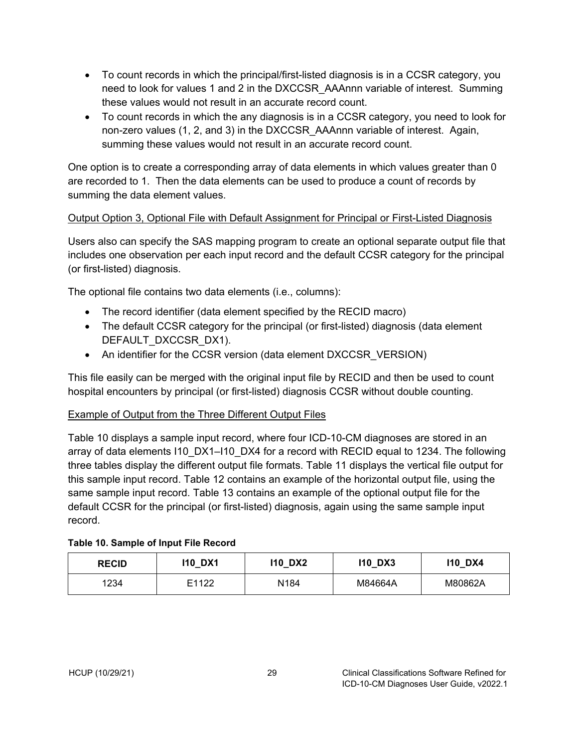- To count records in which the principal/first-listed diagnosis is in a CCSR category, you need to look for values 1 and 2 in the DXCCSR_AAAnnn variable of interest. Summing these values would not result in an accurate record count.
- To count records in which the any diagnosis is in a CCSR category, you need to look for non-zero values (1, 2, and 3) in the DXCCSR_AAAnnn variable of interest. Again, summing these values would not result in an accurate record count.

One option is to create a corresponding array of data elements in which values greater than 0 are recorded to 1. Then the data elements can be used to produce a count of records by summing the data element values.

Output Option 3, Optional File with Default Assignment for Principal or First-Listed Diagnosis

Users also can specify the SAS mapping program to create an optional separate output file that includes one observation per each input record and the default CCSR category for the principal (or first-listed) diagnosis.

The optional file contains two data elements (i.e., columns):

- The record identifier (data element specified by the RECID macro)
- The default CCSR category for the principal (or first-listed) diagnosis (data element DEFAULT_DXCCSR_DX1).
- An identifier for the CCSR version (data element DXCCSR_VERSION)

This file easily can be merged with the original input file by RECID and then be used to count hospital encounters by principal (or first-listed) diagnosis CCSR without double counting.

Example of Output from the Three Different Output Files

Table 10 displays a sample input record, where four ICD-10-CM diagnoses are stored in an array of data elements I10_DX1–I10_DX4 for a record with RECID equal to 1234. The following three tables display the different output file formats. Table 11 displays the vertical file output for this sample input record. Table 12 contains an example of the horizontal output file, using the same sample input record. Table 13 contains an example of the optional output file for the default CCSR for the principal (or first-listed) diagnosis, again using the same sample input record.

**Table 10. Sample of Input File Record**

| RECID | I10_DX1 | I10_DX2 | I10_DX3 | I10_DX4 |
|---|---|---|---|---|
| 1234 | E1122 | N184 | M84664A | M80862A |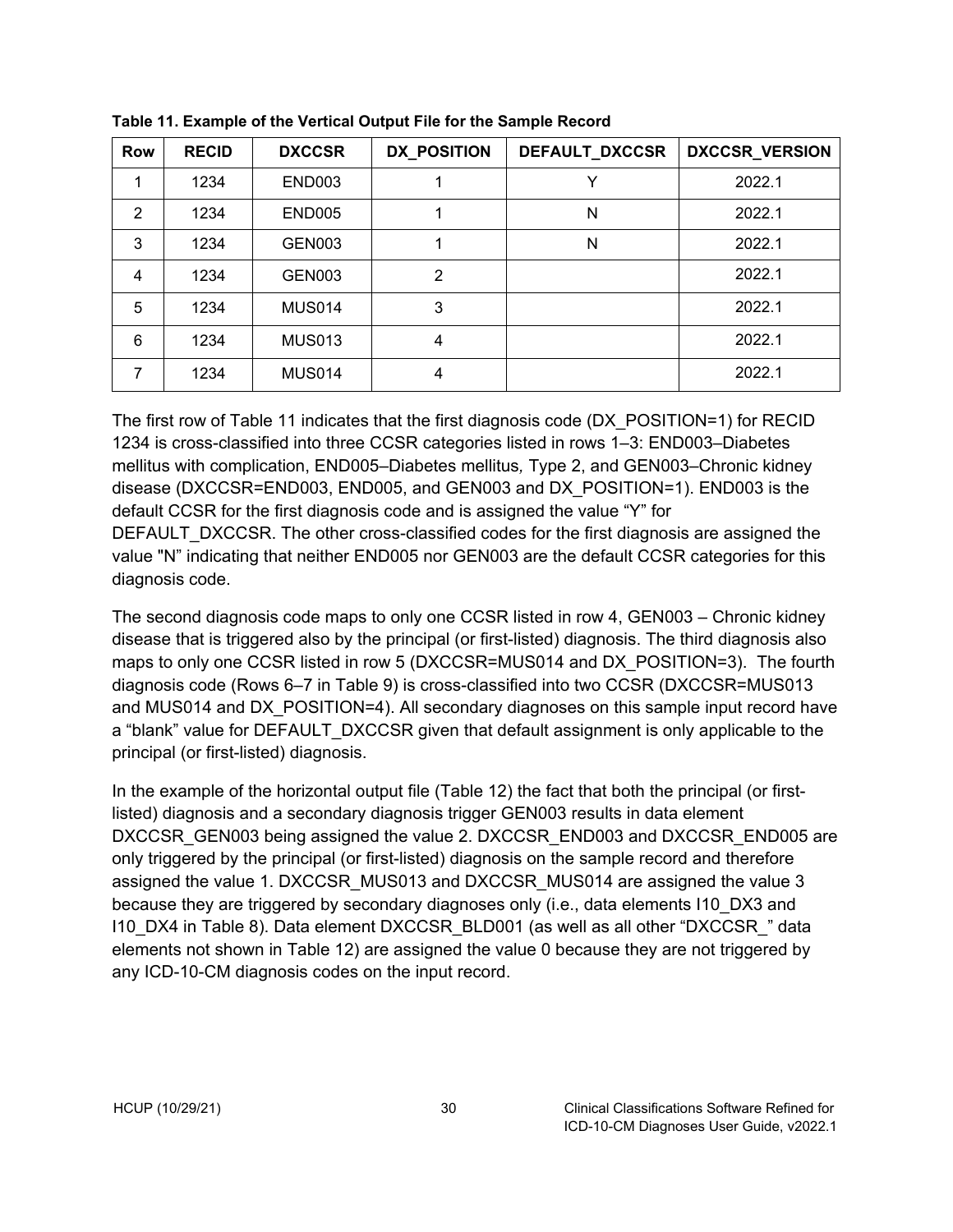**Table 11. Example of the Vertical Output File for the Sample Record**

| Row | RECID | DXCCSR | DX_POSITION | DEFAULT_DXCCSR | DXCCSR_VERSION |
|---|---|---|---|---|---|
| 1 | 1234 | END003 | 1 | Y | 2022.1 |
| 2 | 1234 | END005 | 1 | N | 2022.1 |
| 3 | 1234 | GEN003 | 1 | N | 2022.1 |
| 4 | 1234 | GEN003 | 2 | | 2022.1 |
| 5 | 1234 | MUS014 | 3 | | 2022.1 |
| 6 | 1234 | MUS013 | 4 | | 2022.1 |
| 7 | 1234 | MUS014 | 4 | | 2022.1 |

The first row of Table 11 indicates that the first diagnosis code (DX_POSITION=1) for RECID 1234 is cross-classified into three CCSR categories listed in rows 1–3: END003–Diabetes mellitus with complication, END005–Diabetes mellitus*,* Type 2, and GEN003–Chronic kidney disease (DXCCSR=END003, END005, and GEN003 and DX_POSITION=1). END003 is the default CCSR for the first diagnosis code and is assigned the value "Y" for DEFAULT_DXCCSR. The other cross-classified codes for the first diagnosis are assigned the value "N" indicating that neither END005 nor GEN003 are the default CCSR categories for this diagnosis code.

The second diagnosis code maps to only one CCSR listed in row 4, GEN003 – Chronic kidney disease that is triggered also by the principal (or first-listed) diagnosis. The third diagnosis also maps to only one CCSR listed in row 5 (DXCCSR=MUS014 and DX_POSITION=3). The fourth diagnosis code (Rows 6–7 in Table 9) is cross-classified into two CCSR (DXCCSR=MUS013 and MUS014 and DX_POSITION=4). All secondary diagnoses on this sample input record have a "blank" value for DEFAULT_DXCCSR given that default assignment is only applicable to the principal (or first-listed) diagnosis.

In the example of the horizontal output file (Table 12) the fact that both the principal (or first-listed) diagnosis and a secondary diagnosis trigger GEN003 results in data element DXCCSR_GEN003 being assigned the value 2. DXCCSR_END003 and DXCCSR_END005 are only triggered by the principal (or first-listed) diagnosis on the sample record and therefore assigned the value 1. DXCCSR_MUS013 and DXCCSR_MUS014 are assigned the value 3 because they are triggered by secondary diagnoses only (i.e., data elements I10_DX3 and I10_DX4 in Table 8). Data element DXCCSR_BLD001 (as well as all other "DXCCSR_" data elements not shown in Table 12) are assigned the value 0 because they are not triggered by any ICD-10-CM diagnosis codes on the input record.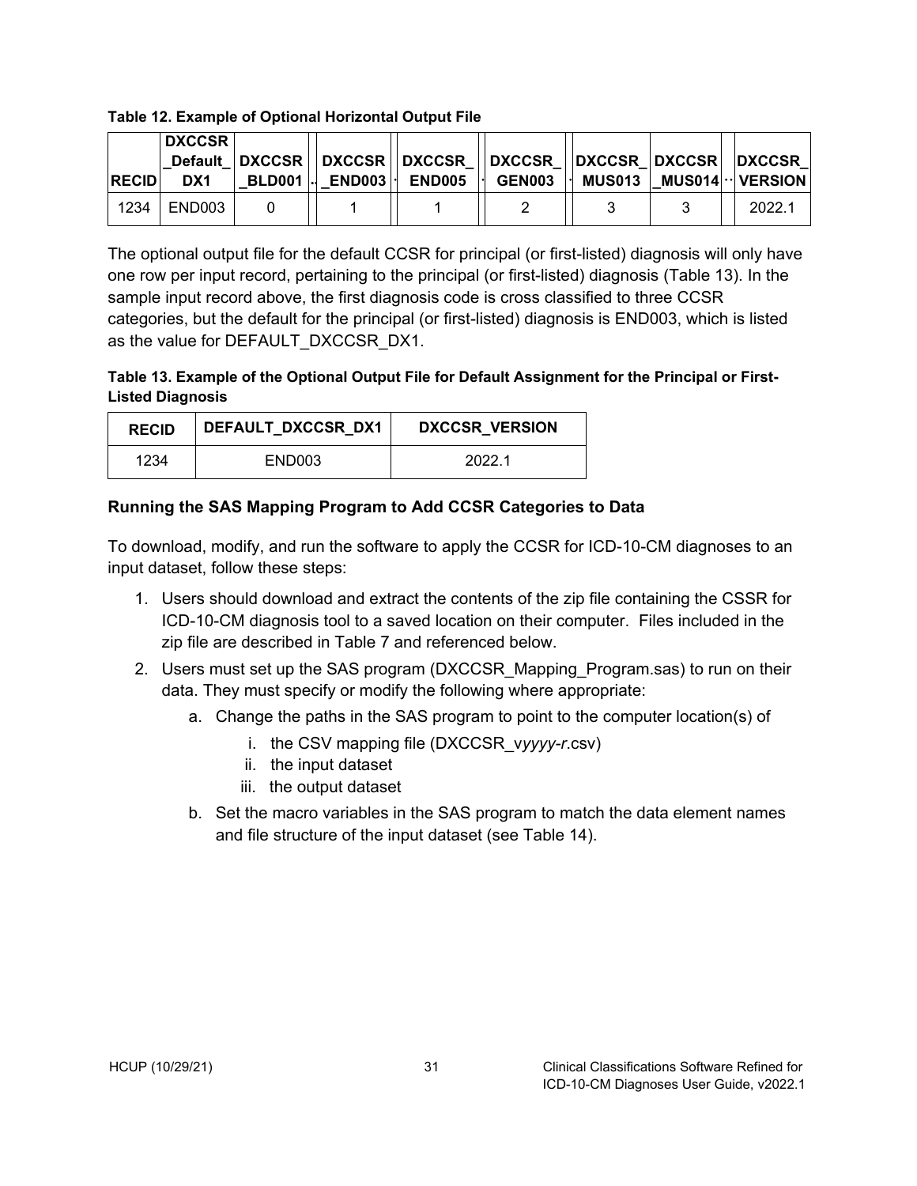**Table 12. Example of Optional Horizontal Output File**

| RECID | DXCCSR_Default_DX1 | DXCCSR_BLD001 | ... | DXCCSR_END003 | ... | DXCCSR_END005 | ... | DXCCSR_GEN003 | ... | DXCCSR_MUS013 | DXCCSR_MUS014 | ... | DXCCSR_VERSION |
|---|---|---|---|---|---|---|---|---|---|---|---|---|---|
| 1234 | END003 | 0 | | 1 | | 1 | | 2 | | 3 | 3 | | 2022.1 |

The optional output file for the default CCSR for principal (or first-listed) diagnosis will only have one row per input record, pertaining to the principal (or first-listed) diagnosis (Table 13). In the sample input record above, the first diagnosis code is cross classified to three CCSR categories, but the default for the principal (or first-listed) diagnosis is END003, which is listed as the value for DEFAULT_DXCCSR_DX1.

**Table 13. Example of the Optional Output File for Default Assignment for the Principal or First-Listed Diagnosis**

| RECID | DEFAULT_DXCCSR_DX1 | DXCCSR_VERSION |
|---|---|---|
| 1234 | END003 | 2022.1 |

### Running the SAS Mapping Program to Add CCSR Categories to Data

To download, modify, and run the software to apply the CCSR for ICD-10-CM diagnoses to an input dataset, follow these steps:

1. Users should download and extract the contents of the zip file containing the CSSR for ICD-10-CM diagnosis tool to a saved location on their computer. Files included in the zip file are described in Table 7 and referenced below.
2. Users must set up the SAS program (DXCCSR_Mapping_Program.sas) to run on their data. They must specify or modify the following where appropriate:
   a. Change the paths in the SAS program to point to the computer location(s) of
      i. the CSV mapping file (DXCCSR_v*yyyy-r*.csv)
      ii. the input dataset
      iii. the output dataset
   b. Set the macro variables in the SAS program to match the data element names and file structure of the input dataset (see Table 14).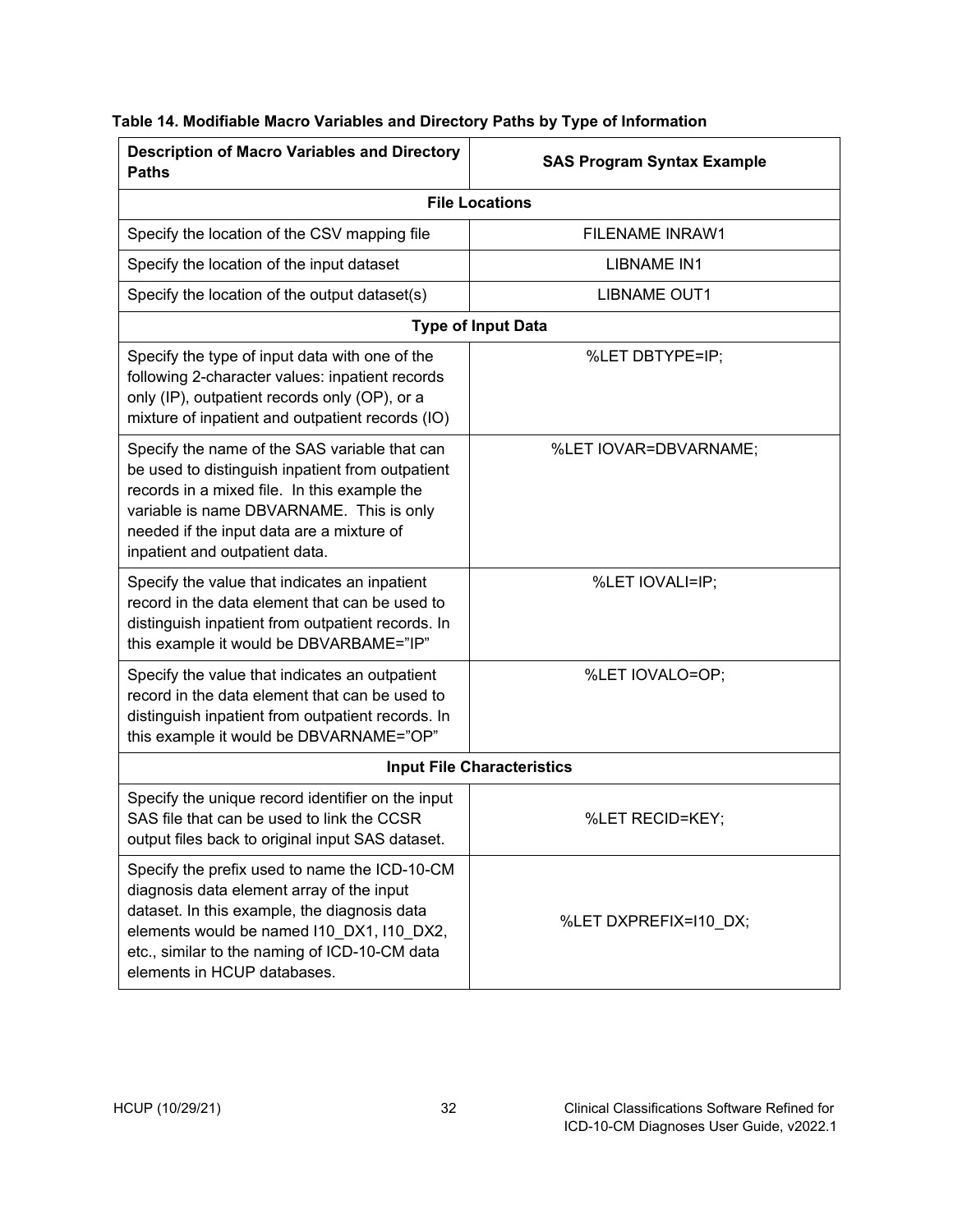**Table 14. Modifiable Macro Variables and Directory Paths by Type of Information**

| Description of Macro Variables and Directory Paths | SAS Program Syntax Example |
|---|---|
| **File Locations** | |
| Specify the location of the CSV mapping file | FILENAME INRAW1 |
| Specify the location of the input dataset | LIBNAME IN1 |
| Specify the location of the output dataset(s) | LIBNAME OUT1 |
| **Type of Input Data** | |
| Specify the type of input data with one of the following 2-character values: inpatient records only (IP), outpatient records only (OP), or a mixture of inpatient and outpatient records (IO) | %LET DBTYPE=IP; |
| Specify the name of the SAS variable that can be used to distinguish inpatient from outpatient records in a mixed file. In this example the variable is name DBVARNAME. This is only needed if the input data are a mixture of inpatient and outpatient data. | %LET IOVAR=DBVARNAME; |
| Specify the value that indicates an inpatient record in the data element that can be used to distinguish inpatient from outpatient records. In this example it would be DBVARBAME="IP" | %LET IOVALI=IP; |
| Specify the value that indicates an outpatient record in the data element that can be used to distinguish inpatient from outpatient records. In this example it would be DBVARNAME="OP" | %LET IOVALO=OP; |
| **Input File Characteristics** | |
| Specify the unique record identifier on the input SAS file that can be used to link the CCSR output files back to original input SAS dataset. | %LET RECID=KEY; |
| Specify the prefix used to name the ICD-10-CM diagnosis data element array of the input dataset. In this example, the diagnosis data elements would be named I10_DX1, I10_DX2, etc., similar to the naming of ICD-10-CM data elements in HCUP databases. | %LET DXPREFIX=I10_DX; |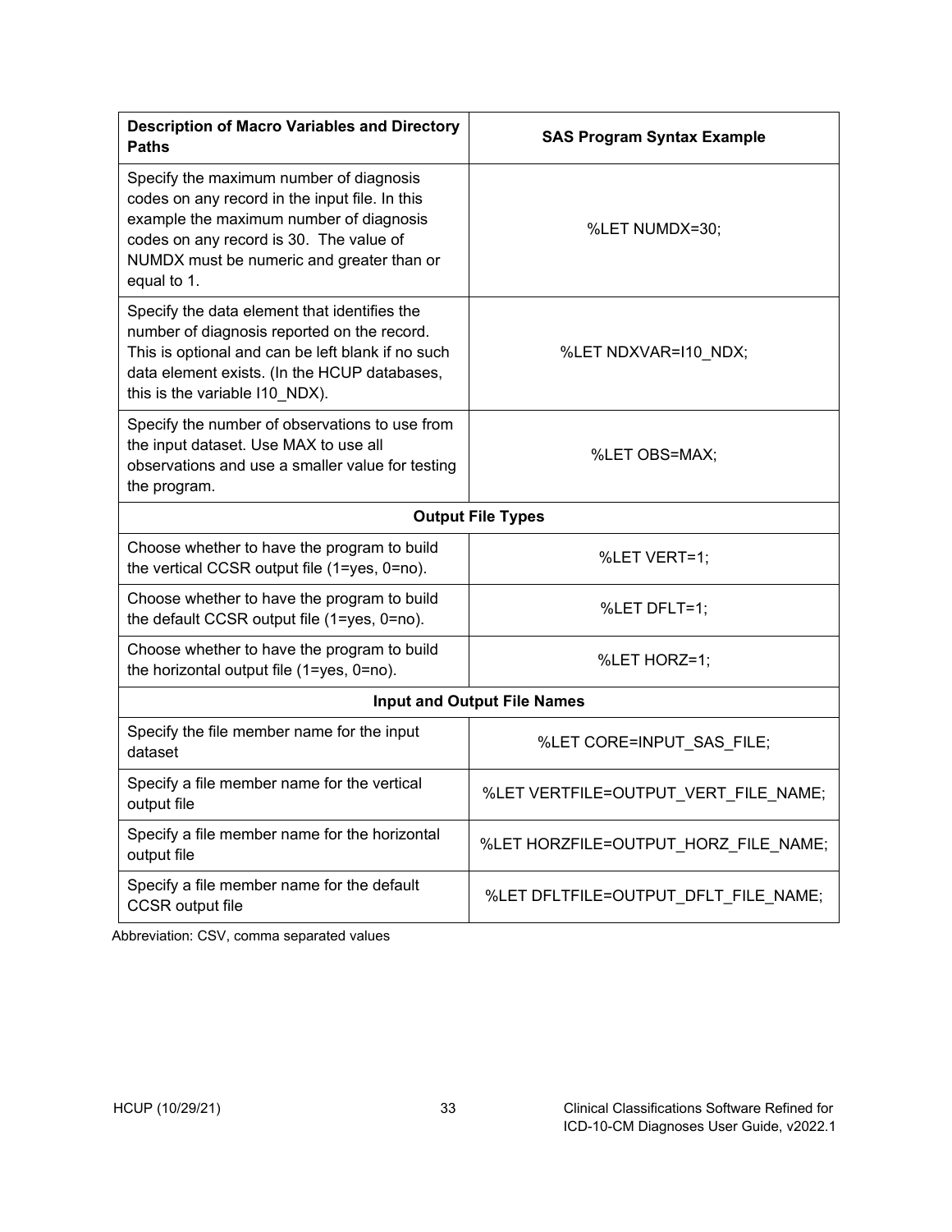| Description of Macro Variables and Directory Paths | SAS Program Syntax Example |
| --- | --- |
| Specify the maximum number of diagnosis codes on any record in the input file. In this example the maximum number of diagnosis codes on any record is 30. The value of NUMDX must be numeric and greater than or equal to 1. | %LET NUMDX=30; |
| Specify the data element that identifies the number of diagnosis reported on the record. This is optional and can be left blank if no such data element exists. (In the HCUP databases, this is the variable I10_NDX). | %LET NDXVAR=I10_NDX; |
| Specify the number of observations to use from the input dataset. Use MAX to use all observations and use a smaller value for testing the program. | %LET OBS=MAX; |
| **Output File Types** | |
| Choose whether to have the program to build the vertical CCSR output file (1=yes, 0=no). | %LET VERT=1; |
| Choose whether to have the program to build the default CCSR output file (1=yes, 0=no). | %LET DFLT=1; |
| Choose whether to have the program to build the horizontal output file (1=yes, 0=no). | %LET HORZ=1; |
| **Input and Output File Names** | |
| Specify the file member name for the input dataset | %LET CORE=INPUT_SAS_FILE; |
| Specify a file member name for the vertical output file | %LET VERTFILE=OUTPUT_VERT_FILE_NAME; |
| Specify a file member name for the horizontal output file | %LET HORZFILE=OUTPUT_HORZ_FILE_NAME; |
| Specify a file member name for the default CCSR output file | %LET DFLTFILE=OUTPUT_DFLT_FILE_NAME; |

Abbreviation: CSV, comma separated values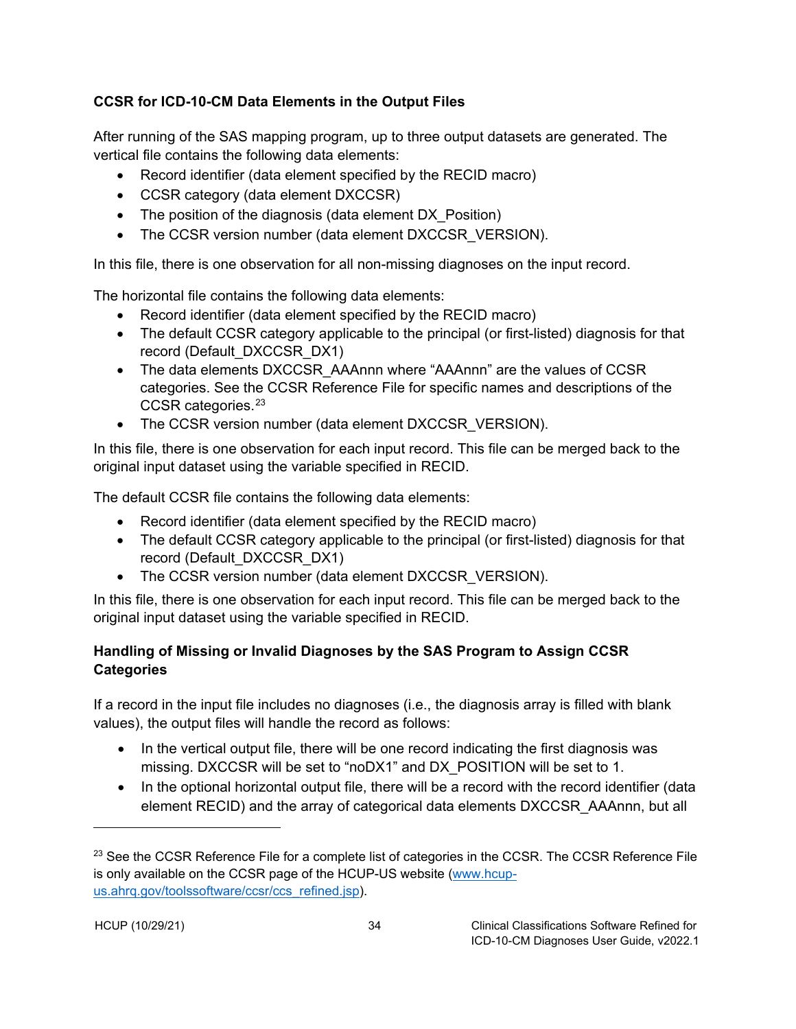### CCSR for ICD-10-CM Data Elements in the Output Files

After running of the SAS mapping program, up to three output datasets are generated. The vertical file contains the following data elements:

- Record identifier (data element specified by the RECID macro)
- CCSR category (data element DXCCSR)
- The position of the diagnosis (data element DX_Position)
- The CCSR version number (data element DXCCSR_VERSION).

In this file, there is one observation for all non-missing diagnoses on the input record.

The horizontal file contains the following data elements:

- Record identifier (data element specified by the RECID macro)
- The default CCSR category applicable to the principal (or first-listed) diagnosis for that record (Default_DXCCSR_DX1)
- The data elements DXCCSR_AAAnnn where "AAAnnn" are the values of CCSR categories. See the CCSR Reference File for specific names and descriptions of the CCSR categories.[23]
- The CCSR version number (data element DXCCSR_VERSION).

In this file, there is one observation for each input record. This file can be merged back to the original input dataset using the variable specified in RECID.

The default CCSR file contains the following data elements:

- Record identifier (data element specified by the RECID macro)
- The default CCSR category applicable to the principal (or first-listed) diagnosis for that record (Default_DXCCSR_DX1)
- The CCSR version number (data element DXCCSR_VERSION).

In this file, there is one observation for each input record. This file can be merged back to the original input dataset using the variable specified in RECID.

### Handling of Missing or Invalid Diagnoses by the SAS Program to Assign CCSR Categories

If a record in the input file includes no diagnoses (i.e., the diagnosis array is filled with blank values), the output files will handle the record as follows:

- In the vertical output file, there will be one record indicating the first diagnosis was missing. DXCCSR will be set to "noDX1" and DX_POSITION will be set to 1.
- In the optional horizontal output file, there will be a record with the record identifier (data element RECID) and the array of categorical data elements DXCCSR_AAAnnn, but all

---

[23] See the CCSR Reference File for a complete list of categories in the CCSR. The CCSR Reference File is only available on the CCSR page of the HCUP-US website (www.hcup-us.ahrq.gov/toolssoftware/ccsr/ccs_refined.jsp).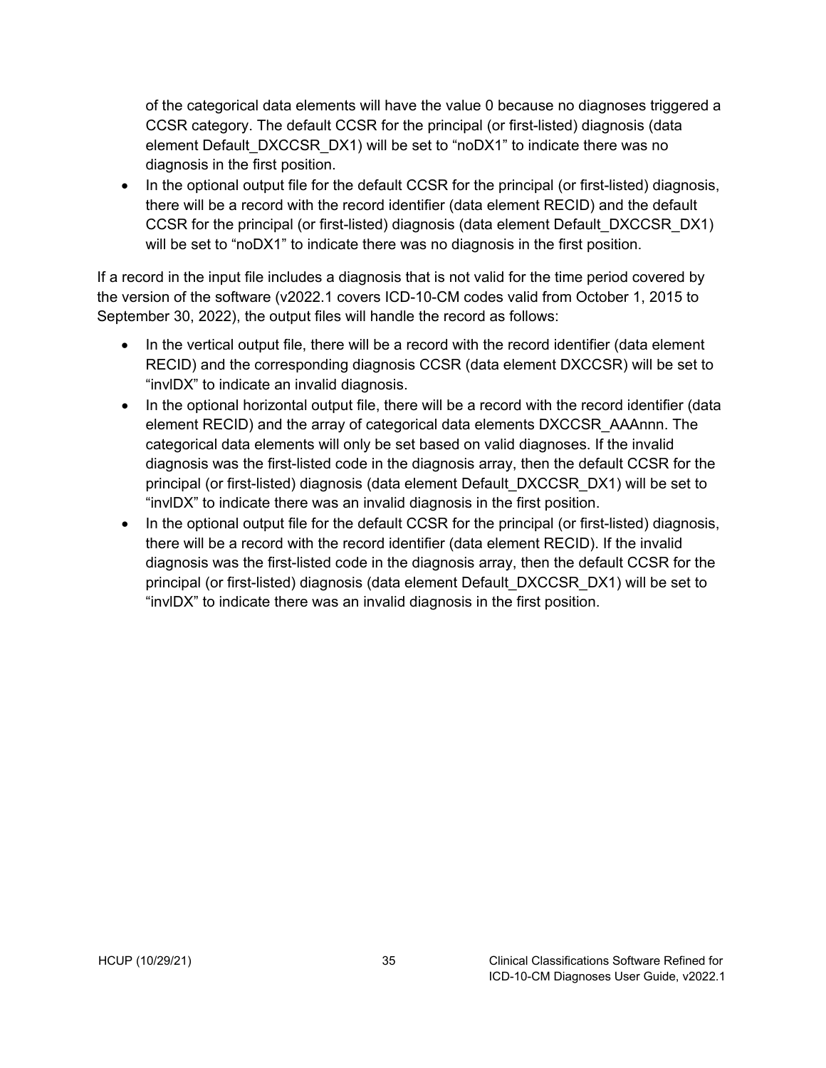of the categorical data elements will have the value 0 because no diagnoses triggered a CCSR category. The default CCSR for the principal (or first-listed) diagnosis (data element Default_DXCCSR_DX1) will be set to "noDX1" to indicate there was no diagnosis in the first position.

- In the optional output file for the default CCSR for the principal (or first-listed) diagnosis, there will be a record with the record identifier (data element RECID) and the default CCSR for the principal (or first-listed) diagnosis (data element Default_DXCCSR_DX1) will be set to "noDX1" to indicate there was no diagnosis in the first position.

If a record in the input file includes a diagnosis that is not valid for the time period covered by the version of the software (v2022.1 covers ICD-10-CM codes valid from October 1, 2015 to September 30, 2022), the output files will handle the record as follows:

- In the vertical output file, there will be a record with the record identifier (data element RECID) and the corresponding diagnosis CCSR (data element DXCCSR) will be set to "invlDX" to indicate an invalid diagnosis.
- In the optional horizontal output file, there will be a record with the record identifier (data element RECID) and the array of categorical data elements DXCCSR_AAAnnn. The categorical data elements will only be set based on valid diagnoses. If the invalid diagnosis was the first-listed code in the diagnosis array, then the default CCSR for the principal (or first-listed) diagnosis (data element Default_DXCCSR_DX1) will be set to "invlDX" to indicate there was an invalid diagnosis in the first position.
- In the optional output file for the default CCSR for the principal (or first-listed) diagnosis, there will be a record with the record identifier (data element RECID). If the invalid diagnosis was the first-listed code in the diagnosis array, then the default CCSR for the principal (or first-listed) diagnosis (data element Default_DXCCSR_DX1) will be set to "invlDX" to indicate there was an invalid diagnosis in the first position.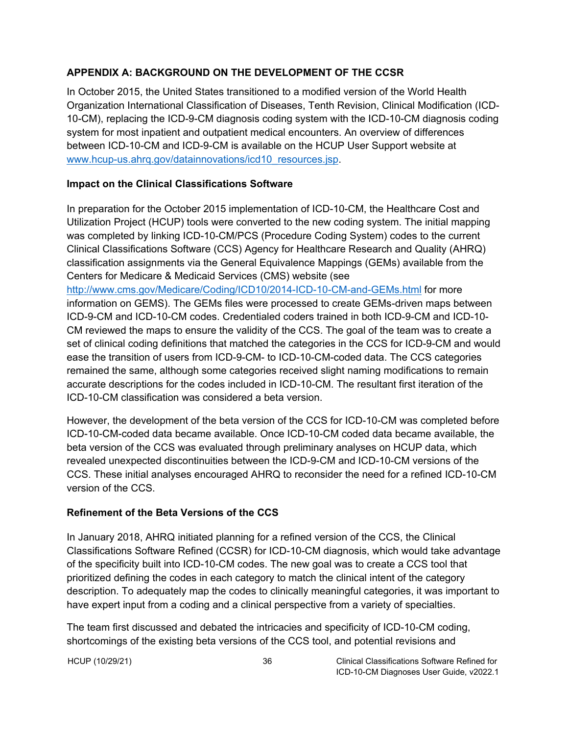## APPENDIX A: BACKGROUND ON THE DEVELOPMENT OF THE CCSR

In October 2015, the United States transitioned to a modified version of the World Health Organization International Classification of Diseases, Tenth Revision, Clinical Modification (ICD-10-CM), replacing the ICD-9-CM diagnosis coding system with the ICD-10-CM diagnosis coding system for most inpatient and outpatient medical encounters. An overview of differences between ICD-10-CM and ICD-9-CM is available on the HCUP User Support website at [www.hcup-us.ahrq.gov/datainnovations/icd10_resources.jsp](www.hcup-us.ahrq.gov/datainnovations/icd10_resources.jsp).

### Impact on the Clinical Classifications Software

In preparation for the October 2015 implementation of ICD-10-CM, the Healthcare Cost and Utilization Project (HCUP) tools were converted to the new coding system. The initial mapping was completed by linking ICD-10-CM/PCS (Procedure Coding System) codes to the current Clinical Classifications Software (CCS) Agency for Healthcare Research and Quality (AHRQ) classification assignments via the General Equivalence Mappings (GEMs) available from the Centers for Medicare & Medicaid Services (CMS) website (see [http://www.cms.gov/Medicare/Coding/ICD10/2014-ICD-10-CM-and-GEMs.html](http://www.cms.gov/Medicare/Coding/ICD10/2014-ICD-10-CM-and-GEMs.html) for more information on GEMS). The GEMs files were processed to create GEMs-driven maps between ICD-9-CM and ICD-10-CM codes. Credentialed coders trained in both ICD-9-CM and ICD-10-CM reviewed the maps to ensure the validity of the CCS. The goal of the team was to create a set of clinical coding definitions that matched the categories in the CCS for ICD-9-CM and would ease the transition of users from ICD-9-CM- to ICD-10-CM-coded data. The CCS categories remained the same, although some categories received slight naming modifications to remain accurate descriptions for the codes included in ICD-10-CM. The resultant first iteration of the ICD-10-CM classification was considered a beta version.

However, the development of the beta version of the CCS for ICD-10-CM was completed before ICD-10-CM-coded data became available. Once ICD-10-CM coded data became available, the beta version of the CCS was evaluated through preliminary analyses on HCUP data, which revealed unexpected discontinuities between the ICD-9-CM and ICD-10-CM versions of the CCS. These initial analyses encouraged AHRQ to reconsider the need for a refined ICD-10-CM version of the CCS.

### Refinement of the Beta Versions of the CCS

In January 2018, AHRQ initiated planning for a refined version of the CCS, the Clinical Classifications Software Refined (CCSR) for ICD-10-CM diagnosis, which would take advantage of the specificity built into ICD-10-CM codes. The new goal was to create a CCS tool that prioritized defining the codes in each category to match the clinical intent of the category description. To adequately map the codes to clinically meaningful categories, it was important to have expert input from a coding and a clinical perspective from a variety of specialties.

The team first discussed and debated the intricacies and specificity of ICD-10-CM coding, shortcomings of the existing beta versions of the CCS tool, and potential revisions and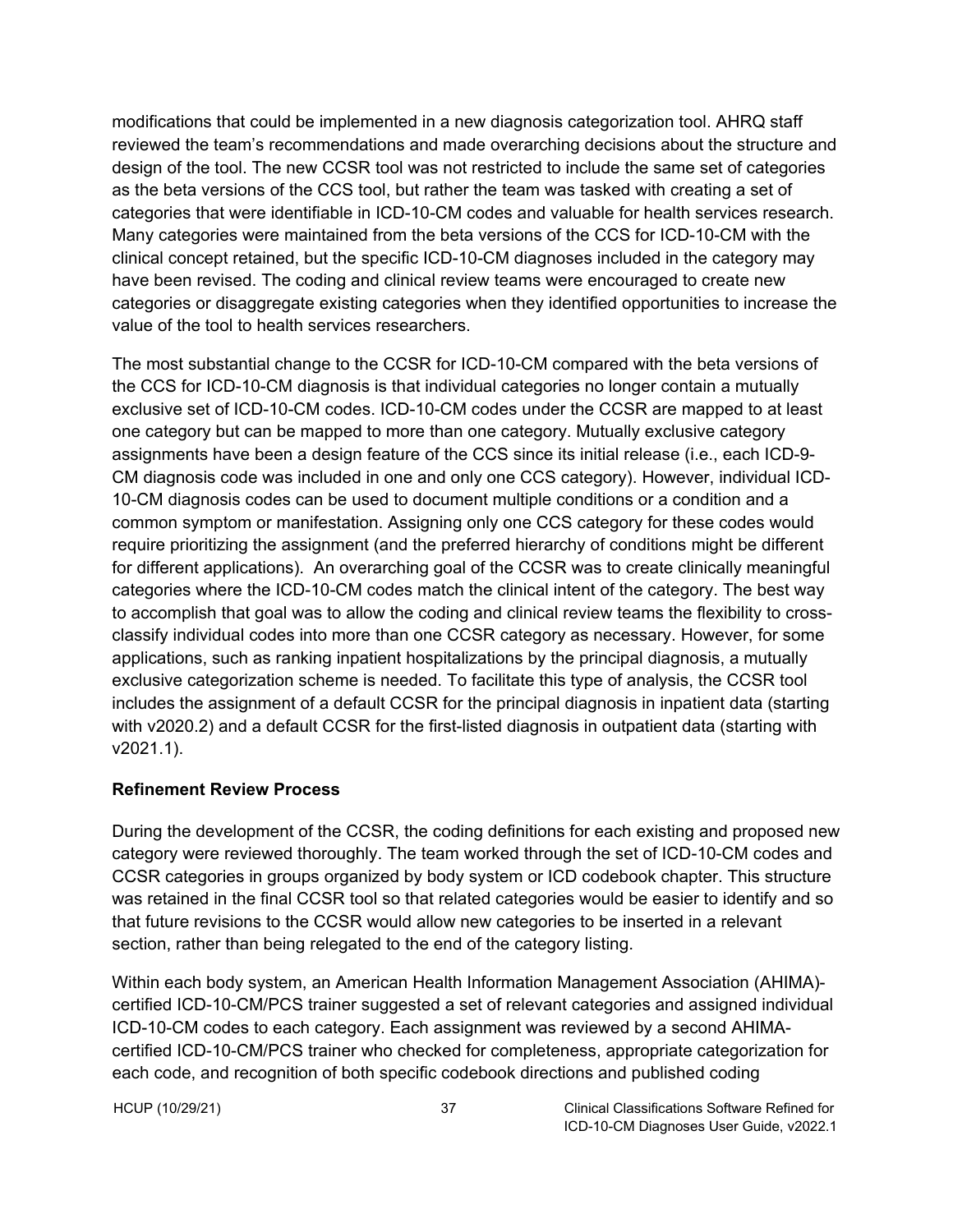modifications that could be implemented in a new diagnosis categorization tool. AHRQ staff reviewed the team's recommendations and made overarching decisions about the structure and design of the tool. The new CCSR tool was not restricted to include the same set of categories as the beta versions of the CCS tool, but rather the team was tasked with creating a set of categories that were identifiable in ICD-10-CM codes and valuable for health services research. Many categories were maintained from the beta versions of the CCS for ICD-10-CM with the clinical concept retained, but the specific ICD-10-CM diagnoses included in the category may have been revised. The coding and clinical review teams were encouraged to create new categories or disaggregate existing categories when they identified opportunities to increase the value of the tool to health services researchers.

The most substantial change to the CCSR for ICD-10-CM compared with the beta versions of the CCS for ICD-10-CM diagnosis is that individual categories no longer contain a mutually exclusive set of ICD-10-CM codes. ICD-10-CM codes under the CCSR are mapped to at least one category but can be mapped to more than one category. Mutually exclusive category assignments have been a design feature of the CCS since its initial release (i.e., each ICD-9-CM diagnosis code was included in one and only one CCS category). However, individual ICD-10-CM diagnosis codes can be used to document multiple conditions or a condition and a common symptom or manifestation. Assigning only one CCS category for these codes would require prioritizing the assignment (and the preferred hierarchy of conditions might be different for different applications). An overarching goal of the CCSR was to create clinically meaningful categories where the ICD-10-CM codes match the clinical intent of the category. The best way to accomplish that goal was to allow the coding and clinical review teams the flexibility to cross-classify individual codes into more than one CCSR category as necessary. However, for some applications, such as ranking inpatient hospitalizations by the principal diagnosis, a mutually exclusive categorization scheme is needed. To facilitate this type of analysis, the CCSR tool includes the assignment of a default CCSR for the principal diagnosis in inpatient data (starting with v2020.2) and a default CCSR for the first-listed diagnosis in outpatient data (starting with v2021.1).

**Refinement Review Process**

During the development of the CCSR, the coding definitions for each existing and proposed new category were reviewed thoroughly. The team worked through the set of ICD-10-CM codes and CCSR categories in groups organized by body system or ICD codebook chapter. This structure was retained in the final CCSR tool so that related categories would be easier to identify and so that future revisions to the CCSR would allow new categories to be inserted in a relevant section, rather than being relegated to the end of the category listing.

Within each body system, an American Health Information Management Association (AHIMA)-certified ICD-10-CM/PCS trainer suggested a set of relevant categories and assigned individual ICD-10-CM codes to each category. Each assignment was reviewed by a second AHIMA-certified ICD-10-CM/PCS trainer who checked for completeness, appropriate categorization for each code, and recognition of both specific codebook directions and published coding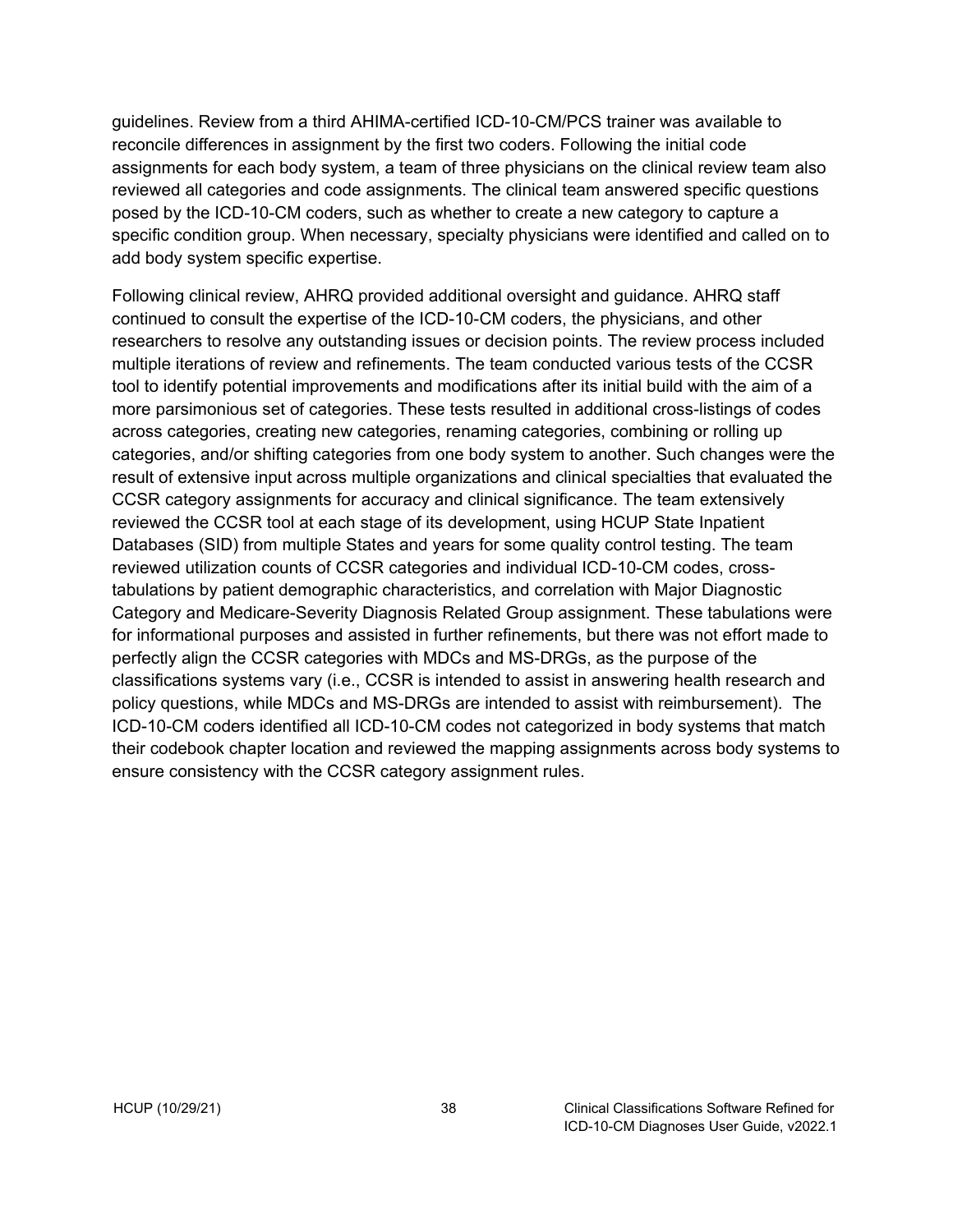guidelines. Review from a third AHIMA-certified ICD-10-CM/PCS trainer was available to reconcile differences in assignment by the first two coders. Following the initial code assignments for each body system, a team of three physicians on the clinical review team also reviewed all categories and code assignments. The clinical team answered specific questions posed by the ICD-10-CM coders, such as whether to create a new category to capture a specific condition group. When necessary, specialty physicians were identified and called on to add body system specific expertise.

Following clinical review, AHRQ provided additional oversight and guidance. AHRQ staff continued to consult the expertise of the ICD-10-CM coders, the physicians, and other researchers to resolve any outstanding issues or decision points. The review process included multiple iterations of review and refinements. The team conducted various tests of the CCSR tool to identify potential improvements and modifications after its initial build with the aim of a more parsimonious set of categories. These tests resulted in additional cross-listings of codes across categories, creating new categories, renaming categories, combining or rolling up categories, and/or shifting categories from one body system to another. Such changes were the result of extensive input across multiple organizations and clinical specialties that evaluated the CCSR category assignments for accuracy and clinical significance. The team extensively reviewed the CCSR tool at each stage of its development, using HCUP State Inpatient Databases (SID) from multiple States and years for some quality control testing. The team reviewed utilization counts of CCSR categories and individual ICD-10-CM codes, cross-tabulations by patient demographic characteristics, and correlation with Major Diagnostic Category and Medicare-Severity Diagnosis Related Group assignment. These tabulations were for informational purposes and assisted in further refinements, but there was not effort made to perfectly align the CCSR categories with MDCs and MS-DRGs, as the purpose of the classifications systems vary (i.e., CCSR is intended to assist in answering health research and policy questions, while MDCs and MS-DRGs are intended to assist with reimbursement). The ICD-10-CM coders identified all ICD-10-CM codes not categorized in body systems that match their codebook chapter location and reviewed the mapping assignments across body systems to ensure consistency with the CCSR category assignment rules.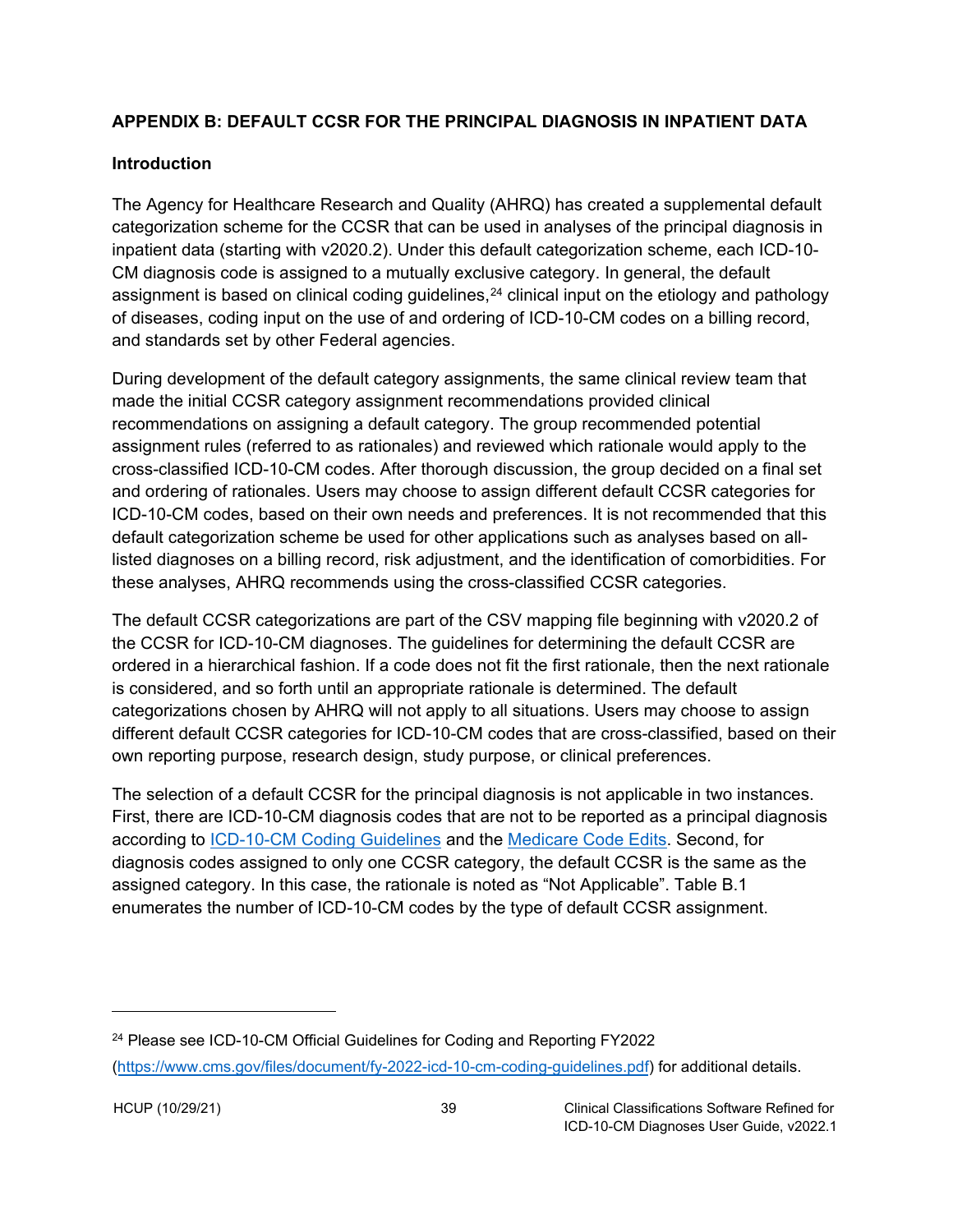## APPENDIX B: DEFAULT CCSR FOR THE PRINCIPAL DIAGNOSIS IN INPATIENT DATA

### Introduction

The Agency for Healthcare Research and Quality (AHRQ) has created a supplemental default categorization scheme for the CCSR that can be used in analyses of the principal diagnosis in inpatient data (starting with v2020.2). Under this default categorization scheme, each ICD-10-CM diagnosis code is assigned to a mutually exclusive category. In general, the default assignment is based on clinical coding guidelines,[24] clinical input on the etiology and pathology of diseases, coding input on the use of and ordering of ICD-10-CM codes on a billing record, and standards set by other Federal agencies.

During development of the default category assignments, the same clinical review team that made the initial CCSR category assignment recommendations provided clinical recommendations on assigning a default category. The group recommended potential assignment rules (referred to as rationales) and reviewed which rationale would apply to the cross-classified ICD-10-CM codes. After thorough discussion, the group decided on a final set and ordering of rationales. Users may choose to assign different default CCSR categories for ICD-10-CM codes, based on their own needs and preferences. It is not recommended that this default categorization scheme be used for other applications such as analyses based on all-listed diagnoses on a billing record, risk adjustment, and the identification of comorbidities. For these analyses, AHRQ recommends using the cross-classified CCSR categories.

The default CCSR categorizations are part of the CSV mapping file beginning with v2020.2 of the CCSR for ICD-10-CM diagnoses. The guidelines for determining the default CCSR are ordered in a hierarchical fashion. If a code does not fit the first rationale, then the next rationale is considered, and so forth until an appropriate rationale is determined. The default categorizations chosen by AHRQ will not apply to all situations. Users may choose to assign different default CCSR categories for ICD-10-CM codes that are cross-classified, based on their own reporting purpose, research design, study purpose, or clinical preferences.

The selection of a default CCSR for the principal diagnosis is not applicable in two instances. First, there are ICD-10-CM diagnosis codes that are not to be reported as a principal diagnosis according to ICD-10-CM Coding Guidelines and the Medicare Code Edits. Second, for diagnosis codes assigned to only one CCSR category, the default CCSR is the same as the assigned category. In this case, the rationale is noted as "Not Applicable". Table B.1 enumerates the number of ICD-10-CM codes by the type of default CCSR assignment.

---

[24] Please see ICD-10-CM Official Guidelines for Coding and Reporting FY2022 (https://www.cms.gov/files/document/fy-2022-icd-10-cm-coding-guidelines.pdf) for additional details.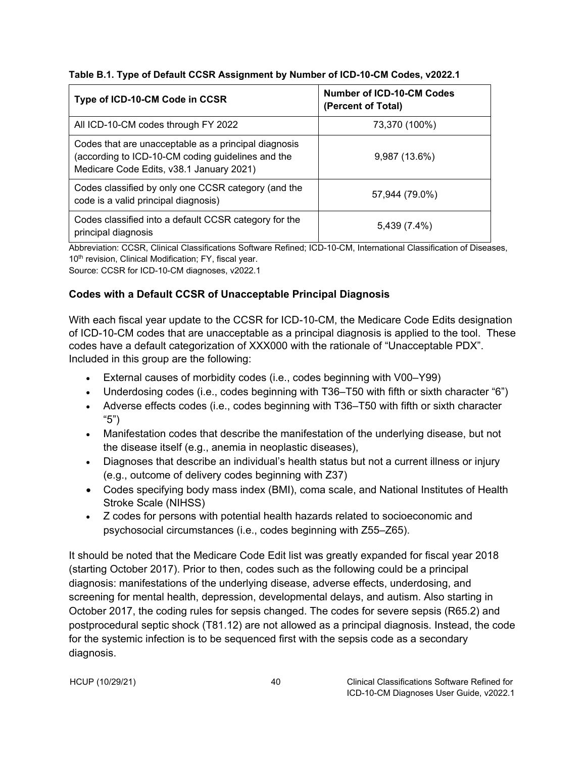**Table B.1. Type of Default CCSR Assignment by Number of ICD-10-CM Codes, v2022.1**

| Type of ICD-10-CM Code in CCSR | Number of ICD-10-CM Codes (Percent of Total) |
|---|---|
| All ICD-10-CM codes through FY 2022 | 73,370 (100%) |
| Codes that are unacceptable as a principal diagnosis (according to ICD-10-CM coding guidelines and the Medicare Code Edits, v38.1 January 2021) | 9,987 (13.6%) |
| Codes classified by only one CCSR category (and the code is a valid principal diagnosis) | 57,944 (79.0%) |
| Codes classified into a default CCSR category for the principal diagnosis | 5,439 (7.4%) |

Abbreviation: CCSR, Clinical Classifications Software Refined; ICD-10-CM, International Classification of Diseases, 10th revision, Clinical Modification; FY, fiscal year.
Source: CCSR for ICD-10-CM diagnoses, v2022.1

### Codes with a Default CCSR of Unacceptable Principal Diagnosis

With each fiscal year update to the CCSR for ICD-10-CM, the Medicare Code Edits designation of ICD-10-CM codes that are unacceptable as a principal diagnosis is applied to the tool. These codes have a default categorization of XXX000 with the rationale of "Unacceptable PDX". Included in this group are the following:

- External causes of morbidity codes (i.e., codes beginning with V00–Y99)
- Underdosing codes (i.e., codes beginning with T36–T50 with fifth or sixth character "6")
- Adverse effects codes (i.e., codes beginning with T36–T50 with fifth or sixth character "5")
- Manifestation codes that describe the manifestation of the underlying disease, but not the disease itself (e.g., anemia in neoplastic diseases),
- Diagnoses that describe an individual's health status but not a current illness or injury (e.g., outcome of delivery codes beginning with Z37)
- Codes specifying body mass index (BMI), coma scale, and National Institutes of Health Stroke Scale (NIHSS)
- Z codes for persons with potential health hazards related to socioeconomic and psychosocial circumstances (i.e., codes beginning with Z55–Z65).

It should be noted that the Medicare Code Edit list was greatly expanded for fiscal year 2018 (starting October 2017). Prior to then, codes such as the following could be a principal diagnosis: manifestations of the underlying disease, adverse effects, underdosing, and screening for mental health, depression, developmental delays, and autism. Also starting in October 2017, the coding rules for sepsis changed. The codes for severe sepsis (R65.2) and postprocedural septic shock (T81.12) are not allowed as a principal diagnosis. Instead, the code for the systemic infection is to be sequenced first with the sepsis code as a secondary diagnosis.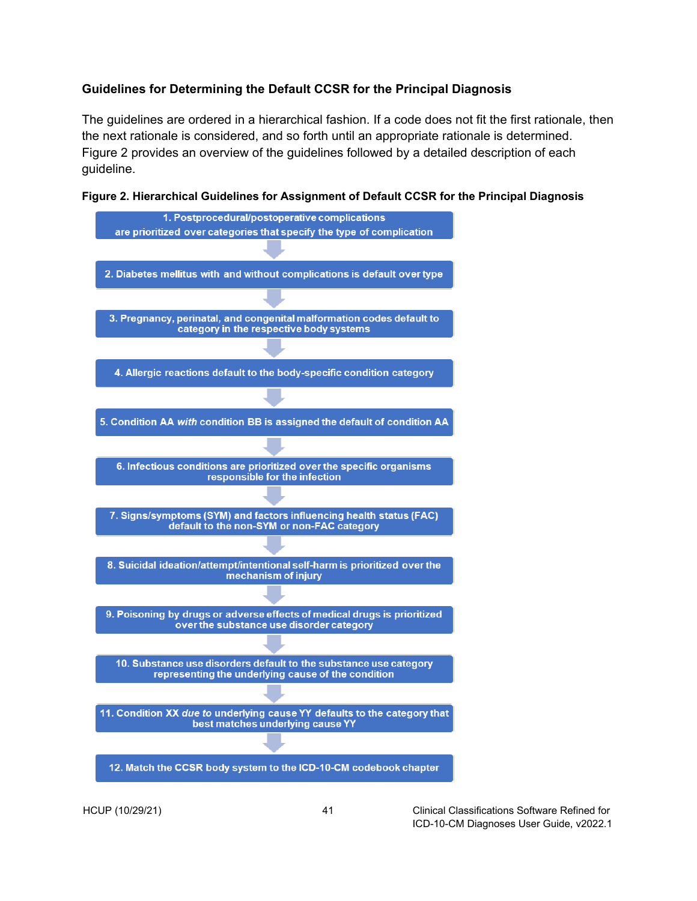### Guidelines for Determining the Default CCSR for the Principal Diagnosis

The guidelines are ordered in a hierarchical fashion. If a code does not fit the first rationale, then the next rationale is considered, and so forth until an appropriate rationale is determined. Figure 2 provides an overview of the guidelines followed by a detailed description of each guideline.

**Figure 2. Hierarchical Guidelines for Assignment of Default CCSR for the Principal Diagnosis**

1. Postprocedural/postoperative complications are prioritized over categories that specify the type of complication
2. Diabetes mellitus with and without complications is default over type
3. Pregnancy, perinatal, and congenital malformation codes default to category in the respective body systems
4. Allergic reactions default to the body-specific condition category
5. Condition AA *with* condition BB is assigned the default of condition AA
6. Infectious conditions are prioritized over the specific organisms responsible for the infection
7. Signs/symptoms (SYM) and factors influencing health status (FAC) default to the non-SYM or non-FAC category
8. Suicidal ideation/attempt/intentional self-harm is prioritized over the mechanism of injury
9. Poisoning by drugs or adverse effects of medical drugs is prioritized over the substance use disorder category
10. Substance use disorders default to the substance use category representing the underlying cause of the condition
11. Condition XX *due to* underlying cause YY defaults to the category that best matches underlying cause YY
12. Match the CCSR body system to the ICD-10-CM codebook chapter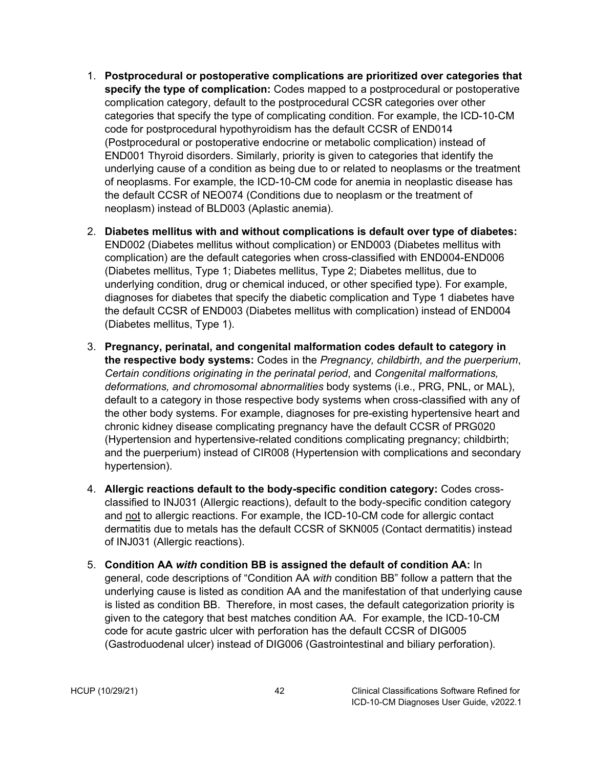1. **Postprocedural or postoperative complications are prioritized over categories that specify the type of complication:** Codes mapped to a postprocedural or postoperative complication category, default to the postprocedural CCSR categories over other categories that specify the type of complicating condition. For example, the ICD-10-CM code for postprocedural hypothyroidism has the default CCSR of END014 (Postprocedural or postoperative endocrine or metabolic complication) instead of END001 Thyroid disorders. Similarly, priority is given to categories that identify the underlying cause of a condition as being due to or related to neoplasms or the treatment of neoplasms. For example, the ICD-10-CM code for anemia in neoplastic disease has the default CCSR of NEO074 (Conditions due to neoplasm or the treatment of neoplasm) instead of BLD003 (Aplastic anemia).

2. **Diabetes mellitus with and without complications is default over type of diabetes:** END002 (Diabetes mellitus without complication) or END003 (Diabetes mellitus with complication) are the default categories when cross-classified with END004-END006 (Diabetes mellitus, Type 1; Diabetes mellitus, Type 2; Diabetes mellitus, due to underlying condition, drug or chemical induced, or other specified type). For example, diagnoses for diabetes that specify the diabetic complication and Type 1 diabetes have the default CCSR of END003 (Diabetes mellitus with complication) instead of END004 (Diabetes mellitus, Type 1).

3. **Pregnancy, perinatal, and congenital malformation codes default to category in the respective body systems:** Codes in the *Pregnancy, childbirth, and the puerperium*, *Certain conditions originating in the perinatal period*, and *Congenital malformations, deformations, and chromosomal abnormalities* body systems (i.e., PRG, PNL, or MAL), default to a category in those respective body systems when cross-classified with any of the other body systems. For example, diagnoses for pre-existing hypertensive heart and chronic kidney disease complicating pregnancy have the default CCSR of PRG020 (Hypertension and hypertensive-related conditions complicating pregnancy; childbirth; and the puerperium) instead of CIR008 (Hypertension with complications and secondary hypertension).

4. **Allergic reactions default to the body-specific condition category:** Codes cross-classified to INJ031 (Allergic reactions), default to the body-specific condition category and not to allergic reactions. For example, the ICD-10-CM code for allergic contact dermatitis due to metals has the default CCSR of SKN005 (Contact dermatitis) instead of INJ031 (Allergic reactions).

5. **Condition AA *with* condition BB is assigned the default of condition AA:** In general, code descriptions of "Condition AA *with* condition BB" follow a pattern that the underlying cause is listed as condition AA and the manifestation of that underlying cause is listed as condition BB. Therefore, in most cases, the default categorization priority is given to the category that best matches condition AA. For example, the ICD-10-CM code for acute gastric ulcer with perforation has the default CCSR of DIG005 (Gastroduodenal ulcer) instead of DIG006 (Gastrointestinal and biliary perforation).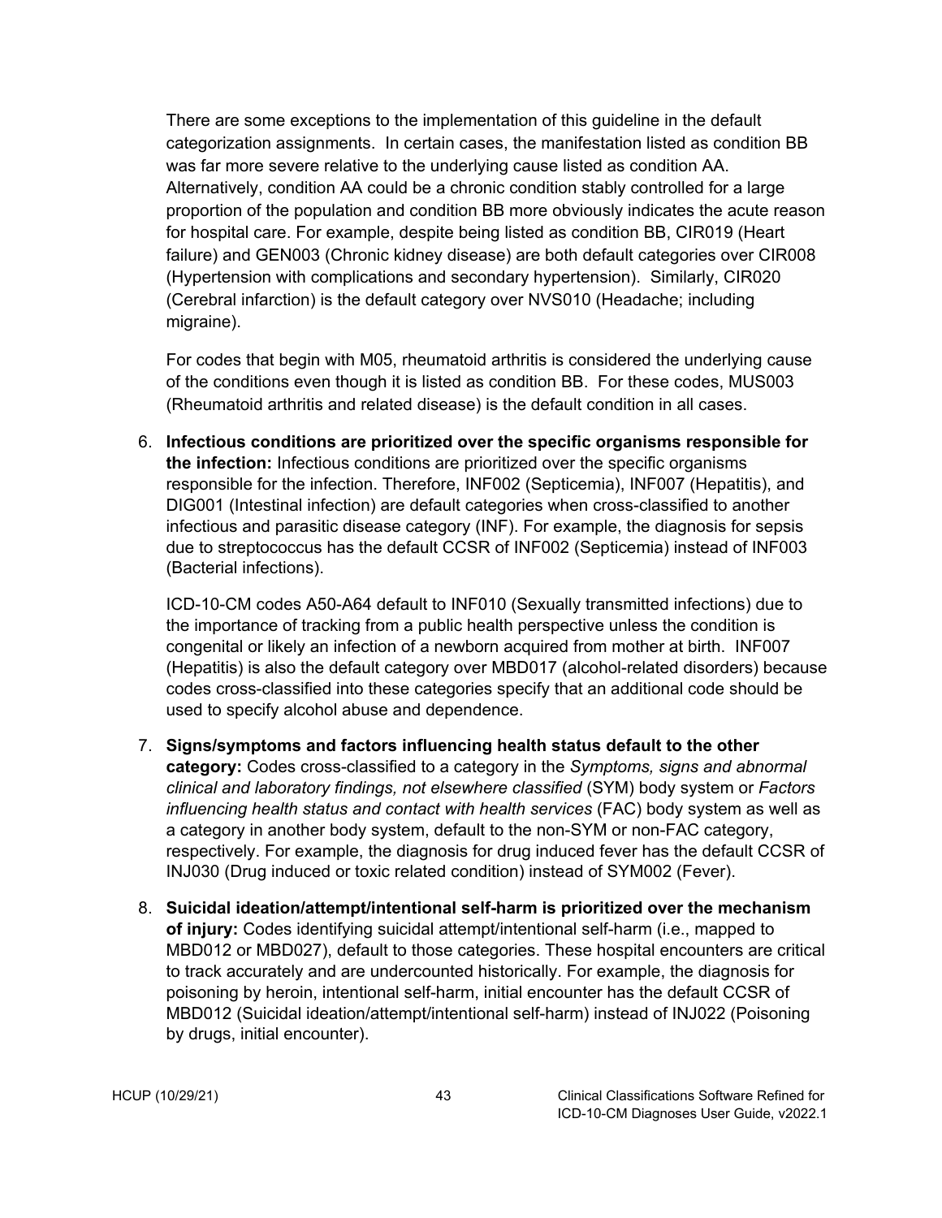There are some exceptions to the implementation of this guideline in the default categorization assignments. In certain cases, the manifestation listed as condition BB was far more severe relative to the underlying cause listed as condition AA. Alternatively, condition AA could be a chronic condition stably controlled for a large proportion of the population and condition BB more obviously indicates the acute reason for hospital care. For example, despite being listed as condition BB, CIR019 (Heart failure) and GEN003 (Chronic kidney disease) are both default categories over CIR008 (Hypertension with complications and secondary hypertension). Similarly, CIR020 (Cerebral infarction) is the default category over NVS010 (Headache; including migraine).

For codes that begin with M05, rheumatoid arthritis is considered the underlying cause of the conditions even though it is listed as condition BB. For these codes, MUS003 (Rheumatoid arthritis and related disease) is the default condition in all cases.

6. **Infectious conditions are prioritized over the specific organisms responsible for the infection:** Infectious conditions are prioritized over the specific organisms responsible for the infection. Therefore, INF002 (Septicemia), INF007 (Hepatitis), and DIG001 (Intestinal infection) are default categories when cross-classified to another infectious and parasitic disease category (INF). For example, the diagnosis for sepsis due to streptococcus has the default CCSR of INF002 (Septicemia) instead of INF003 (Bacterial infections).

   ICD-10-CM codes A50-A64 default to INF010 (Sexually transmitted infections) due to the importance of tracking from a public health perspective unless the condition is congenital or likely an infection of a newborn acquired from mother at birth. INF007 (Hepatitis) is also the default category over MBD017 (alcohol-related disorders) because codes cross-classified into these categories specify that an additional code should be used to specify alcohol abuse and dependence.

7. **Signs/symptoms and factors influencing health status default to the other category:** Codes cross-classified to a category in the *Symptoms, signs and abnormal clinical and laboratory findings, not elsewhere classified* (SYM) body system or *Factors influencing health status and contact with health services* (FAC) body system as well as a category in another body system, default to the non-SYM or non-FAC category, respectively. For example, the diagnosis for drug induced fever has the default CCSR of INJ030 (Drug induced or toxic related condition) instead of SYM002 (Fever).

8. **Suicidal ideation/attempt/intentional self-harm is prioritized over the mechanism of injury:** Codes identifying suicidal attempt/intentional self-harm (i.e., mapped to MBD012 or MBD027), default to those categories. These hospital encounters are critical to track accurately and are undercounted historically. For example, the diagnosis for poisoning by heroin, intentional self-harm, initial encounter has the default CCSR of MBD012 (Suicidal ideation/attempt/intentional self-harm) instead of INJ022 (Poisoning by drugs, initial encounter).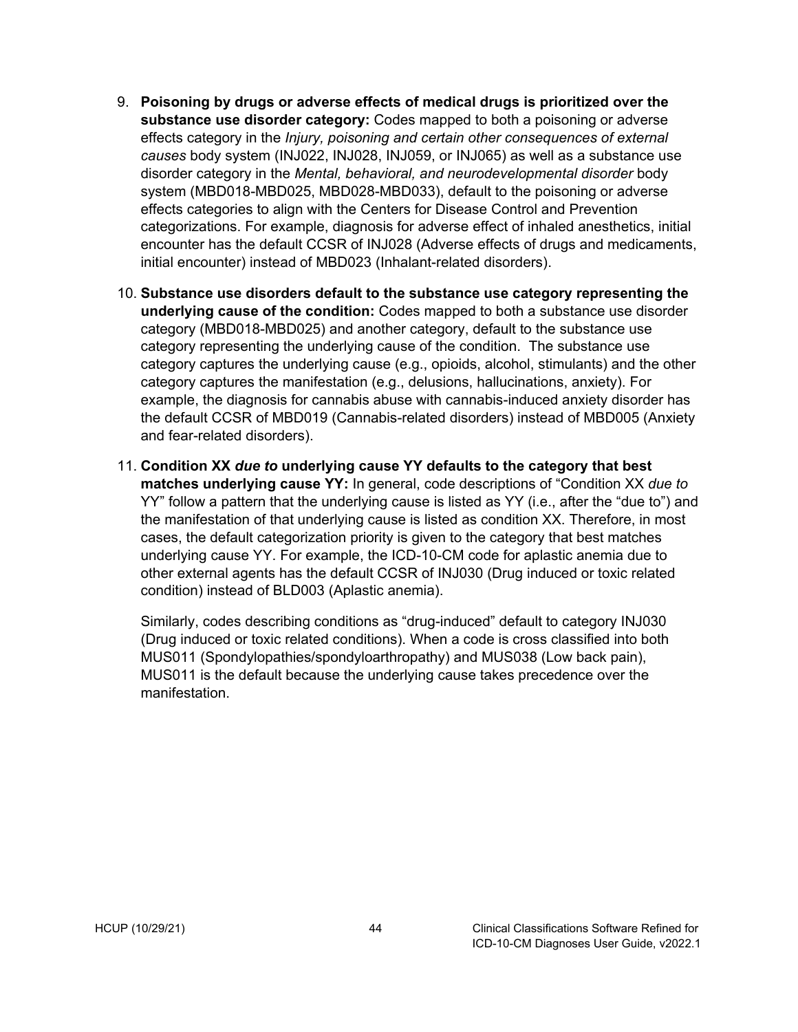9. **Poisoning by drugs or adverse effects of medical drugs is prioritized over the substance use disorder category:** Codes mapped to both a poisoning or adverse effects category in the *Injury, poisoning and certain other consequences of external causes* body system (INJ022, INJ028, INJ059, or INJ065) as well as a substance use disorder category in the *Mental, behavioral, and neurodevelopmental disorder* body system (MBD018-MBD025, MBD028-MBD033), default to the poisoning or adverse effects categories to align with the Centers for Disease Control and Prevention categorizations. For example, diagnosis for adverse effect of inhaled anesthetics, initial encounter has the default CCSR of INJ028 (Adverse effects of drugs and medicaments, initial encounter) instead of MBD023 (Inhalant-related disorders).

10. **Substance use disorders default to the substance use category representing the underlying cause of the condition:** Codes mapped to both a substance use disorder category (MBD018-MBD025) and another category, default to the substance use category representing the underlying cause of the condition. The substance use category captures the underlying cause (e.g., opioids, alcohol, stimulants) and the other category captures the manifestation (e.g., delusions, hallucinations, anxiety). For example, the diagnosis for cannabis abuse with cannabis-induced anxiety disorder has the default CCSR of MBD019 (Cannabis-related disorders) instead of MBD005 (Anxiety and fear-related disorders).

11. **Condition XX *due to* underlying cause YY defaults to the category that best matches underlying cause YY:** In general, code descriptions of "Condition XX *due to* YY" follow a pattern that the underlying cause is listed as YY (i.e., after the "due to") and the manifestation of that underlying cause is listed as condition XX. Therefore, in most cases, the default categorization priority is given to the category that best matches underlying cause YY. For example, the ICD-10-CM code for aplastic anemia due to other external agents has the default CCSR of INJ030 (Drug induced or toxic related condition) instead of BLD003 (Aplastic anemia).

    Similarly, codes describing conditions as "drug-induced" default to category INJ030 (Drug induced or toxic related conditions). When a code is cross classified into both MUS011 (Spondylopathies/spondyloarthropathy) and MUS038 (Low back pain), MUS011 is the default because the underlying cause takes precedence over the manifestation.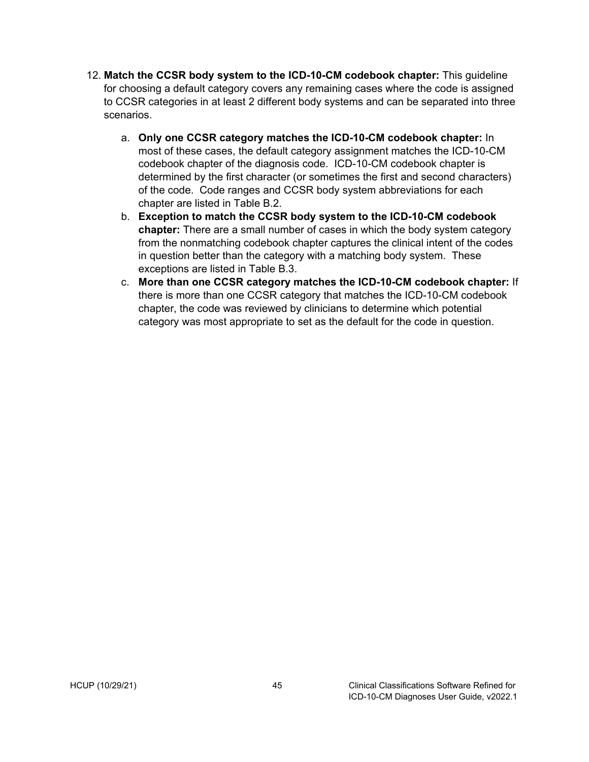12. **Match the CCSR body system to the ICD-10-CM codebook chapter:** This guideline for choosing a default category covers any remaining cases where the code is assigned to CCSR categories in at least 2 different body systems and can be separated into three scenarios.

    a. **Only one CCSR category matches the ICD-10-CM codebook chapter:** In most of these cases, the default category assignment matches the ICD-10-CM codebook chapter of the diagnosis code. ICD-10-CM codebook chapter is determined by the first character (or sometimes the first and second characters) of the code. Code ranges and CCSR body system abbreviations for each chapter are listed in Table B.2.
    b. **Exception to match the CCSR body system to the ICD-10-CM codebook chapter:** There are a small number of cases in which the body system category from the nonmatching codebook chapter captures the clinical intent of the codes in question better than the category with a matching body system. These exceptions are listed in Table B.3.
    c. **More than one CCSR category matches the ICD-10-CM codebook chapter:** If there is more than one CCSR category that matches the ICD-10-CM codebook chapter, the code was reviewed by clinicians to determine which potential category was most appropriate to set as the default for the code in question.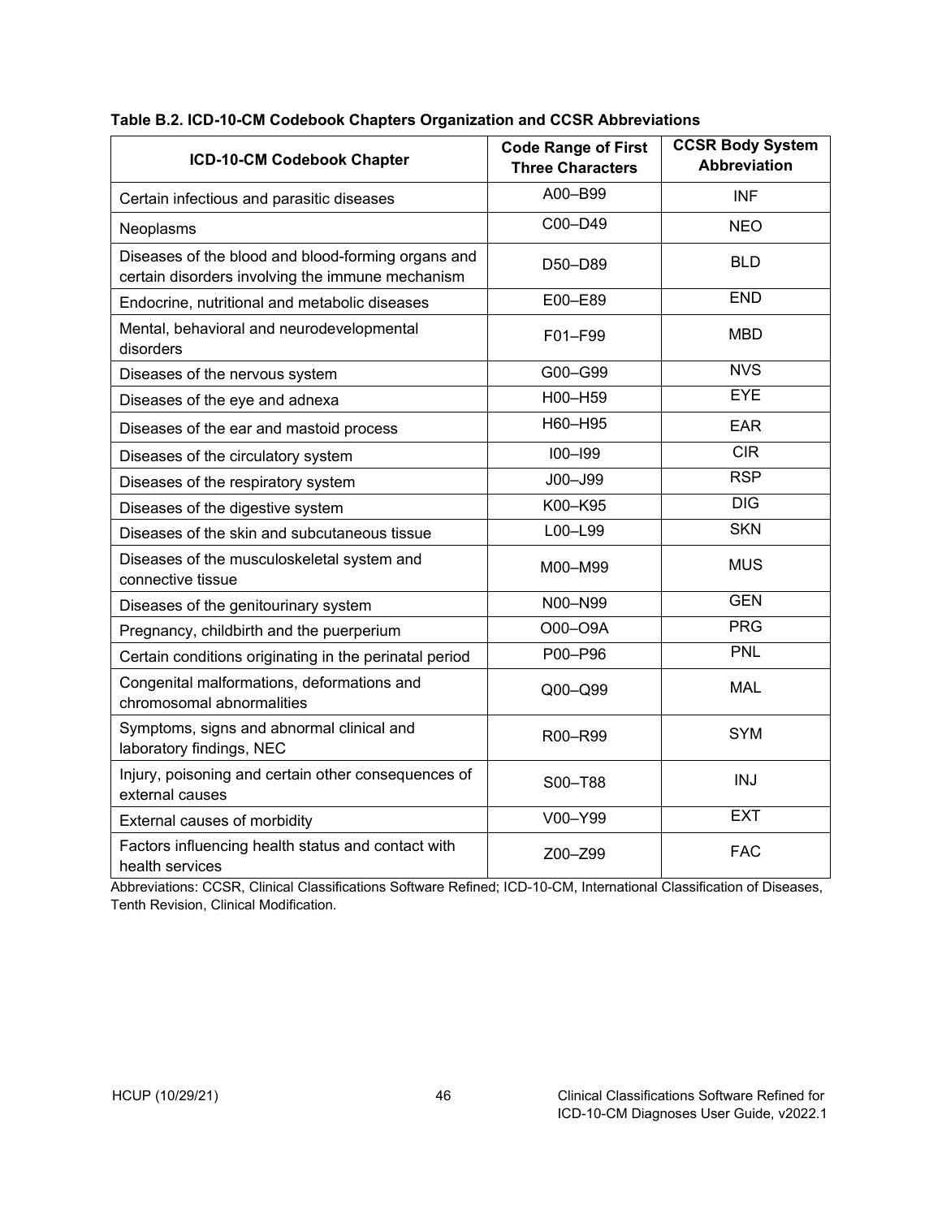**Table B.2. ICD-10-CM Codebook Chapters Organization and CCSR Abbreviations**

| ICD-10-CM Codebook Chapter | Code Range of First Three Characters | CCSR Body System Abbreviation |
|---|---|---|
| Certain infectious and parasitic diseases | A00–B99 | INF |
| Neoplasms | C00–D49 | NEO |
| Diseases of the blood and blood-forming organs and certain disorders involving the immune mechanism | D50–D89 | BLD |
| Endocrine, nutritional and metabolic diseases | E00–E89 | END |
| Mental, behavioral and neurodevelopmental disorders | F01–F99 | MBD |
| Diseases of the nervous system | G00–G99 | NVS |
| Diseases of the eye and adnexa | H00–H59 | EYE |
| Diseases of the ear and mastoid process | H60–H95 | EAR |
| Diseases of the circulatory system | I00–I99 | CIR |
| Diseases of the respiratory system | J00–J99 | RSP |
| Diseases of the digestive system | K00–K95 | DIG |
| Diseases of the skin and subcutaneous tissue | L00–L99 | SKN |
| Diseases of the musculoskeletal system and connective tissue | M00–M99 | MUS |
| Diseases of the genitourinary system | N00–N99 | GEN |
| Pregnancy, childbirth and the puerperium | O00–O9A | PRG |
| Certain conditions originating in the perinatal period | P00–P96 | PNL |
| Congenital malformations, deformations and chromosomal abnormalities | Q00–Q99 | MAL |
| Symptoms, signs and abnormal clinical and laboratory findings, NEC | R00–R99 | SYM |
| Injury, poisoning and certain other consequences of external causes | S00–T88 | INJ |
| External causes of morbidity | V00–Y99 | EXT |
| Factors influencing health status and contact with health services | Z00–Z99 | FAC |

Abbreviations: CCSR, Clinical Classifications Software Refined; ICD-10-CM, International Classification of Diseases, Tenth Revision, Clinical Modification.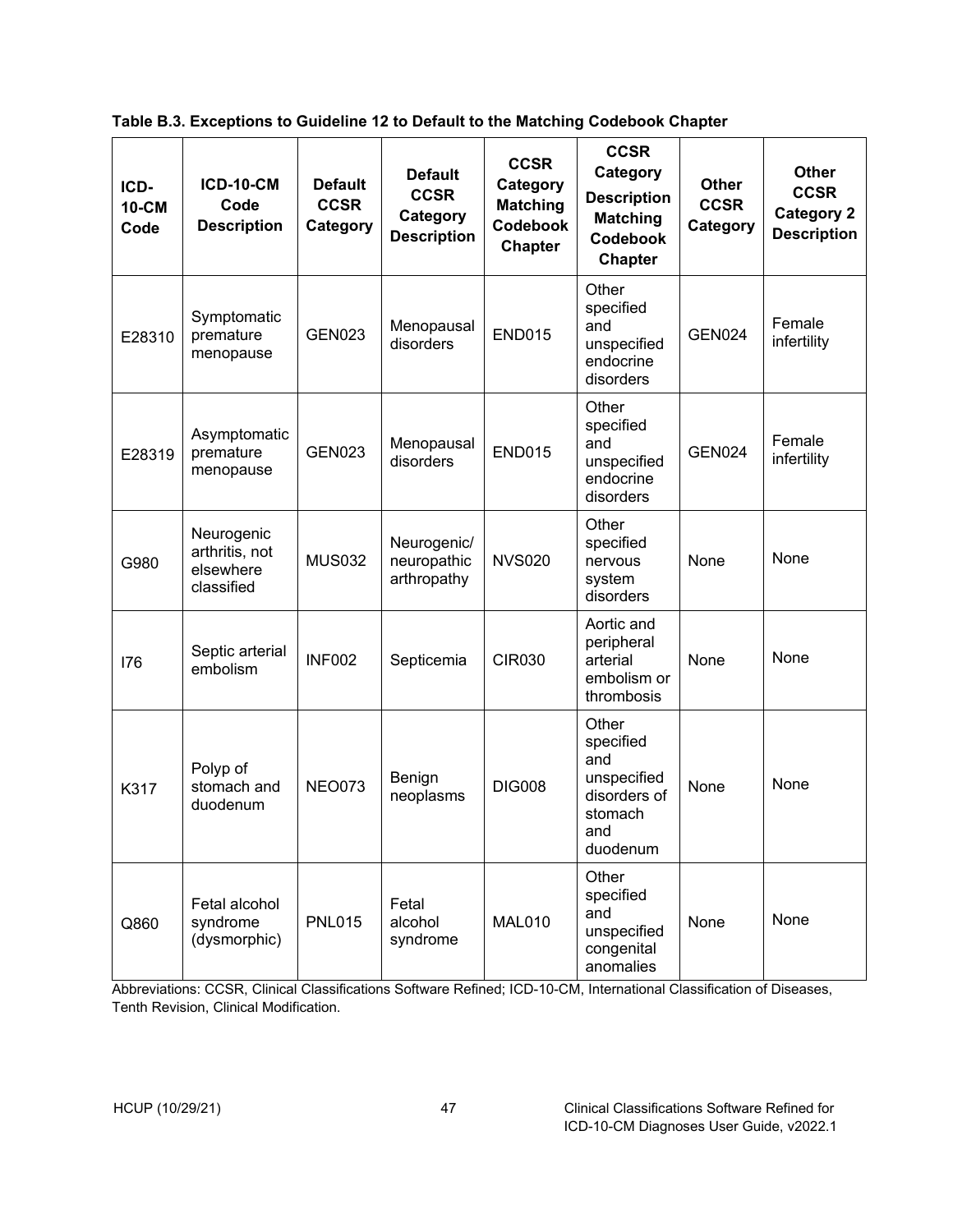**Table B.3. Exceptions to Guideline 12 to Default to the Matching Codebook Chapter**

| ICD-10-CM Code | ICD-10-CM Code Description | Default CCSR Category | Default CCSR Category Description | CCSR Category Matching Codebook Chapter | CCSR Category Description Matching Codebook Chapter | Other CCSR Category | Other CCSR Category 2 Description |
|---|---|---|---|---|---|---|---|
| E28310 | Symptomatic premature menopause | GEN023 | Menopausal disorders | END015 | Other specified and unspecified endocrine disorders | GEN024 | Female infertility |
| E28319 | Asymptomatic premature menopause | GEN023 | Menopausal disorders | END015 | Other specified and unspecified endocrine disorders | GEN024 | Female infertility |
| G980 | Neurogenic arthritis, not elsewhere classified | MUS032 | Neurogenic/ neuropathic arthropathy | NVS020 | Other specified nervous system disorders | None | None |
| I76 | Septic arterial embolism | INF002 | Septicemia | CIR030 | Aortic and peripheral arterial embolism or thrombosis | None | None |
| K317 | Polyp of stomach and duodenum | NEO073 | Benign neoplasms | DIG008 | Other specified and unspecified disorders of stomach and duodenum | None | None |
| Q860 | Fetal alcohol syndrome (dysmorphic) | PNL015 | Fetal alcohol syndrome | MAL010 | Other specified and unspecified congenital anomalies | None | None |

Abbreviations: CCSR, Clinical Classifications Software Refined; ICD-10-CM, International Classification of Diseases, Tenth Revision, Clinical Modification.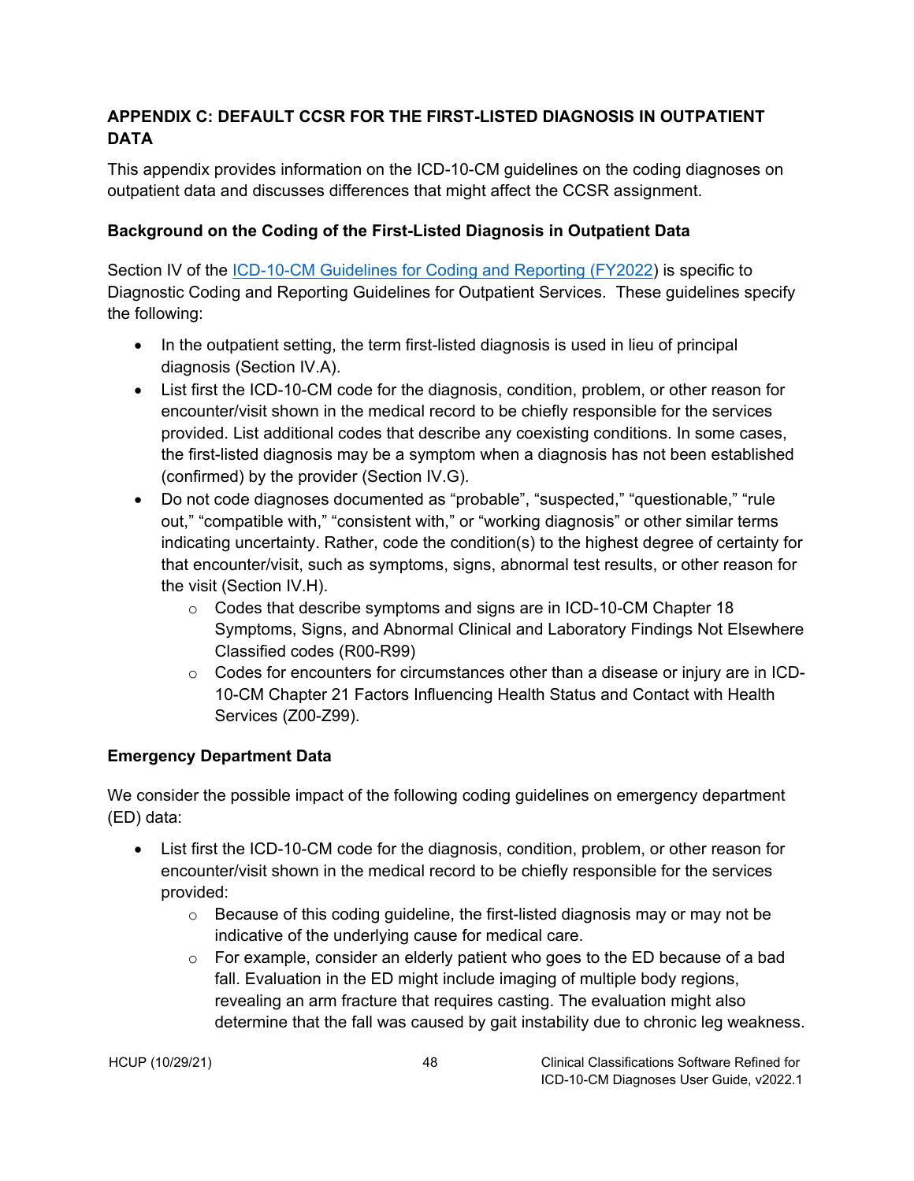## APPENDIX C: DEFAULT CCSR FOR THE FIRST-LISTED DIAGNOSIS IN OUTPATIENT DATA

This appendix provides information on the ICD-10-CM guidelines on the coding diagnoses on outpatient data and discusses differences that might affect the CCSR assignment.

### Background on the Coding of the First-Listed Diagnosis in Outpatient Data

Section IV of the [ICD-10-CM Guidelines for Coding and Reporting (FY2022)]() is specific to Diagnostic Coding and Reporting Guidelines for Outpatient Services. These guidelines specify the following:

- In the outpatient setting, the term first-listed diagnosis is used in lieu of principal diagnosis (Section IV.A).
- List first the ICD-10-CM code for the diagnosis, condition, problem, or other reason for encounter/visit shown in the medical record to be chiefly responsible for the services provided. List additional codes that describe any coexisting conditions. In some cases, the first-listed diagnosis may be a symptom when a diagnosis has not been established (confirmed) by the provider (Section IV.G).
- Do not code diagnoses documented as "probable", "suspected," "questionable," "rule out," "compatible with," "consistent with," or "working diagnosis" or other similar terms indicating uncertainty. Rather, code the condition(s) to the highest degree of certainty for that encounter/visit, such as symptoms, signs, abnormal test results, or other reason for the visit (Section IV.H).
    - Codes that describe symptoms and signs are in ICD-10-CM Chapter 18 Symptoms, Signs, and Abnormal Clinical and Laboratory Findings Not Elsewhere Classified codes (R00-R99)
    - Codes for encounters for circumstances other than a disease or injury are in ICD-10-CM Chapter 21 Factors Influencing Health Status and Contact with Health Services (Z00-Z99).

### Emergency Department Data

We consider the possible impact of the following coding guidelines on emergency department (ED) data:

- List first the ICD-10-CM code for the diagnosis, condition, problem, or other reason for encounter/visit shown in the medical record to be chiefly responsible for the services provided:
    - Because of this coding guideline, the first-listed diagnosis may or may not be indicative of the underlying cause for medical care.
    - For example, consider an elderly patient who goes to the ED because of a bad fall. Evaluation in the ED might include imaging of multiple body regions, revealing an arm fracture that requires casting. The evaluation might also determine that the fall was caused by gait instability due to chronic leg weakness.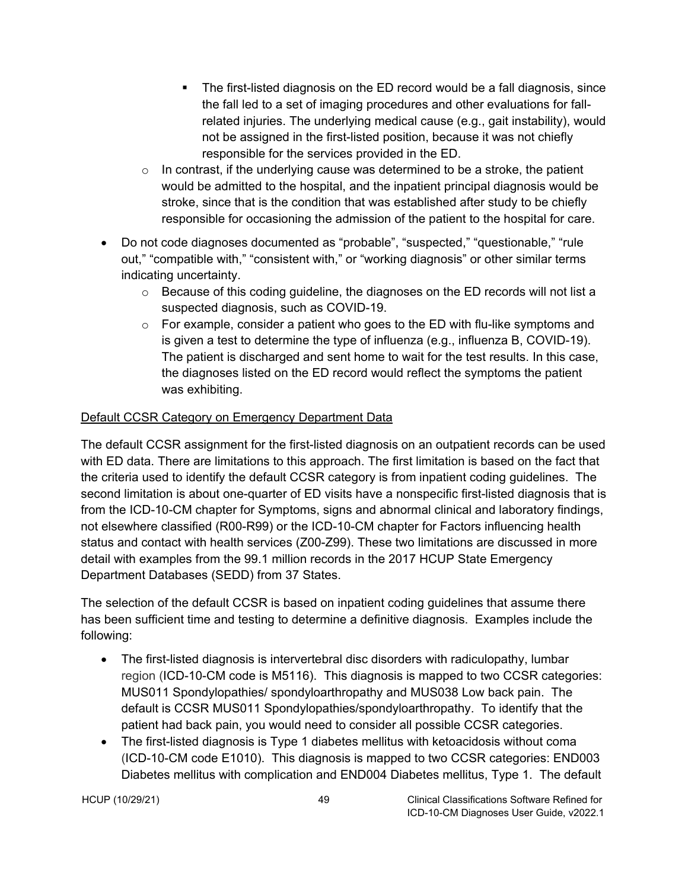- The first-listed diagnosis on the ED record would be a fall diagnosis, since the fall led to a set of imaging procedures and other evaluations for fall-related injuries. The underlying medical cause (e.g., gait instability), would not be assigned in the first-listed position, because it was not chiefly responsible for the services provided in the ED.
  - In contrast, if the underlying cause was determined to be a stroke, the patient would be admitted to the hospital, and the inpatient principal diagnosis would be stroke, since that is the condition that was established after study to be chiefly responsible for occasioning the admission of the patient to the hospital for care.
- Do not code diagnoses documented as "probable", "suspected," "questionable," "rule out," "compatible with," "consistent with," or "working diagnosis" or other similar terms indicating uncertainty.
  - Because of this coding guideline, the diagnoses on the ED records will not list a suspected diagnosis, such as COVID-19.
  - For example, consider a patient who goes to the ED with flu-like symptoms and is given a test to determine the type of influenza (e.g., influenza B, COVID-19). The patient is discharged and sent home to wait for the test results. In this case, the diagnoses listed on the ED record would reflect the symptoms the patient was exhibiting.

Default CCSR Category on Emergency Department Data

The default CCSR assignment for the first-listed diagnosis on an outpatient records can be used with ED data. There are limitations to this approach. The first limitation is based on the fact that the criteria used to identify the default CCSR category is from inpatient coding guidelines. The second limitation is about one-quarter of ED visits have a nonspecific first-listed diagnosis that is from the ICD-10-CM chapter for Symptoms, signs and abnormal clinical and laboratory findings, not elsewhere classified (R00-R99) or the ICD-10-CM chapter for Factors influencing health status and contact with health services (Z00-Z99). These two limitations are discussed in more detail with examples from the 99.1 million records in the 2017 HCUP State Emergency Department Databases (SEDD) from 37 States.

The selection of the default CCSR is based on inpatient coding guidelines that assume there has been sufficient time and testing to determine a definitive diagnosis. Examples include the following:

- The first-listed diagnosis is intervertebral disc disorders with radiculopathy, lumbar region (ICD-10-CM code is M5116). This diagnosis is mapped to two CCSR categories: MUS011 Spondylopathies/ spondyloarthropathy and MUS038 Low back pain. The default is CCSR MUS011 Spondylopathies/spondyloarthropathy. To identify that the patient had back pain, you would need to consider all possible CCSR categories.
- The first-listed diagnosis is Type 1 diabetes mellitus with ketoacidosis without coma (ICD-10-CM code E1010). This diagnosis is mapped to two CCSR categories: END003 Diabetes mellitus with complication and END004 Diabetes mellitus, Type 1. The default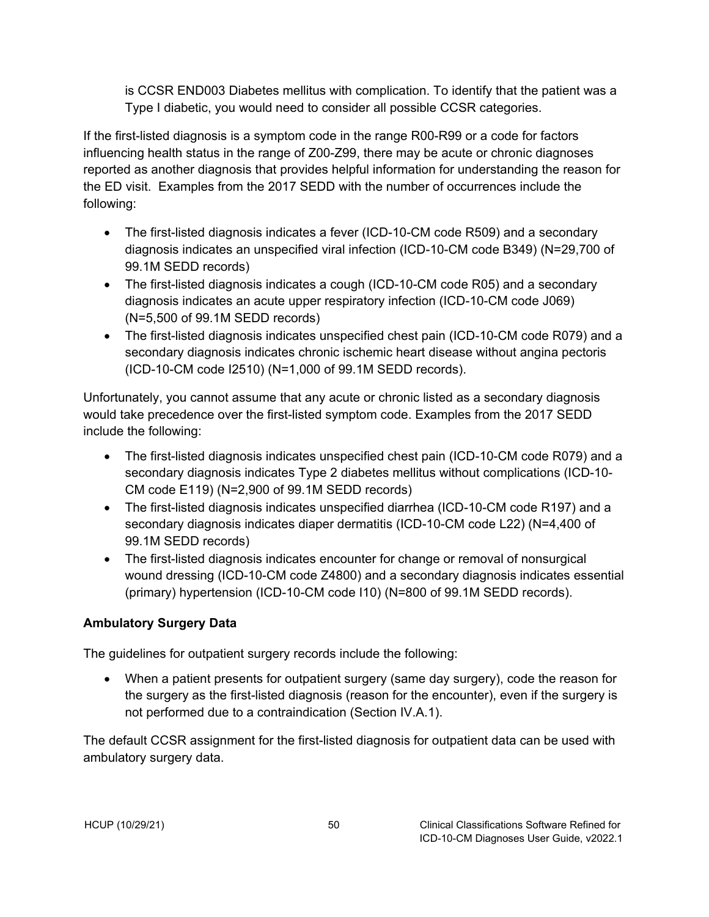is CCSR END003 Diabetes mellitus with complication. To identify that the patient was a Type I diabetic, you would need to consider all possible CCSR categories.

If the first-listed diagnosis is a symptom code in the range R00-R99 or a code for factors influencing health status in the range of Z00-Z99, there may be acute or chronic diagnoses reported as another diagnosis that provides helpful information for understanding the reason for the ED visit. Examples from the 2017 SEDD with the number of occurrences include the following:

- The first-listed diagnosis indicates a fever (ICD-10-CM code R509) and a secondary diagnosis indicates an unspecified viral infection (ICD-10-CM code B349) (N=29,700 of 99.1M SEDD records)
- The first-listed diagnosis indicates a cough (ICD-10-CM code R05) and a secondary diagnosis indicates an acute upper respiratory infection (ICD-10-CM code J069) (N=5,500 of 99.1M SEDD records)
- The first-listed diagnosis indicates unspecified chest pain (ICD-10-CM code R079) and a secondary diagnosis indicates chronic ischemic heart disease without angina pectoris (ICD-10-CM code I2510) (N=1,000 of 99.1M SEDD records).

Unfortunately, you cannot assume that any acute or chronic listed as a secondary diagnosis would take precedence over the first-listed symptom code. Examples from the 2017 SEDD include the following:

- The first-listed diagnosis indicates unspecified chest pain (ICD-10-CM code R079) and a secondary diagnosis indicates Type 2 diabetes mellitus without complications (ICD-10-CM code E119) (N=2,900 of 99.1M SEDD records)
- The first-listed diagnosis indicates unspecified diarrhea (ICD-10-CM code R197) and a secondary diagnosis indicates diaper dermatitis (ICD-10-CM code L22) (N=4,400 of 99.1M SEDD records)
- The first-listed diagnosis indicates encounter for change or removal of nonsurgical wound dressing (ICD-10-CM code Z4800) and a secondary diagnosis indicates essential (primary) hypertension (ICD-10-CM code I10) (N=800 of 99.1M SEDD records).

**Ambulatory Surgery Data**

The guidelines for outpatient surgery records include the following:

- When a patient presents for outpatient surgery (same day surgery), code the reason for the surgery as the first-listed diagnosis (reason for the encounter), even if the surgery is not performed due to a contraindication (Section IV.A.1).

The default CCSR assignment for the first-listed diagnosis for outpatient data can be used with ambulatory surgery data.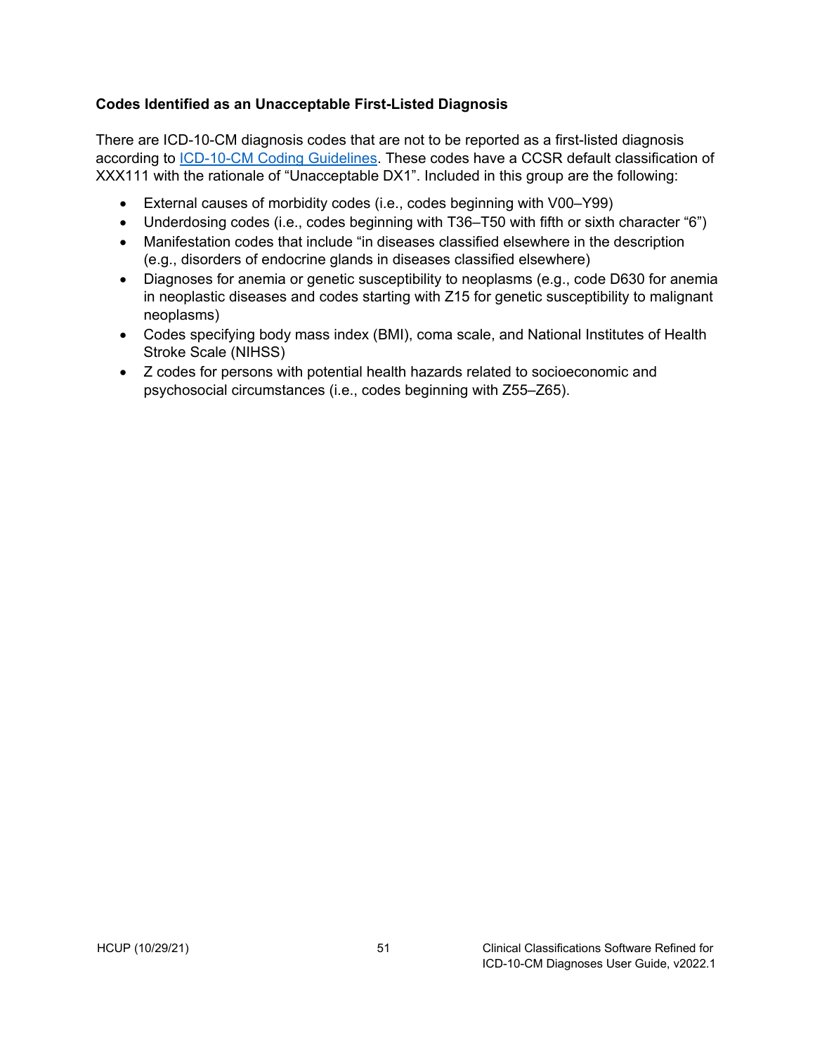### Codes Identified as an Unacceptable First-Listed Diagnosis

There are ICD-10-CM diagnosis codes that are not to be reported as a first-listed diagnosis according to ICD-10-CM Coding Guidelines. These codes have a CCSR default classification of XXX111 with the rationale of "Unacceptable DX1". Included in this group are the following:

- External causes of morbidity codes (i.e., codes beginning with V00–Y99)
- Underdosing codes (i.e., codes beginning with T36–T50 with fifth or sixth character "6")
- Manifestation codes that include "in diseases classified elsewhere in the description (e.g., disorders of endocrine glands in diseases classified elsewhere)
- Diagnoses for anemia or genetic susceptibility to neoplasms (e.g., code D630 for anemia in neoplastic diseases and codes starting with Z15 for genetic susceptibility to malignant neoplasms)
- Codes specifying body mass index (BMI), coma scale, and National Institutes of Health Stroke Scale (NIHSS)
- Z codes for persons with potential health hazards related to socioeconomic and psychosocial circumstances (i.e., codes beginning with Z55–Z65).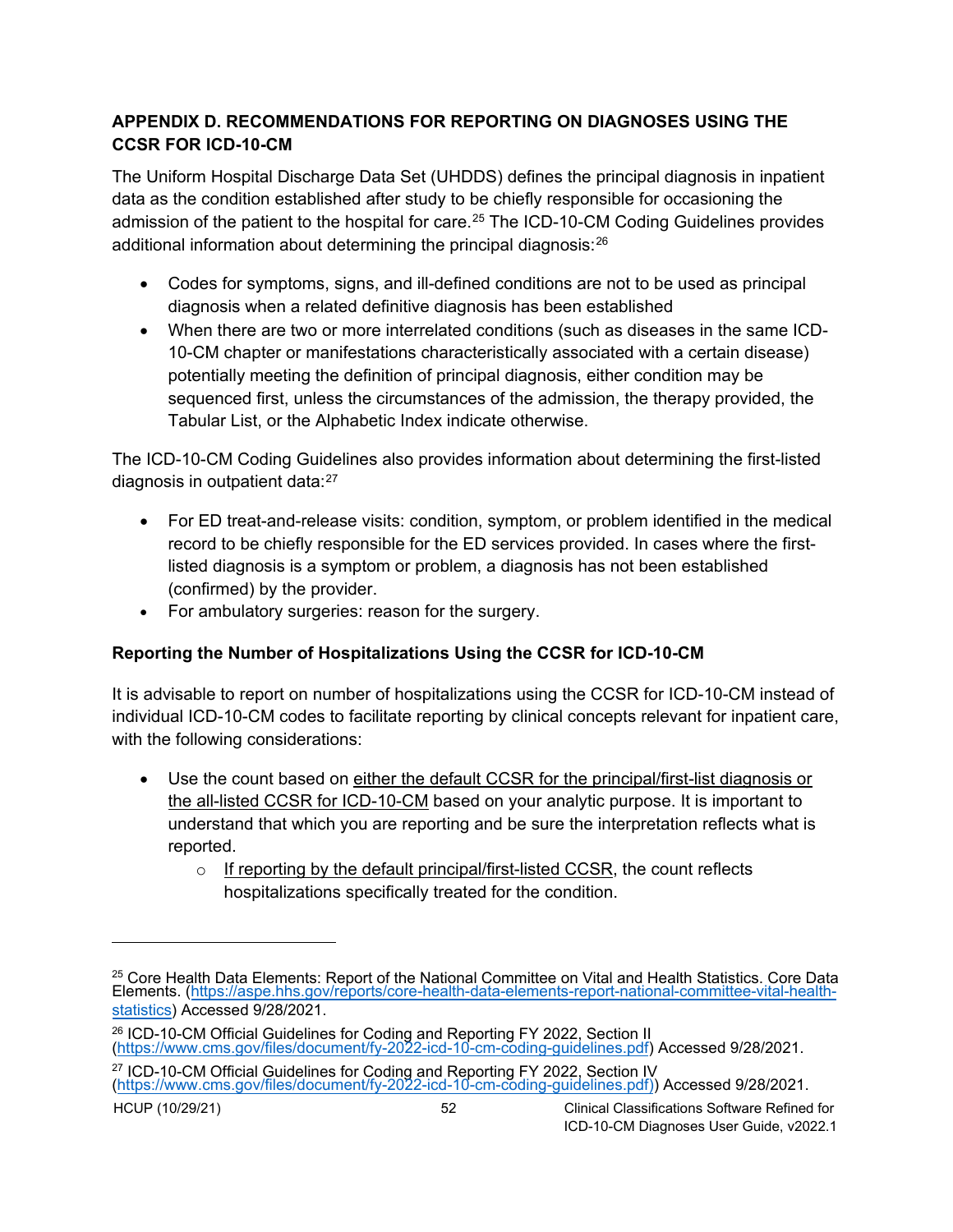## APPENDIX D. RECOMMENDATIONS FOR REPORTING ON DIAGNOSES USING THE CCSR FOR ICD-10-CM

The Uniform Hospital Discharge Data Set (UHDDS) defines the principal diagnosis in inpatient data as the condition established after study to be chiefly responsible for occasioning the admission of the patient to the hospital for care.[25] The ICD-10-CM Coding Guidelines provides additional information about determining the principal diagnosis:[26]

- Codes for symptoms, signs, and ill-defined conditions are not to be used as principal diagnosis when a related definitive diagnosis has been established
- When there are two or more interrelated conditions (such as diseases in the same ICD-10-CM chapter or manifestations characteristically associated with a certain disease) potentially meeting the definition of principal diagnosis, either condition may be sequenced first, unless the circumstances of the admission, the therapy provided, the Tabular List, or the Alphabetic Index indicate otherwise.

The ICD-10-CM Coding Guidelines also provides information about determining the first-listed diagnosis in outpatient data:[27]

- For ED treat-and-release visits: condition, symptom, or problem identified in the medical record to be chiefly responsible for the ED services provided. In cases where the first-listed diagnosis is a symptom or problem, a diagnosis has not been established (confirmed) by the provider.
- For ambulatory surgeries: reason for the surgery.

### Reporting the Number of Hospitalizations Using the CCSR for ICD-10-CM

It is advisable to report on number of hospitalizations using the CCSR for ICD-10-CM instead of individual ICD-10-CM codes to facilitate reporting by clinical concepts relevant for inpatient care, with the following considerations:

- Use the count based on <u>either the default CCSR for the principal/first-list diagnosis or the all-listed CCSR for ICD-10-CM</u> based on your analytic purpose. It is important to understand that which you are reporting and be sure the interpretation reflects what is reported.
  - <u>If reporting by the default principal/first-listed CCSR</u>, the count reflects hospitalizations specifically treated for the condition.

---

[25] Core Health Data Elements: Report of the National Committee on Vital and Health Statistics. Core Data Elements. (https://aspe.hhs.gov/reports/core-health-data-elements-report-national-committee-vital-health-statistics) Accessed 9/28/2021.

[26] ICD-10-CM Official Guidelines for Coding and Reporting FY 2022, Section II (https://www.cms.gov/files/document/fy-2022-icd-10-cm-coding-guidelines.pdf) Accessed 9/28/2021.

[27] ICD-10-CM Official Guidelines for Coding and Reporting FY 2022, Section IV (https://www.cms.gov/files/document/fy-2022-icd-10-cm-coding-guidelines.pdf)) Accessed 9/28/2021.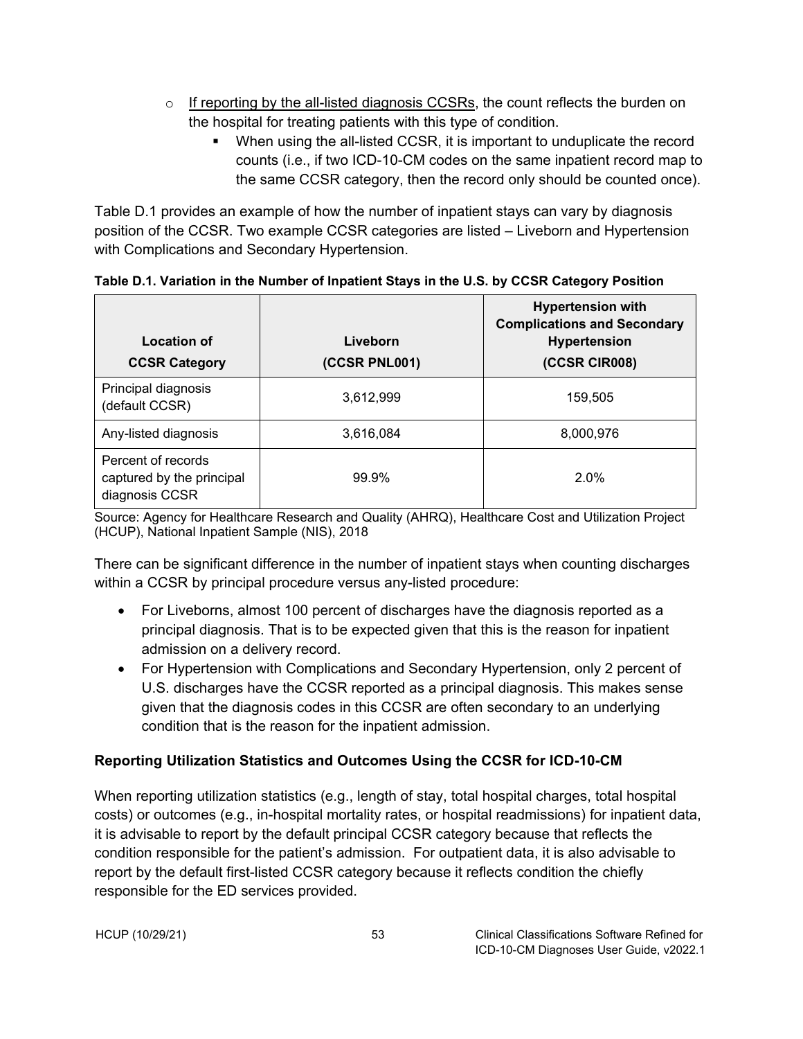- If reporting by the all-listed diagnosis CCSRs, the count reflects the burden on the hospital for treating patients with this type of condition.
  - When using the all-listed CCSR, it is important to unduplicate the record counts (i.e., if two ICD-10-CM codes on the same inpatient record map to the same CCSR category, then the record only should be counted once).

Table D.1 provides an example of how the number of inpatient stays can vary by diagnosis position of the CCSR. Two example CCSR categories are listed – Liveborn and Hypertension with Complications and Secondary Hypertension.

**Table D.1. Variation in the Number of Inpatient Stays in the U.S. by CCSR Category Position**

| Location of CCSR Category | Liveborn (CCSR PNL001) | Hypertension with Complications and Secondary Hypertension (CCSR CIR008) |
|---|---|---|
| Principal diagnosis (default CCSR) | 3,612,999 | 159,505 |
| Any-listed diagnosis | 3,616,084 | 8,000,976 |
| Percent of records captured by the principal diagnosis CCSR | 99.9% | 2.0% |

Source: Agency for Healthcare Research and Quality (AHRQ), Healthcare Cost and Utilization Project (HCUP), National Inpatient Sample (NIS), 2018

There can be significant difference in the number of inpatient stays when counting discharges within a CCSR by principal procedure versus any-listed procedure:

- For Liveborns, almost 100 percent of discharges have the diagnosis reported as a principal diagnosis. That is to be expected given that this is the reason for inpatient admission on a delivery record.
- For Hypertension with Complications and Secondary Hypertension, only 2 percent of U.S. discharges have the CCSR reported as a principal diagnosis. This makes sense given that the diagnosis codes in this CCSR are often secondary to an underlying condition that is the reason for the inpatient admission.

**Reporting Utilization Statistics and Outcomes Using the CCSR for ICD-10-CM**

When reporting utilization statistics (e.g., length of stay, total hospital charges, total hospital costs) or outcomes (e.g., in-hospital mortality rates, or hospital readmissions) for inpatient data, it is advisable to report by the default principal CCSR category because that reflects the condition responsible for the patient's admission. For outpatient data, it is also advisable to report by the default first-listed CCSR category because it reflects condition the chiefly responsible for the ED services provided.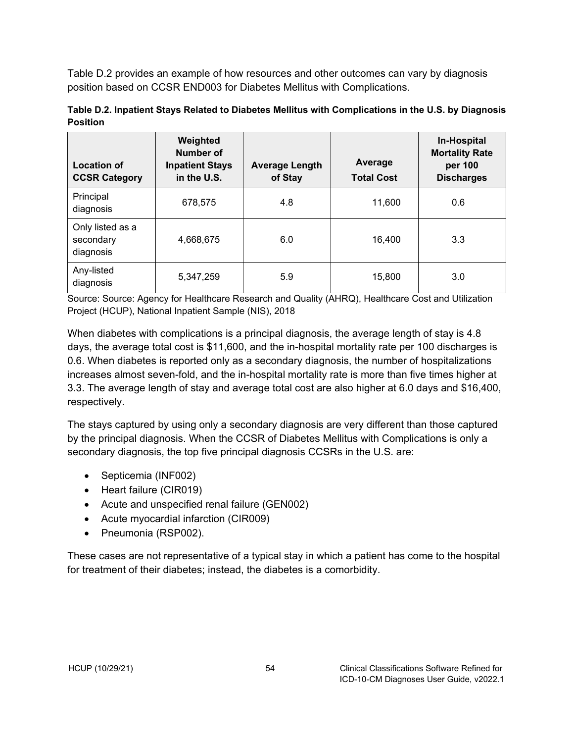Table D.2 provides an example of how resources and other outcomes can vary by diagnosis position based on CCSR END003 for Diabetes Mellitus with Complications.

**Table D.2. Inpatient Stays Related to Diabetes Mellitus with Complications in the U.S. by Diagnosis Position**

| Location of CCSR Category | Weighted Number of Inpatient Stays in the U.S. | Average Length of Stay | Average Total Cost | In-Hospital Mortality Rate per 100 Discharges |
|---|---|---|---|---|
| Principal diagnosis | 678,575 | 4.8 | 11,600 | 0.6 |
| Only listed as a secondary diagnosis | 4,668,675 | 6.0 | 16,400 | 3.3 |
| Any-listed diagnosis | 5,347,259 | 5.9 | 15,800 | 3.0 |

Source: Source: Agency for Healthcare Research and Quality (AHRQ), Healthcare Cost and Utilization Project (HCUP), National Inpatient Sample (NIS), 2018

When diabetes with complications is a principal diagnosis, the average length of stay is 4.8 days, the average total cost is $11,600, and the in-hospital mortality rate per 100 discharges is 0.6. When diabetes is reported only as a secondary diagnosis, the number of hospitalizations increases almost seven-fold, and the in-hospital mortality rate is more than five times higher at 3.3. The average length of stay and average total cost are also higher at 6.0 days and $16,400, respectively.

The stays captured by using only a secondary diagnosis are very different than those captured by the principal diagnosis. When the CCSR of Diabetes Mellitus with Complications is only a secondary diagnosis, the top five principal diagnosis CCSRs in the U.S. are:

- Septicemia (INF002)
- Heart failure (CIR019)
- Acute and unspecified renal failure (GEN002)
- Acute myocardial infarction (CIR009)
- Pneumonia (RSP002).

These cases are not representative of a typical stay in which a patient has come to the hospital for treatment of their diabetes; instead, the diabetes is a comorbidity.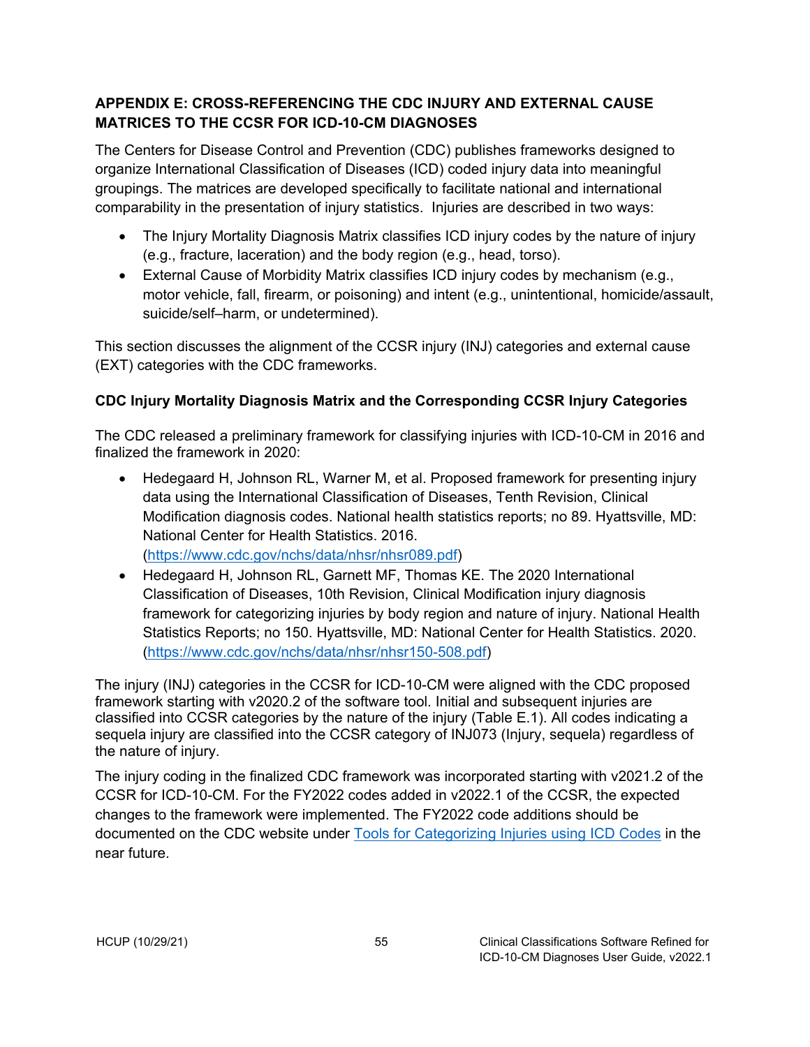## APPENDIX E: CROSS-REFERENCING THE CDC INJURY AND EXTERNAL CAUSE MATRICES TO THE CCSR FOR ICD-10-CM DIAGNOSES

The Centers for Disease Control and Prevention (CDC) publishes frameworks designed to organize International Classification of Diseases (ICD) coded injury data into meaningful groupings. The matrices are developed specifically to facilitate national and international comparability in the presentation of injury statistics. Injuries are described in two ways:

- The Injury Mortality Diagnosis Matrix classifies ICD injury codes by the nature of injury (e.g., fracture, laceration) and the body region (e.g., head, torso).
- External Cause of Morbidity Matrix classifies ICD injury codes by mechanism (e.g., motor vehicle, fall, firearm, or poisoning) and intent (e.g., unintentional, homicide/assault, suicide/self–harm, or undetermined).

This section discusses the alignment of the CCSR injury (INJ) categories and external cause (EXT) categories with the CDC frameworks.

### CDC Injury Mortality Diagnosis Matrix and the Corresponding CCSR Injury Categories

The CDC released a preliminary framework for classifying injuries with ICD-10-CM in 2016 and finalized the framework in 2020:

- Hedegaard H, Johnson RL, Warner M, et al. Proposed framework for presenting injury data using the International Classification of Diseases, Tenth Revision, Clinical Modification diagnosis codes. National health statistics reports; no 89. Hyattsville, MD: National Center for Health Statistics. 2016. (https://www.cdc.gov/nchs/data/nhsr/nhsr089.pdf)
- Hedegaard H, Johnson RL, Garnett MF, Thomas KE. The 2020 International Classification of Diseases, 10th Revision, Clinical Modification injury diagnosis framework for categorizing injuries by body region and nature of injury. National Health Statistics Reports; no 150. Hyattsville, MD: National Center for Health Statistics. 2020. (https://www.cdc.gov/nchs/data/nhsr/nhsr150-508.pdf)

The injury (INJ) categories in the CCSR for ICD-10-CM were aligned with the CDC proposed framework starting with v2020.2 of the software tool. Initial and subsequent injuries are classified into CCSR categories by the nature of the injury (Table E.1). All codes indicating a sequela injury are classified into the CCSR category of INJ073 (Injury, sequela) regardless of the nature of injury.

The injury coding in the finalized CDC framework was incorporated starting with v2021.2 of the CCSR for ICD-10-CM. For the FY2022 codes added in v2022.1 of the CCSR, the expected changes to the framework were implemented. The FY2022 code additions should be documented on the CDC website under Tools for Categorizing Injuries using ICD Codes in the near future.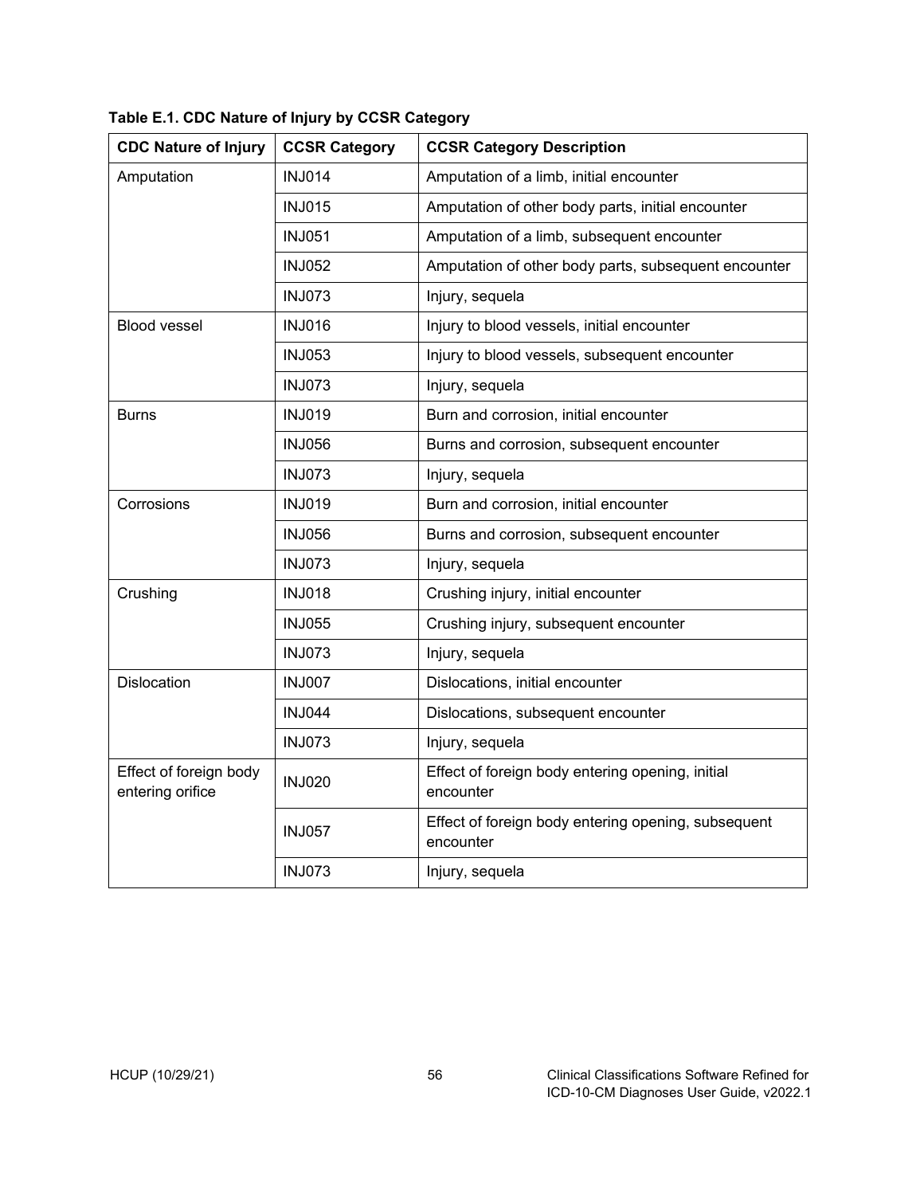**Table E.1. CDC Nature of Injury by CCSR Category**

| CDC Nature of Injury | CCSR Category | CCSR Category Description |
|---|---|---|
| Amputation | INJ014 | Amputation of a limb, initial encounter |
| | INJ015 | Amputation of other body parts, initial encounter |
| | INJ051 | Amputation of a limb, subsequent encounter |
| | INJ052 | Amputation of other body parts, subsequent encounter |
| | INJ073 | Injury, sequela |
| Blood vessel | INJ016 | Injury to blood vessels, initial encounter |
| | INJ053 | Injury to blood vessels, subsequent encounter |
| | INJ073 | Injury, sequela |
| Burns | INJ019 | Burn and corrosion, initial encounter |
| | INJ056 | Burns and corrosion, subsequent encounter |
| | INJ073 | Injury, sequela |
| Corrosions | INJ019 | Burn and corrosion, initial encounter |
| | INJ056 | Burns and corrosion, subsequent encounter |
| | INJ073 | Injury, sequela |
| Crushing | INJ018 | Crushing injury, initial encounter |
| | INJ055 | Crushing injury, subsequent encounter |
| | INJ073 | Injury, sequela |
| Dislocation | INJ007 | Dislocations, initial encounter |
| | INJ044 | Dislocations, subsequent encounter |
| | INJ073 | Injury, sequela |
| Effect of foreign body entering orifice | INJ020 | Effect of foreign body entering opening, initial encounter |
| | INJ057 | Effect of foreign body entering opening, subsequent encounter |
| | INJ073 | Injury, sequela |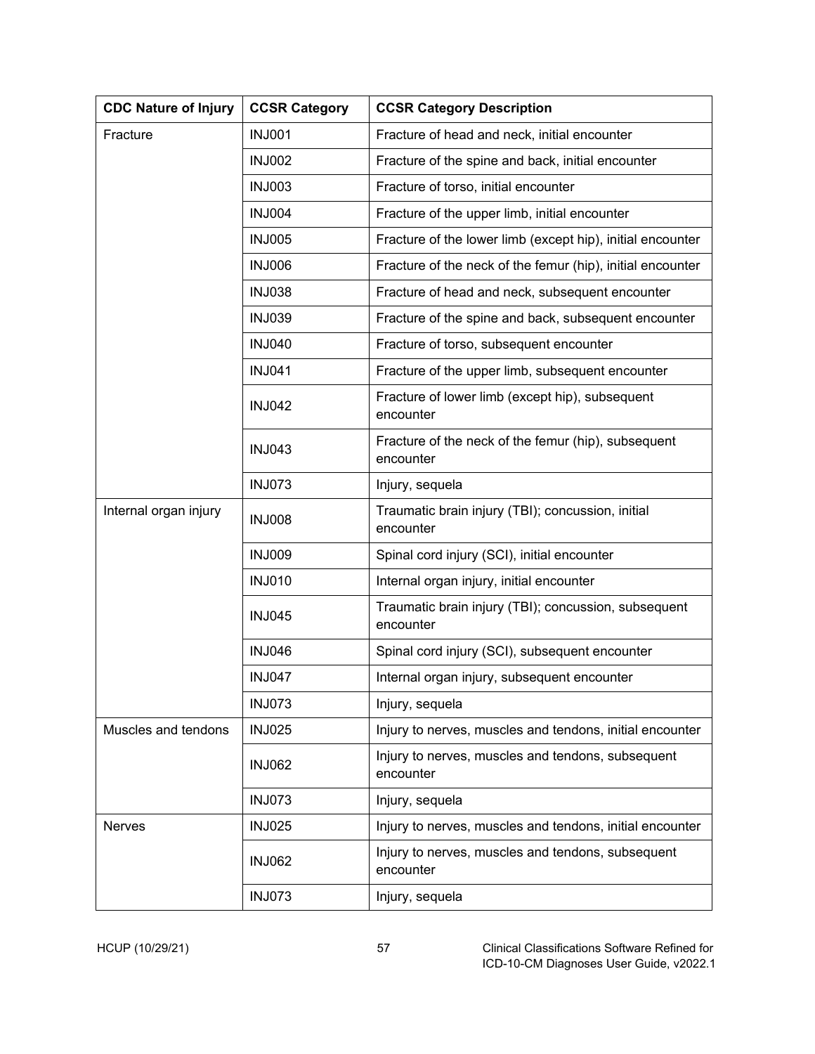| CDC Nature of Injury | CCSR Category | CCSR Category Description |
|---|---|---|
| Fracture | INJ001 | Fracture of head and neck, initial encounter |
| | INJ002 | Fracture of the spine and back, initial encounter |
| | INJ003 | Fracture of torso, initial encounter |
| | INJ004 | Fracture of the upper limb, initial encounter |
| | INJ005 | Fracture of the lower limb (except hip), initial encounter |
| | INJ006 | Fracture of the neck of the femur (hip), initial encounter |
| | INJ038 | Fracture of head and neck, subsequent encounter |
| | INJ039 | Fracture of the spine and back, subsequent encounter |
| | INJ040 | Fracture of torso, subsequent encounter |
| | INJ041 | Fracture of the upper limb, subsequent encounter |
| | INJ042 | Fracture of lower limb (except hip), subsequent encounter |
| | INJ043 | Fracture of the neck of the femur (hip), subsequent encounter |
| | INJ073 | Injury, sequela |
| Internal organ injury | INJ008 | Traumatic brain injury (TBI); concussion, initial encounter |
| | INJ009 | Spinal cord injury (SCI), initial encounter |
| | INJ010 | Internal organ injury, initial encounter |
| | INJ045 | Traumatic brain injury (TBI); concussion, subsequent encounter |
| | INJ046 | Spinal cord injury (SCI), subsequent encounter |
| | INJ047 | Internal organ injury, subsequent encounter |
| | INJ073 | Injury, sequela |
| Muscles and tendons | INJ025 | Injury to nerves, muscles and tendons, initial encounter |
| | INJ062 | Injury to nerves, muscles and tendons, subsequent encounter |
| | INJ073 | Injury, sequela |
| Nerves | INJ025 | Injury to nerves, muscles and tendons, initial encounter |
| | INJ062 | Injury to nerves, muscles and tendons, subsequent encounter |
| | INJ073 | Injury, sequela |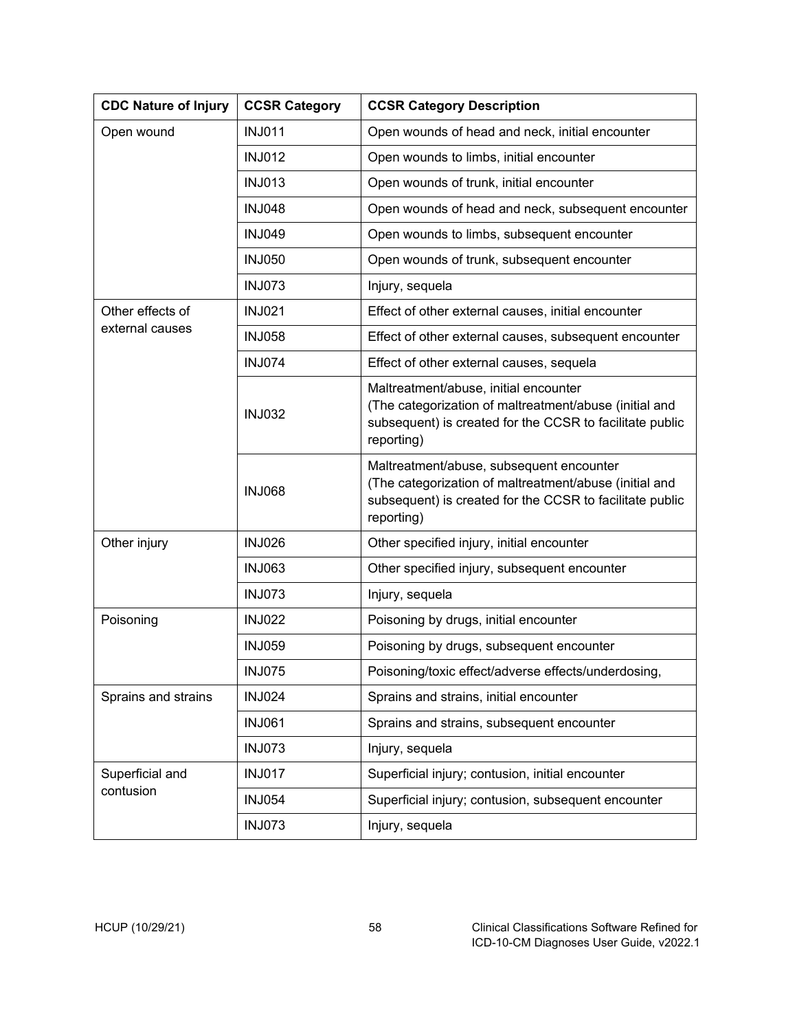| CDC Nature of Injury | CCSR Category | CCSR Category Description |
|---|---|---|
| Open wound | INJ011 | Open wounds of head and neck, initial encounter |
| | INJ012 | Open wounds to limbs, initial encounter |
| | INJ013 | Open wounds of trunk, initial encounter |
| | INJ048 | Open wounds of head and neck, subsequent encounter |
| | INJ049 | Open wounds to limbs, subsequent encounter |
| | INJ050 | Open wounds of trunk, subsequent encounter |
| | INJ073 | Injury, sequela |
| Other effects of external causes | INJ021 | Effect of other external causes, initial encounter |
| | INJ058 | Effect of other external causes, subsequent encounter |
| | INJ074 | Effect of other external causes, sequela |
| | INJ032 | Maltreatment/abuse, initial encounter (The categorization of maltreatment/abuse (initial and subsequent) is created for the CCSR to facilitate public reporting) |
| | INJ068 | Maltreatment/abuse, subsequent encounter (The categorization of maltreatment/abuse (initial and subsequent) is created for the CCSR to facilitate public reporting) |
| Other injury | INJ026 | Other specified injury, initial encounter |
| | INJ063 | Other specified injury, subsequent encounter |
| | INJ073 | Injury, sequela |
| Poisoning | INJ022 | Poisoning by drugs, initial encounter |
| | INJ059 | Poisoning by drugs, subsequent encounter |
| | INJ075 | Poisoning/toxic effect/adverse effects/underdosing, |
| Sprains and strains | INJ024 | Sprains and strains, initial encounter |
| | INJ061 | Sprains and strains, subsequent encounter |
| | INJ073 | Injury, sequela |
| Superficial and contusion | INJ017 | Superficial injury; contusion, initial encounter |
| | INJ054 | Superficial injury; contusion, subsequent encounter |
| | INJ073 | Injury, sequela |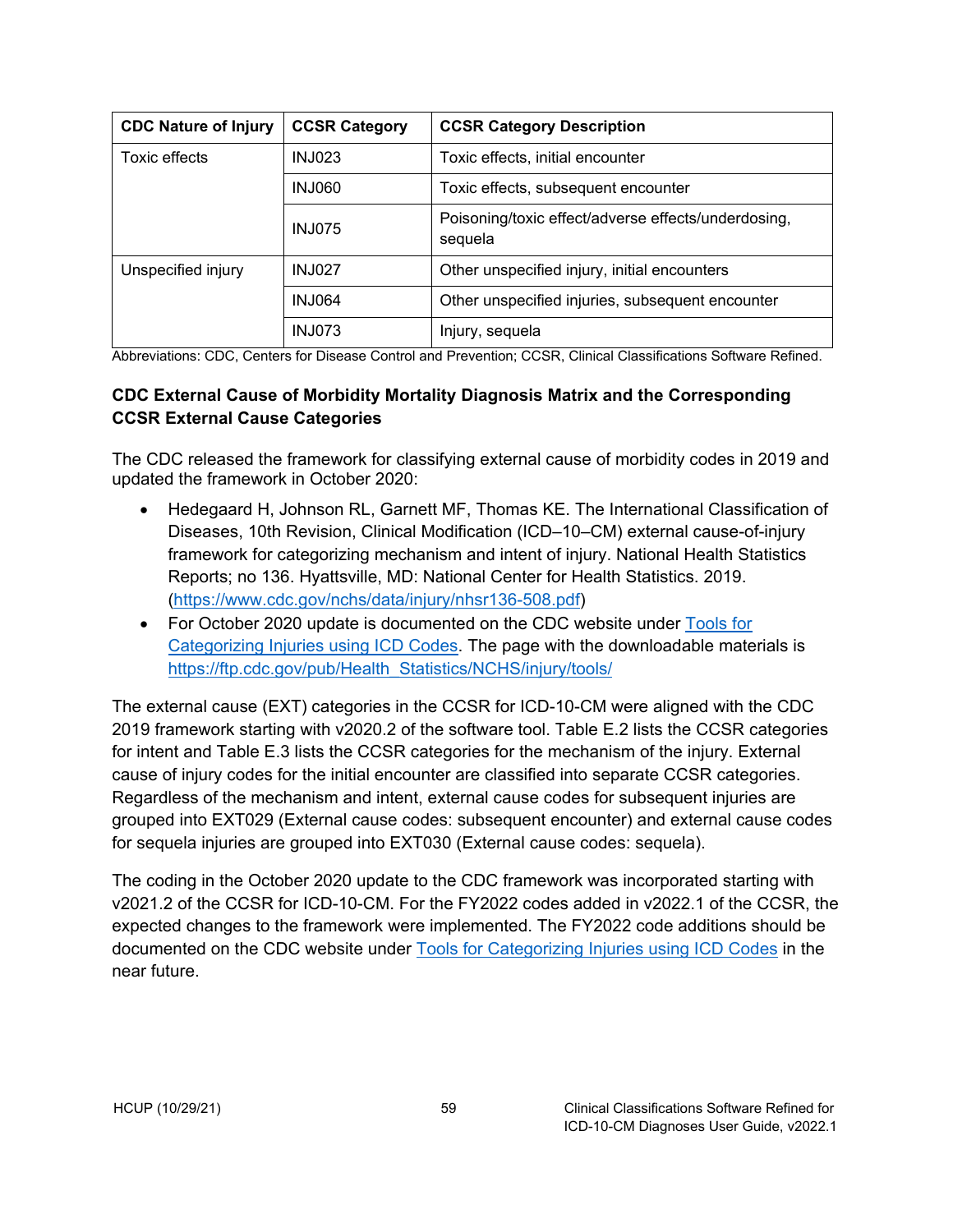| CDC Nature of Injury | CCSR Category | CCSR Category Description |
|---|---|---|
| Toxic effects | INJ023 | Toxic effects, initial encounter |
| | INJ060 | Toxic effects, subsequent encounter |
| | INJ075 | Poisoning/toxic effect/adverse effects/underdosing, sequela |
| Unspecified injury | INJ027 | Other unspecified injury, initial encounters |
| | INJ064 | Other unspecified injuries, subsequent encounter |
| | INJ073 | Injury, sequela |

Abbreviations: CDC, Centers for Disease Control and Prevention; CCSR, Clinical Classifications Software Refined.

### CDC External Cause of Morbidity Mortality Diagnosis Matrix and the Corresponding CCSR External Cause Categories

The CDC released the framework for classifying external cause of morbidity codes in 2019 and updated the framework in October 2020:

- Hedegaard H, Johnson RL, Garnett MF, Thomas KE. The International Classification of Diseases, 10th Revision, Clinical Modification (ICD–10–CM) external cause-of-injury framework for categorizing mechanism and intent of injury. National Health Statistics Reports; no 136. Hyattsville, MD: National Center for Health Statistics. 2019. (https://www.cdc.gov/nchs/data/injury/nhsr136-508.pdf)
- For October 2020 update is documented on the CDC website under Tools for Categorizing Injuries using ICD Codes. The page with the downloadable materials is https://ftp.cdc.gov/pub/Health_Statistics/NCHS/injury/tools/

The external cause (EXT) categories in the CCSR for ICD-10-CM were aligned with the CDC 2019 framework starting with v2020.2 of the software tool. Table E.2 lists the CCSR categories for intent and Table E.3 lists the CCSR categories for the mechanism of the injury. External cause of injury codes for the initial encounter are classified into separate CCSR categories. Regardless of the mechanism and intent, external cause codes for subsequent injuries are grouped into EXT029 (External cause codes: subsequent encounter) and external cause codes for sequela injuries are grouped into EXT030 (External cause codes: sequela).

The coding in the October 2020 update to the CDC framework was incorporated starting with v2021.2 of the CCSR for ICD-10-CM. For the FY2022 codes added in v2022.1 of the CCSR, the expected changes to the framework were implemented. The FY2022 code additions should be documented on the CDC website under Tools for Categorizing Injuries using ICD Codes in the near future.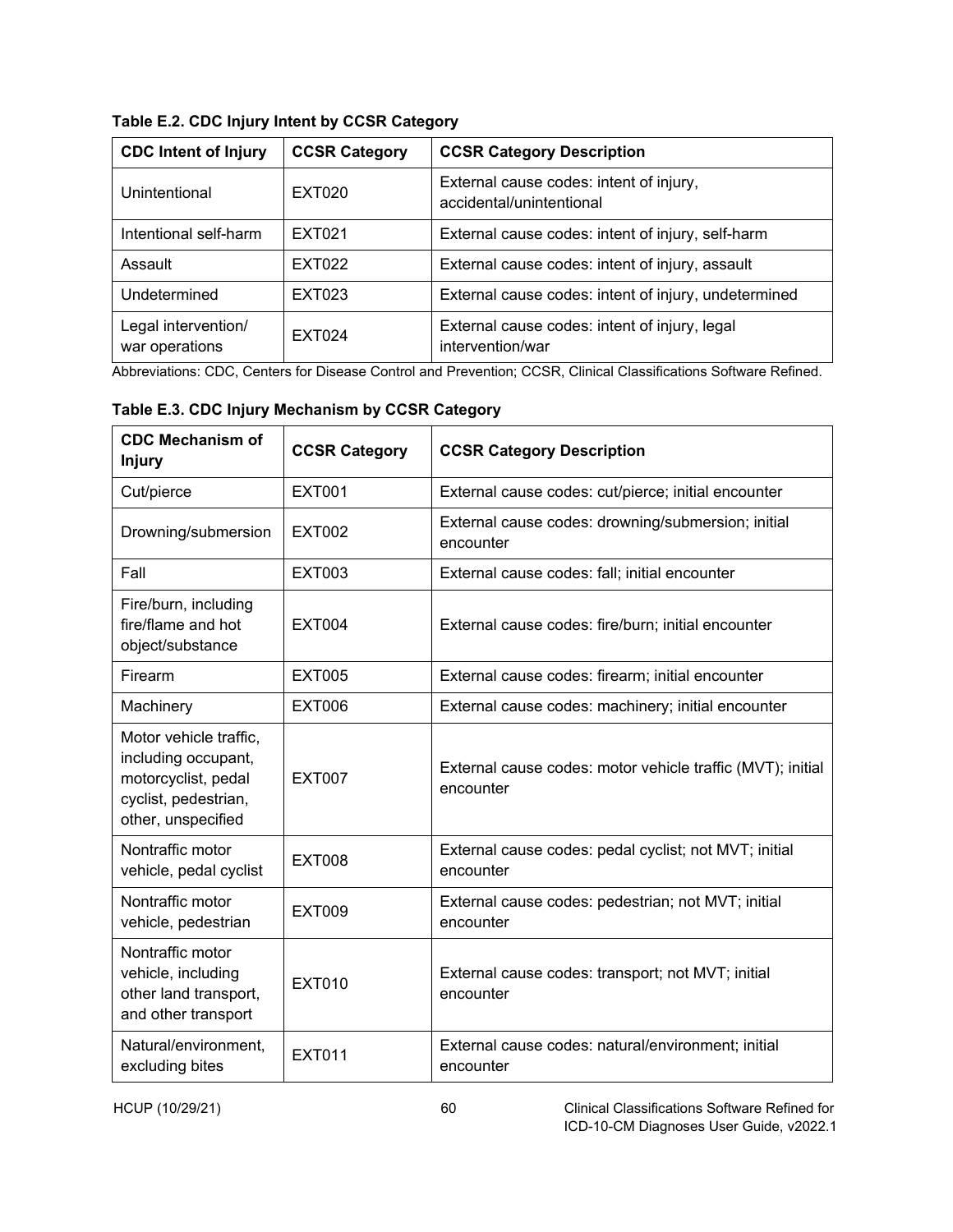**Table E.2. CDC Injury Intent by CCSR Category**

| CDC Intent of Injury | CCSR Category | CCSR Category Description |
|---|---|---|
| Unintentional | EXT020 | External cause codes: intent of injury, accidental/unintentional |
| Intentional self-harm | EXT021 | External cause codes: intent of injury, self-harm |
| Assault | EXT022 | External cause codes: intent of injury, assault |
| Undetermined | EXT023 | External cause codes: intent of injury, undetermined |
| Legal intervention/ war operations | EXT024 | External cause codes: intent of injury, legal intervention/war |

Abbreviations: CDC, Centers for Disease Control and Prevention; CCSR, Clinical Classifications Software Refined.

**Table E.3. CDC Injury Mechanism by CCSR Category**

| CDC Mechanism of Injury | CCSR Category | CCSR Category Description |
|---|---|---|
| Cut/pierce | EXT001 | External cause codes: cut/pierce; initial encounter |
| Drowning/submersion | EXT002 | External cause codes: drowning/submersion; initial encounter |
| Fall | EXT003 | External cause codes: fall; initial encounter |
| Fire/burn, including fire/flame and hot object/substance | EXT004 | External cause codes: fire/burn; initial encounter |
| Firearm | EXT005 | External cause codes: firearm; initial encounter |
| Machinery | EXT006 | External cause codes: machinery; initial encounter |
| Motor vehicle traffic, including occupant, motorcyclist, pedal cyclist, pedestrian, other, unspecified | EXT007 | External cause codes: motor vehicle traffic (MVT); initial encounter |
| Nontraffic motor vehicle, pedal cyclist | EXT008 | External cause codes: pedal cyclist; not MVT; initial encounter |
| Nontraffic motor vehicle, pedestrian | EXT009 | External cause codes: pedestrian; not MVT; initial encounter |
| Nontraffic motor vehicle, including other land transport, and other transport | EXT010 | External cause codes: transport; not MVT; initial encounter |
| Natural/environment, excluding bites | EXT011 | External cause codes: natural/environment; initial encounter |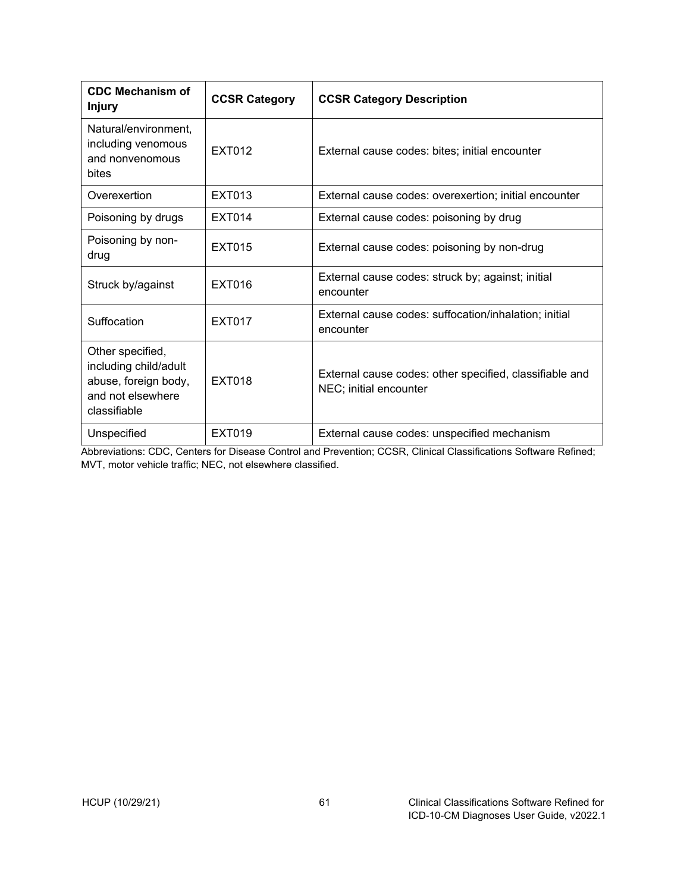| CDC Mechanism of Injury | CCSR Category | CCSR Category Description |
| --- | --- | --- |
| Natural/environment, including venomous and nonvenomous bites | EXT012 | External cause codes: bites; initial encounter |
| Overexertion | EXT013 | External cause codes: overexertion; initial encounter |
| Poisoning by drugs | EXT014 | External cause codes: poisoning by drug |
| Poisoning by non-drug | EXT015 | External cause codes: poisoning by non-drug |
| Struck by/against | EXT016 | External cause codes: struck by; against; initial encounter |
| Suffocation | EXT017 | External cause codes: suffocation/inhalation; initial encounter |
| Other specified, including child/adult abuse, foreign body, and not elsewhere classifiable | EXT018 | External cause codes: other specified, classifiable and NEC; initial encounter |
| Unspecified | EXT019 | External cause codes: unspecified mechanism |

Abbreviations: CDC, Centers for Disease Control and Prevention; CCSR, Clinical Classifications Software Refined; MVT, motor vehicle traffic; NEC, not elsewhere classified.